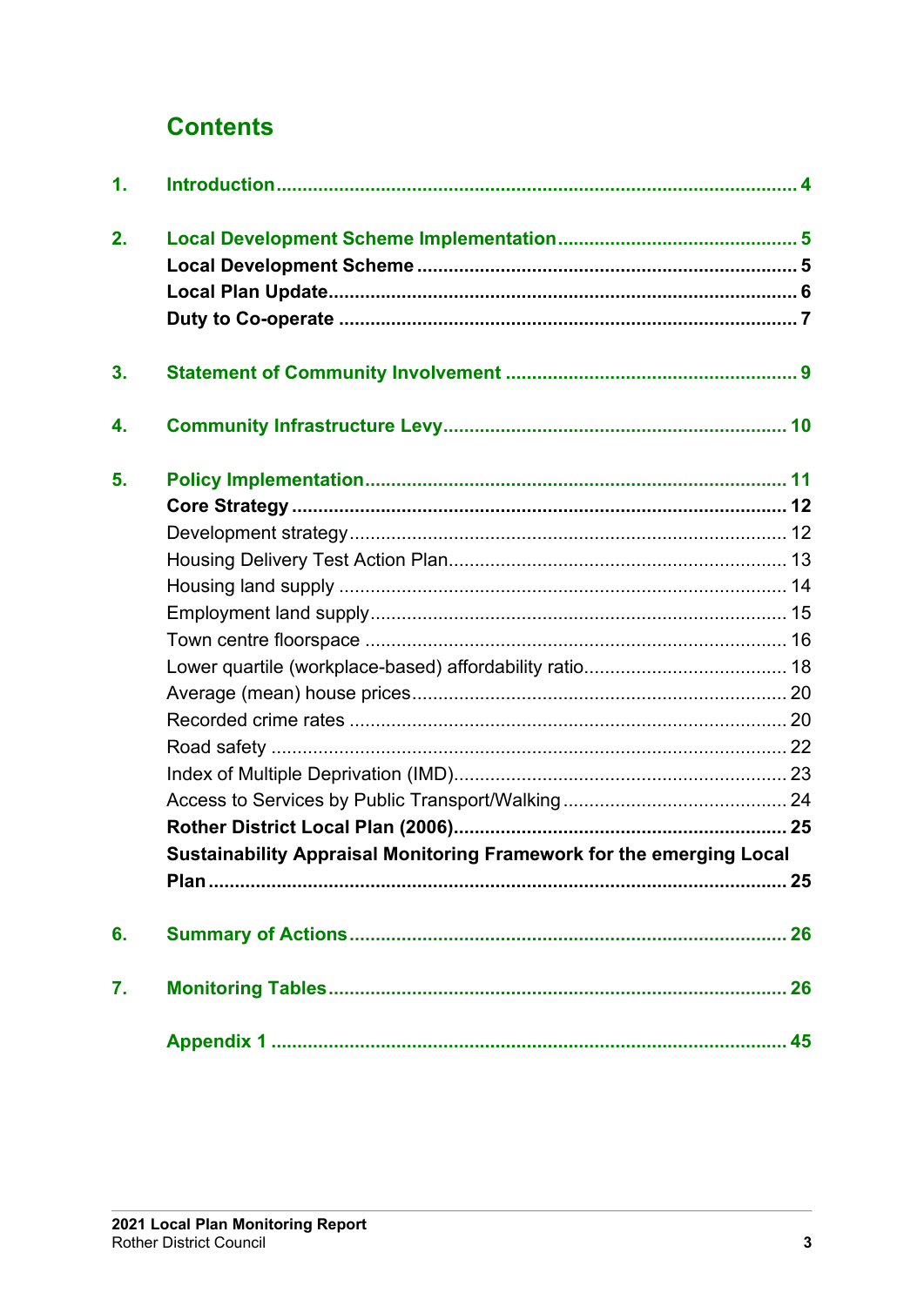# Contents

1. **Introduction** .... 4

2. **Local Development Scheme Implementation** .... 5
   - **Local Development Scheme** .... 5
   - **Local Plan Update** .... 6
   - **Duty to Co-operate** .... 7

3. **Statement of Community Involvement** .... 9

4. **Community Infrastructure Levy** .... 10

5. **Policy Implementation** .... 11
   - **Core Strategy** .... 12
     - Development strategy .... 12
     - Housing Delivery Test Action Plan .... 13
     - Housing land supply .... 14
     - Employment land supply .... 15
     - Town centre floorspace .... 16
     - Lower quartile (workplace-based) affordability ratio .... 18
     - Average (mean) house prices .... 20
     - Recorded crime rates .... 20
     - Road safety .... 22
     - Index of Multiple Deprivation (IMD) .... 23
     - Access to Services by Public Transport/Walking .... 24
   - **Rother District Local Plan (2006)** .... 25
   - **Sustainability Appraisal Monitoring Framework for the emerging Local Plan** .... 25

6. **Summary of Actions** .... 26

7. **Monitoring Tables** .... 26

**Appendix 1** .... 45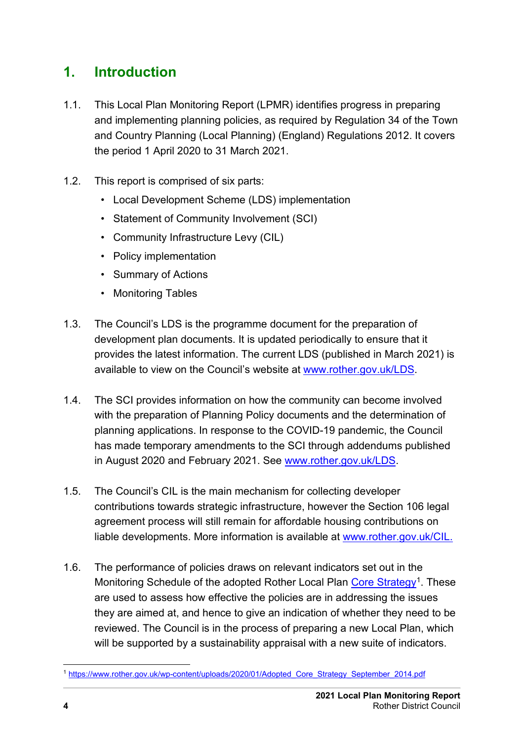# 1. Introduction

1.1. This Local Plan Monitoring Report (LPMR) identifies progress in preparing and implementing planning policies, as required by Regulation 34 of the Town and Country Planning (Local Planning) (England) Regulations 2012. It covers the period 1 April 2020 to 31 March 2021.

1.2. This report is comprised of six parts:

- Local Development Scheme (LDS) implementation
- Statement of Community Involvement (SCI)
- Community Infrastructure Levy (CIL)
- Policy implementation
- Summary of Actions
- Monitoring Tables

1.3. The Council's LDS is the programme document for the preparation of development plan documents. It is updated periodically to ensure that it provides the latest information. The current LDS (published in March 2021) is available to view on the Council's website at www.rother.gov.uk/LDS.

1.4. The SCI provides information on how the community can become involved with the preparation of Planning Policy documents and the determination of planning applications. In response to the COVID-19 pandemic, the Council has made temporary amendments to the SCI through addendums published in August 2020 and February 2021. See www.rother.gov.uk/LDS.

1.5. The Council's CIL is the main mechanism for collecting developer contributions towards strategic infrastructure, however the Section 106 legal agreement process will still remain for affordable housing contributions on liable developments. More information is available at www.rother.gov.uk/CIL.

1.6. The performance of policies draws on relevant indicators set out in the Monitoring Schedule of the adopted Rother Local Plan Core Strategy[1]. These are used to assess how effective the policies are in addressing the issues they are aimed at, and hence to give an indication of whether they need to be reviewed. The Council is in the process of preparing a new Local Plan, which will be supported by a sustainability appraisal with a new suite of indicators.

[1] https://www.rother.gov.uk/wp-content/uploads/2020/01/Adopted_Core_Strategy_September_2014.pdf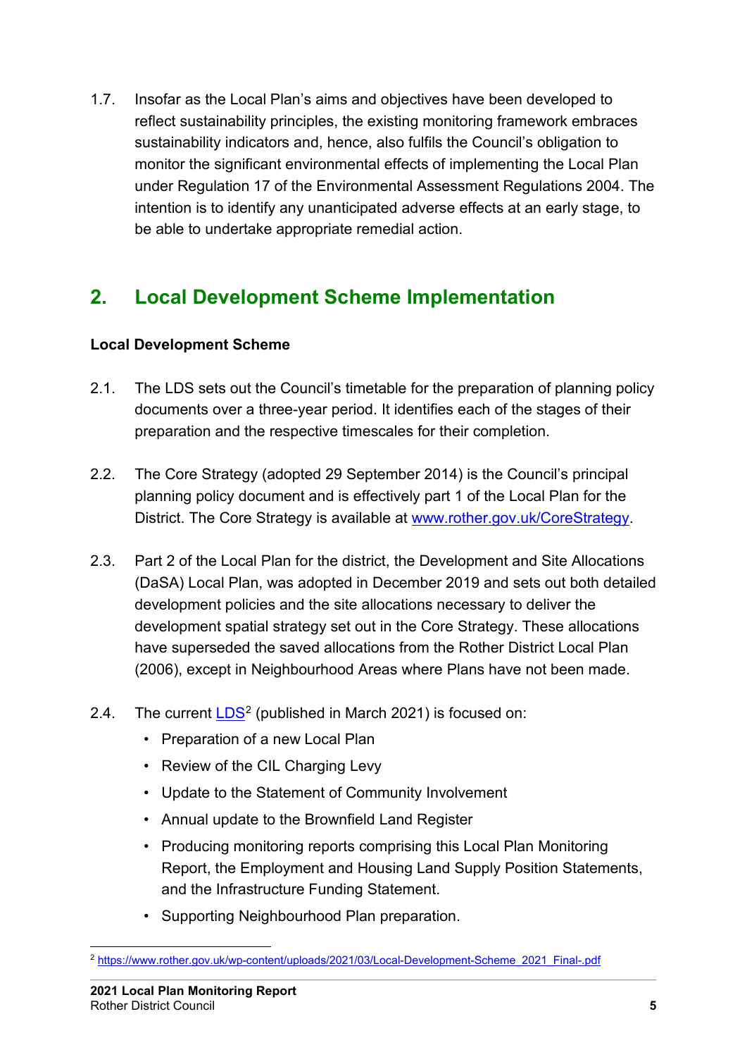1.7. Insofar as the Local Plan's aims and objectives have been developed to reflect sustainability principles, the existing monitoring framework embraces sustainability indicators and, hence, also fulfils the Council's obligation to monitor the significant environmental effects of implementing the Local Plan under Regulation 17 of the Environmental Assessment Regulations 2004. The intention is to identify any unanticipated adverse effects at an early stage, to be able to undertake appropriate remedial action.

## 2. Local Development Scheme Implementation

### Local Development Scheme

2.1. The LDS sets out the Council's timetable for the preparation of planning policy documents over a three-year period. It identifies each of the stages of their preparation and the respective timescales for their completion.

2.2. The Core Strategy (adopted 29 September 2014) is the Council's principal planning policy document and is effectively part 1 of the Local Plan for the District. The Core Strategy is available at www.rother.gov.uk/CoreStrategy.

2.3. Part 2 of the Local Plan for the district, the Development and Site Allocations (DaSA) Local Plan, was adopted in December 2019 and sets out both detailed development policies and the site allocations necessary to deliver the development spatial strategy set out in the Core Strategy. These allocations have superseded the saved allocations from the Rother District Local Plan (2006), except in Neighbourhood Areas where Plans have not been made.

2.4. The current LDS[2] (published in March 2021) is focused on:

- Preparation of a new Local Plan
- Review of the CIL Charging Levy
- Update to the Statement of Community Involvement
- Annual update to the Brownfield Land Register
- Producing monitoring reports comprising this Local Plan Monitoring Report, the Employment and Housing Land Supply Position Statements, and the Infrastructure Funding Statement.
- Supporting Neighbourhood Plan preparation.

[2] https://www.rother.gov.uk/wp-content/uploads/2021/03/Local-Development-Scheme_2021_Final-.pdf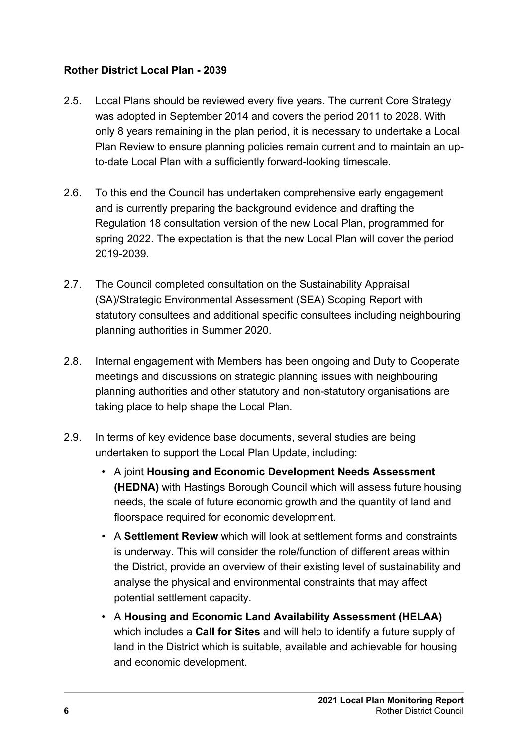## Rother District Local Plan - 2039

2.5. Local Plans should be reviewed every five years. The current Core Strategy was adopted in September 2014 and covers the period 2011 to 2028. With only 8 years remaining in the plan period, it is necessary to undertake a Local Plan Review to ensure planning policies remain current and to maintain an up-to-date Local Plan with a sufficiently forward-looking timescale.

2.6. To this end the Council has undertaken comprehensive early engagement and is currently preparing the background evidence and drafting the Regulation 18 consultation version of the new Local Plan, programmed for spring 2022. The expectation is that the new Local Plan will cover the period 2019-2039.

2.7. The Council completed consultation on the Sustainability Appraisal (SA)/Strategic Environmental Assessment (SEA) Scoping Report with statutory consultees and additional specific consultees including neighbouring planning authorities in Summer 2020.

2.8. Internal engagement with Members has been ongoing and Duty to Cooperate meetings and discussions on strategic planning issues with neighbouring planning authorities and other statutory and non-statutory organisations are taking place to help shape the Local Plan.

2.9. In terms of key evidence base documents, several studies are being undertaken to support the Local Plan Update, including:

- A joint **Housing and Economic Development Needs Assessment (HEDNA)** with Hastings Borough Council which will assess future housing needs, the scale of future economic growth and the quantity of land and floorspace required for economic development.
- A **Settlement Review** which will look at settlement forms and constraints is underway. This will consider the role/function of different areas within the District, provide an overview of their existing level of sustainability and analyse the physical and environmental constraints that may affect potential settlement capacity.
- A **Housing and Economic Land Availability Assessment (HELAA)** which includes a **Call for Sites** and will help to identify a future supply of land in the District which is suitable, available and achievable for housing and economic development.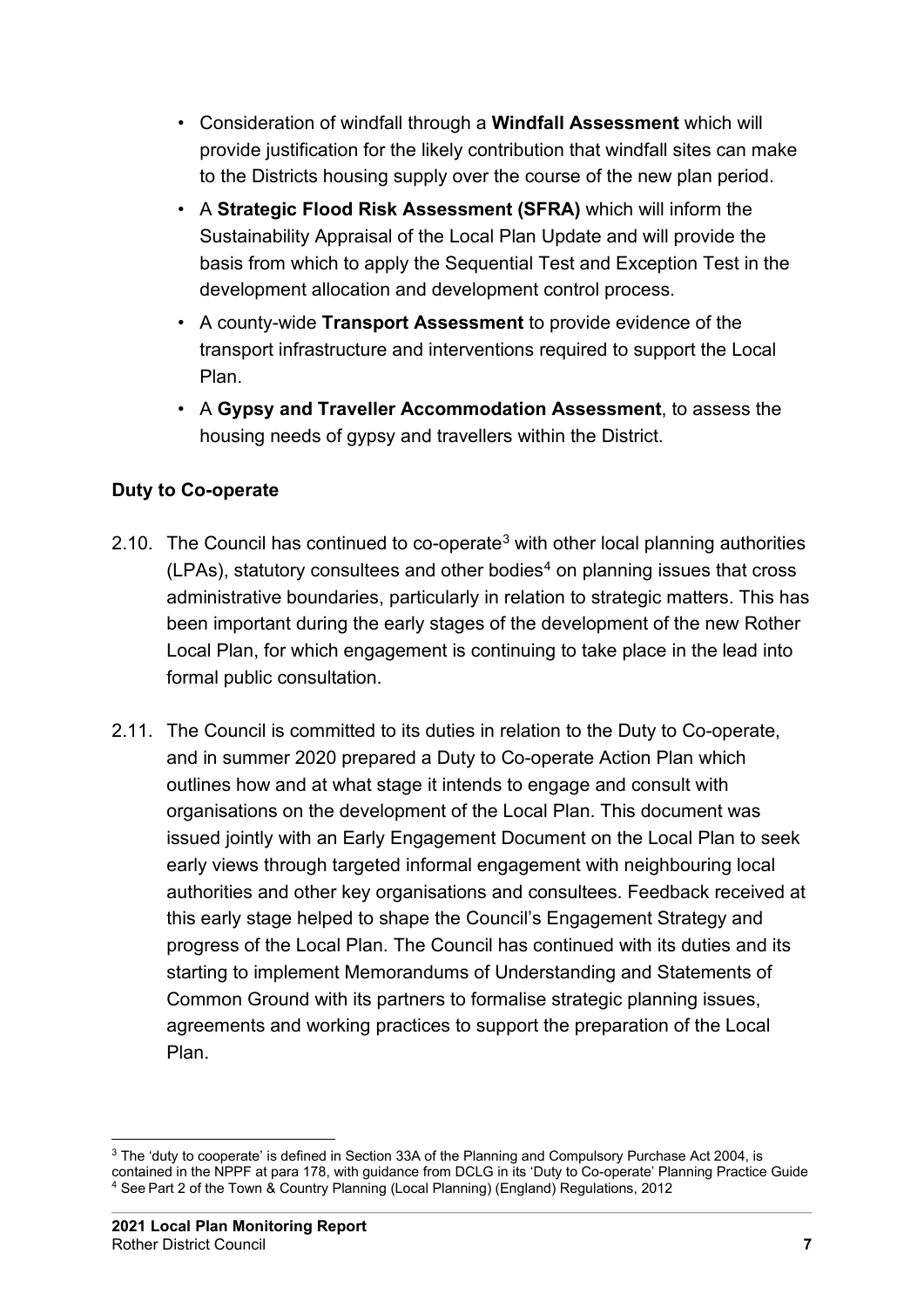- Consideration of windfall through a **Windfall Assessment** which will provide justification for the likely contribution that windfall sites can make to the Districts housing supply over the course of the new plan period.
- A **Strategic Flood Risk Assessment (SFRA)** which will inform the Sustainability Appraisal of the Local Plan Update and will provide the basis from which to apply the Sequential Test and Exception Test in the development allocation and development control process.
- A county-wide **Transport Assessment** to provide evidence of the transport infrastructure and interventions required to support the Local Plan.
- A **Gypsy and Traveller Accommodation Assessment**, to assess the housing needs of gypsy and travellers within the District.

**Duty to Co-operate**

2.10. The Council has continued to co-operate[3] with other local planning authorities (LPAs), statutory consultees and other bodies[4] on planning issues that cross administrative boundaries, particularly in relation to strategic matters. This has been important during the early stages of the development of the new Rother Local Plan, for which engagement is continuing to take place in the lead into formal public consultation.

2.11. The Council is committed to its duties in relation to the Duty to Co-operate, and in summer 2020 prepared a Duty to Co-operate Action Plan which outlines how and at what stage it intends to engage and consult with organisations on the development of the Local Plan. This document was issued jointly with an Early Engagement Document on the Local Plan to seek early views through targeted informal engagement with neighbouring local authorities and other key organisations and consultees. Feedback received at this early stage helped to shape the Council's Engagement Strategy and progress of the Local Plan. The Council has continued with its duties and its starting to implement Memorandums of Understanding and Statements of Common Ground with its partners to formalise strategic planning issues, agreements and working practices to support the preparation of the Local Plan.

[3] The 'duty to cooperate' is defined in Section 33A of the Planning and Compulsory Purchase Act 2004, is contained in the NPPF at para 178, with guidance from DCLG in its 'Duty to Co-operate' Planning Practice Guide
[4] See Part 2 of the Town & Country Planning (Local Planning) (England) Regulations, 2012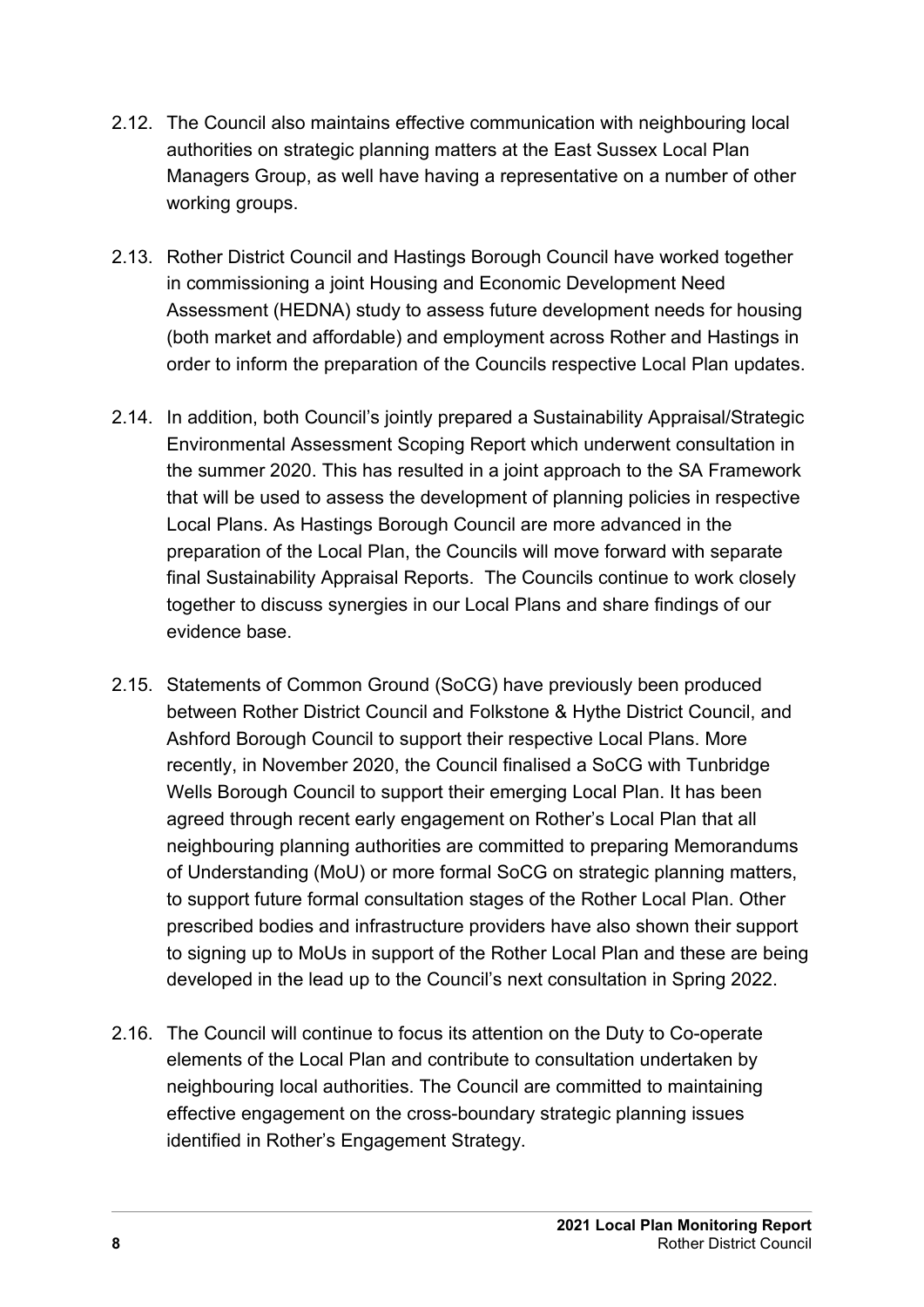2.12. The Council also maintains effective communication with neighbouring local authorities on strategic planning matters at the East Sussex Local Plan Managers Group, as well have having a representative on a number of other working groups.

2.13. Rother District Council and Hastings Borough Council have worked together in commissioning a joint Housing and Economic Development Need Assessment (HEDNA) study to assess future development needs for housing (both market and affordable) and employment across Rother and Hastings in order to inform the preparation of the Councils respective Local Plan updates.

2.14. In addition, both Council's jointly prepared a Sustainability Appraisal/Strategic Environmental Assessment Scoping Report which underwent consultation in the summer 2020. This has resulted in a joint approach to the SA Framework that will be used to assess the development of planning policies in respective Local Plans. As Hastings Borough Council are more advanced in the preparation of the Local Plan, the Councils will move forward with separate final Sustainability Appraisal Reports. The Councils continue to work closely together to discuss synergies in our Local Plans and share findings of our evidence base.

2.15. Statements of Common Ground (SoCG) have previously been produced between Rother District Council and Folkstone & Hythe District Council, and Ashford Borough Council to support their respective Local Plans. More recently, in November 2020, the Council finalised a SoCG with Tunbridge Wells Borough Council to support their emerging Local Plan. It has been agreed through recent early engagement on Rother's Local Plan that all neighbouring planning authorities are committed to preparing Memorandums of Understanding (MoU) or more formal SoCG on strategic planning matters, to support future formal consultation stages of the Rother Local Plan. Other prescribed bodies and infrastructure providers have also shown their support to signing up to MoUs in support of the Rother Local Plan and these are being developed in the lead up to the Council's next consultation in Spring 2022.

2.16. The Council will continue to focus its attention on the Duty to Co-operate elements of the Local Plan and contribute to consultation undertaken by neighbouring local authorities. The Council are committed to maintaining effective engagement on the cross-boundary strategic planning issues identified in Rother's Engagement Strategy.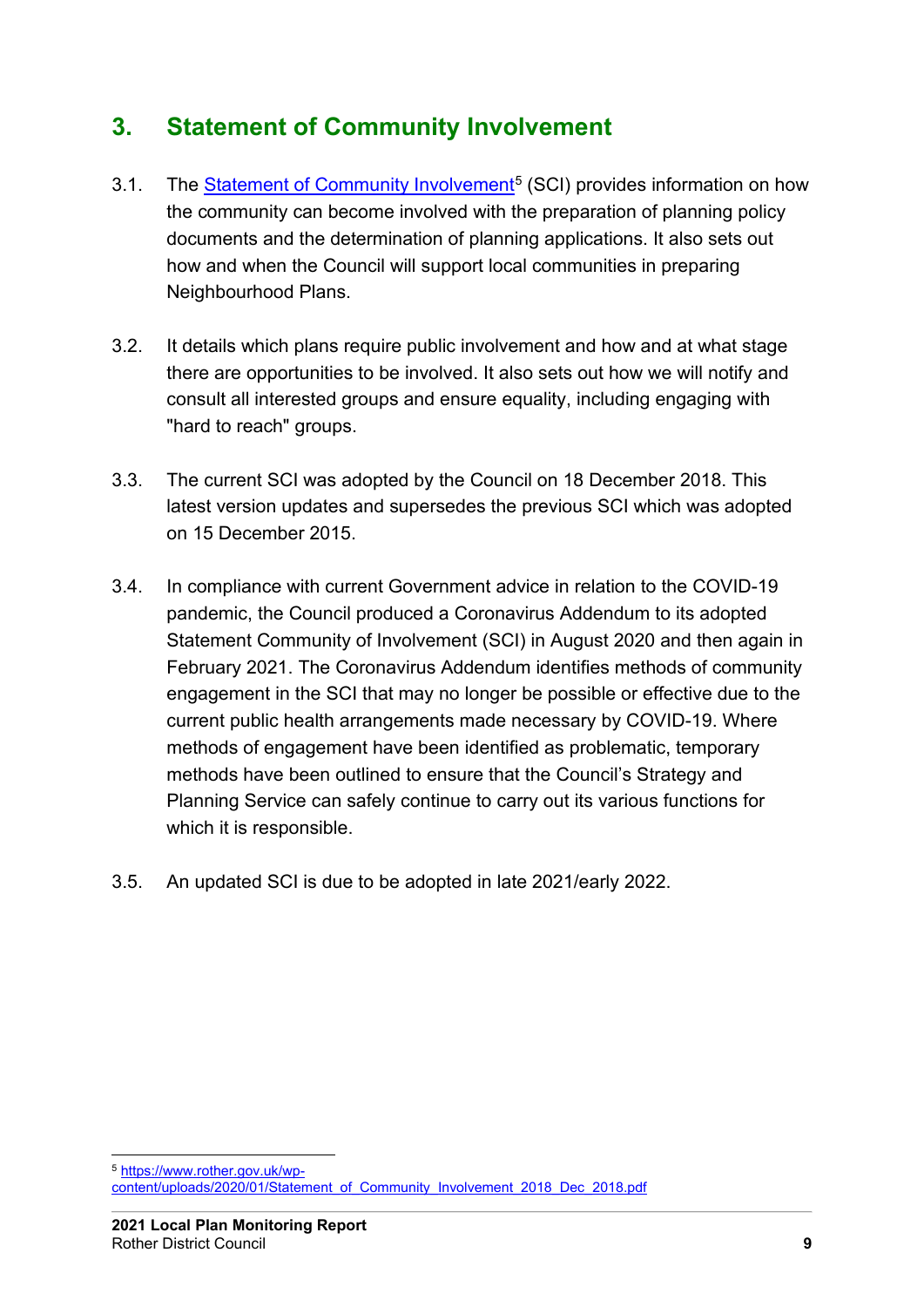## 3. Statement of Community Involvement

3.1. The [Statement of Community Involvement](https://www.rother.gov.uk/wp-content/uploads/2020/01/Statement_of_Community_Involvement_2018_Dec_2018.pdf)[5] (SCI) provides information on how the community can become involved with the preparation of planning policy documents and the determination of planning applications. It also sets out how and when the Council will support local communities in preparing Neighbourhood Plans.

3.2. It details which plans require public involvement and how and at what stage there are opportunities to be involved. It also sets out how we will notify and consult all interested groups and ensure equality, including engaging with "hard to reach" groups.

3.3. The current SCI was adopted by the Council on 18 December 2018. This latest version updates and supersedes the previous SCI which was adopted on 15 December 2015.

3.4. In compliance with current Government advice in relation to the COVID-19 pandemic, the Council produced a Coronavirus Addendum to its adopted Statement Community of Involvement (SCI) in August 2020 and then again in February 2021. The Coronavirus Addendum identifies methods of community engagement in the SCI that may no longer be possible or effective due to the current public health arrangements made necessary by COVID-19. Where methods of engagement have been identified as problematic, temporary methods have been outlined to ensure that the Council's Strategy and Planning Service can safely continue to carry out its various functions for which it is responsible.

3.5. An updated SCI is due to be adopted in late 2021/early 2022.

---

[5] https://www.rother.gov.uk/wp-content/uploads/2020/01/Statement_of_Community_Involvement_2018_Dec_2018.pdf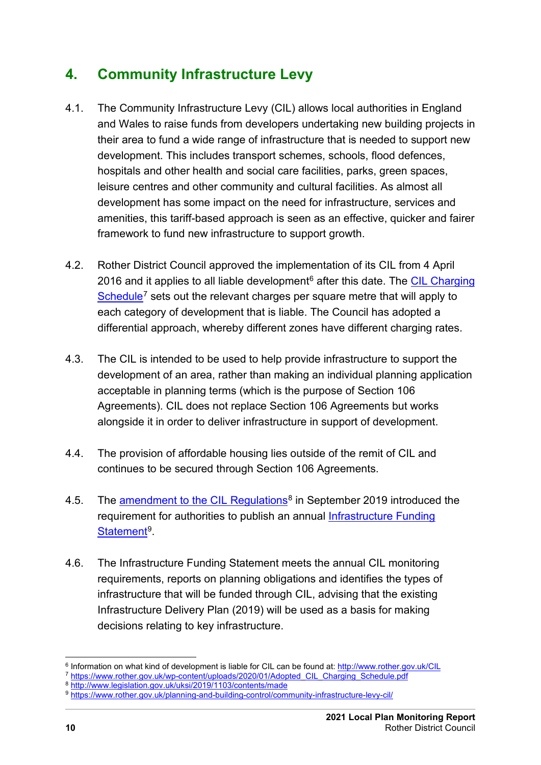# 4. Community Infrastructure Levy

4.1. The Community Infrastructure Levy (CIL) allows local authorities in England and Wales to raise funds from developers undertaking new building projects in their area to fund a wide range of infrastructure that is needed to support new development. This includes transport schemes, schools, flood defences, hospitals and other health and social care facilities, parks, green spaces, leisure centres and other community and cultural facilities. As almost all development has some impact on the need for infrastructure, services and amenities, this tariff-based approach is seen as an effective, quicker and fairer framework to fund new infrastructure to support growth.

4.2. Rother District Council approved the implementation of its CIL from 4 April 2016 and it applies to all liable development[6] after this date. The CIL Charging Schedule[7] sets out the relevant charges per square metre that will apply to each category of development that is liable. The Council has adopted a differential approach, whereby different zones have different charging rates.

4.3. The CIL is intended to be used to help provide infrastructure to support the development of an area, rather than making an individual planning application acceptable in planning terms (which is the purpose of Section 106 Agreements). CIL does not replace Section 106 Agreements but works alongside it in order to deliver infrastructure in support of development.

4.4. The provision of affordable housing lies outside of the remit of CIL and continues to be secured through Section 106 Agreements.

4.5. The amendment to the CIL Regulations[8] in September 2019 introduced the requirement for authorities to publish an annual Infrastructure Funding Statement[9].

4.6. The Infrastructure Funding Statement meets the annual CIL monitoring requirements, reports on planning obligations and identifies the types of infrastructure that will be funded through CIL, advising that the existing Infrastructure Delivery Plan (2019) will be used as a basis for making decisions relating to key infrastructure.

---

[6] Information on what kind of development is liable for CIL can be found at: http://www.rother.gov.uk/CIL

[7] https://www.rother.gov.uk/wp-content/uploads/2020/01/Adopted_CIL_Charging_Schedule.pdf

[8] http://www.legislation.gov.uk/uksi/2019/1103/contents/made

[9] https://www.rother.gov.uk/planning-and-building-control/community-infrastructure-levy-cil/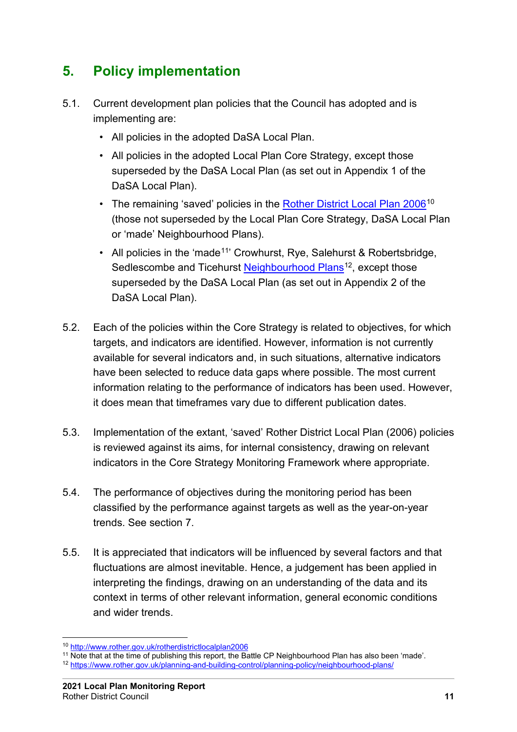## 5. Policy implementation

5.1. Current development plan policies that the Council has adopted and is implementing are:

- All policies in the adopted DaSA Local Plan.
- All policies in the adopted Local Plan Core Strategy, except those superseded by the DaSA Local Plan (as set out in Appendix 1 of the DaSA Local Plan).
- The remaining 'saved' policies in the [Rother District Local Plan 2006](http://www.rother.gov.uk/rotherdistrictlocalplan2006)[10] (those not superseded by the Local Plan Core Strategy, DaSA Local Plan or 'made' Neighbourhood Plans).
- All policies in the 'made[11]' Crowhurst, Rye, Salehurst & Robertsbridge, Sedlescombe and Ticehurst [Neighbourhood Plans](https://www.rother.gov.uk/planning-and-building-control/planning-policy/neighbourhood-plans/)[12], except those superseded by the DaSA Local Plan (as set out in Appendix 2 of the DaSA Local Plan).

5.2. Each of the policies within the Core Strategy is related to objectives, for which targets, and indicators are identified. However, information is not currently available for several indicators and, in such situations, alternative indicators have been selected to reduce data gaps where possible. The most current information relating to the performance of indicators has been used. However, it does mean that timeframes vary due to different publication dates.

5.3. Implementation of the extant, 'saved' Rother District Local Plan (2006) policies is reviewed against its aims, for internal consistency, drawing on relevant indicators in the Core Strategy Monitoring Framework where appropriate.

5.4. The performance of objectives during the monitoring period has been classified by the performance against targets as well as the year-on-year trends. See section 7.

5.5. It is appreciated that indicators will be influenced by several factors and that fluctuations are almost inevitable. Hence, a judgement has been applied in interpreting the findings, drawing on an understanding of the data and its context in terms of other relevant information, general economic conditions and wider trends.

---

[10] http://www.rother.gov.uk/rotherdistrictlocalplan2006

[11] Note that at the time of publishing this report, the Battle CP Neighbourhood Plan has also been 'made'.

[12] https://www.rother.gov.uk/planning-and-building-control/planning-policy/neighbourhood-plans/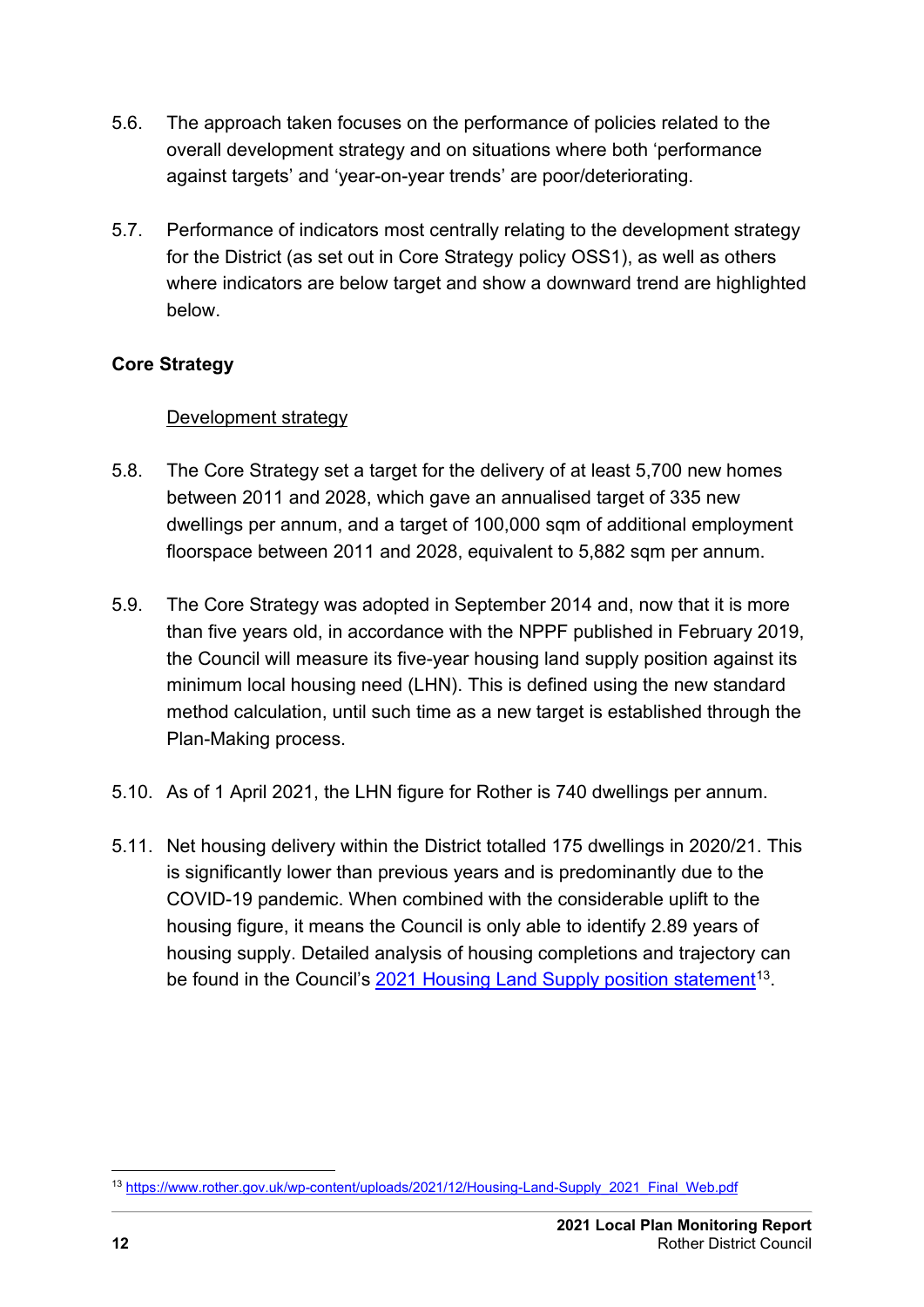5.6. The approach taken focuses on the performance of policies related to the overall development strategy and on situations where both 'performance against targets' and 'year-on-year trends' are poor/deteriorating.

5.7. Performance of indicators most centrally relating to the development strategy for the District (as set out in Core Strategy policy OSS1), as well as others where indicators are below target and show a downward trend are highlighted below.

**Core Strategy**

Development strategy

5.8. The Core Strategy set a target for the delivery of at least 5,700 new homes between 2011 and 2028, which gave an annualised target of 335 new dwellings per annum, and a target of 100,000 sqm of additional employment floorspace between 2011 and 2028, equivalent to 5,882 sqm per annum.

5.9. The Core Strategy was adopted in September 2014 and, now that it is more than five years old, in accordance with the NPPF published in February 2019, the Council will measure its five-year housing land supply position against its minimum local housing need (LHN). This is defined using the new standard method calculation, until such time as a new target is established through the Plan-Making process.

5.10. As of 1 April 2021, the LHN figure for Rother is 740 dwellings per annum.

5.11. Net housing delivery within the District totalled 175 dwellings in 2020/21. This is significantly lower than previous years and is predominantly due to the COVID-19 pandemic. When combined with the considerable uplift to the housing figure, it means the Council is only able to identify 2.89 years of housing supply. Detailed analysis of housing completions and trajectory can be found in the Council's 2021 Housing Land Supply position statement[13].

[13] https://www.rother.gov.uk/wp-content/uploads/2021/12/Housing-Land-Supply_2021_Final_Web.pdf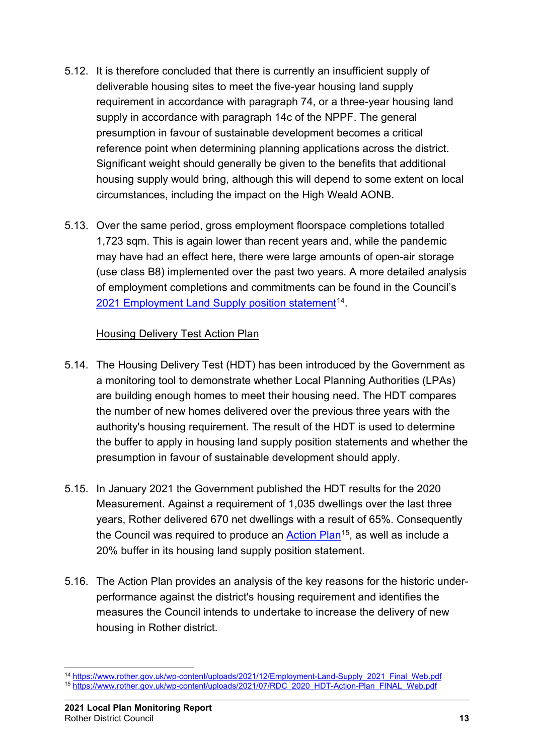5.12. It is therefore concluded that there is currently an insufficient supply of deliverable housing sites to meet the five-year housing land supply requirement in accordance with paragraph 74, or a three-year housing land supply in accordance with paragraph 14c of the NPPF. The general presumption in favour of sustainable development becomes a critical reference point when determining planning applications across the district. Significant weight should generally be given to the benefits that additional housing supply would bring, although this will depend to some extent on local circumstances, including the impact on the High Weald AONB.

5.13. Over the same period, gross employment floorspace completions totalled 1,723 sqm. This is again lower than recent years and, while the pandemic may have had an effect here, there were large amounts of open-air storage (use class B8) implemented over the past two years. A more detailed analysis of employment completions and commitments can be found in the Council's [2021 Employment Land Supply position statement](https://www.rother.gov.uk/wp-content/uploads/2021/12/Employment-Land-Supply_2021_Final_Web.pdf)[14].

## Housing Delivery Test Action Plan

5.14. The Housing Delivery Test (HDT) has been introduced by the Government as a monitoring tool to demonstrate whether Local Planning Authorities (LPAs) are building enough homes to meet their housing need. The HDT compares the number of new homes delivered over the previous three years with the authority's housing requirement. The result of the HDT is used to determine the buffer to apply in housing land supply position statements and whether the presumption in favour of sustainable development should apply.

5.15. In January 2021 the Government published the HDT results for the 2020 Measurement. Against a requirement of 1,035 dwellings over the last three years, Rother delivered 670 net dwellings with a result of 65%. Consequently the Council was required to produce an [Action Plan](https://www.rother.gov.uk/wp-content/uploads/2021/07/RDC_2020_HDT-Action-Plan_FINAL_Web.pdf)[15], as well as include a 20% buffer in its housing land supply position statement.

5.16. The Action Plan provides an analysis of the key reasons for the historic under-performance against the district's housing requirement and identifies the measures the Council intends to undertake to increase the delivery of new housing in Rother district.

---

[14] https://www.rother.gov.uk/wp-content/uploads/2021/12/Employment-Land-Supply_2021_Final_Web.pdf

[15] https://www.rother.gov.uk/wp-content/uploads/2021/07/RDC_2020_HDT-Action-Plan_FINAL_Web.pdf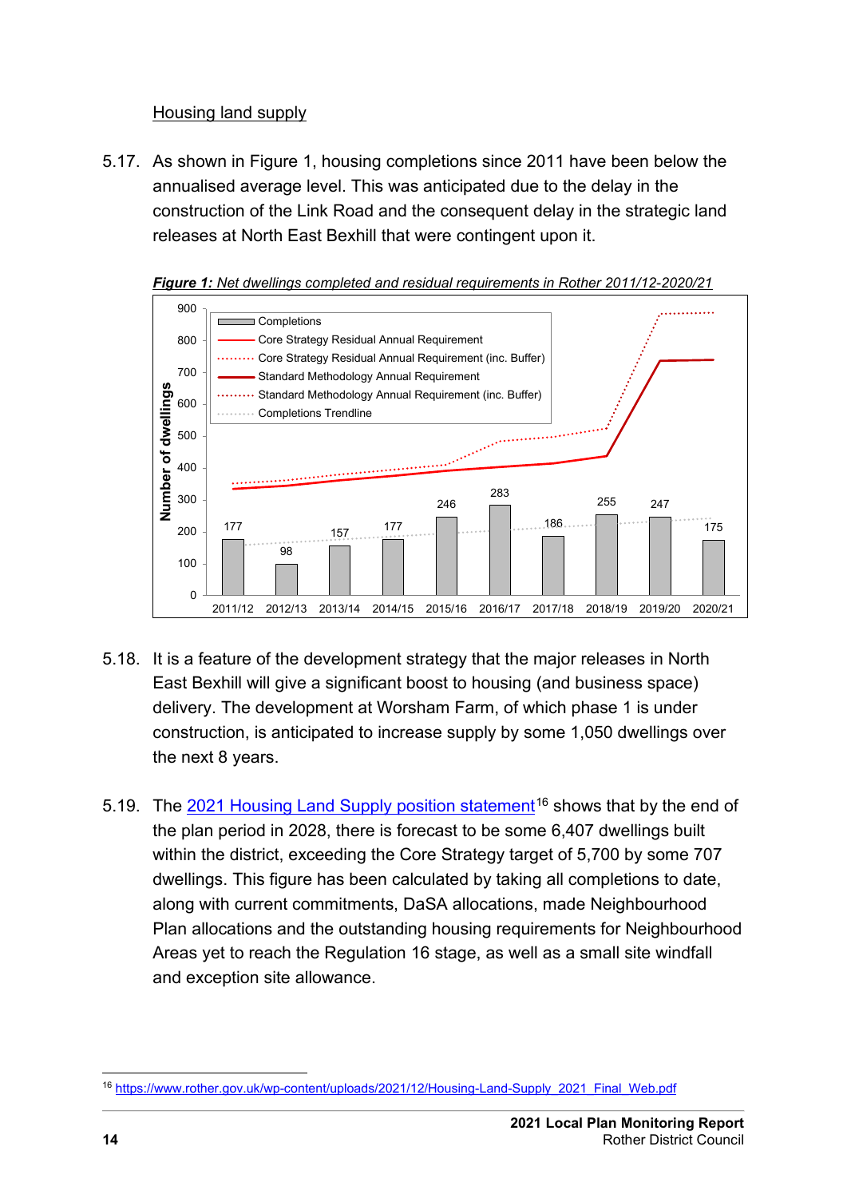## Housing land supply

5.17. As shown in Figure 1, housing completions since 2011 have been below the annualised average level. This was anticipated due to the delay in the construction of the Link Road and the consequent delay in the strategic land releases at North East Bexhill that were contingent upon it.

***Figure 1:*** *Net dwellings completed and residual requirements in Rother 2011/12-2020/21*

| Year | Completions |
|---|---|
| 2011/12 | 177 |
| 2012/13 | 98 |
| 2013/14 | 157 |
| 2014/15 | 177 |
| 2015/16 | 246 |
| 2016/17 | 283 |
| 2017/18 | 186 |
| 2018/19 | 255 |
| 2019/20 | 247 |
| 2020/21 | 175 |

5.18. It is a feature of the development strategy that the major releases in North East Bexhill will give a significant boost to housing (and business space) delivery. The development at Worsham Farm, of which phase 1 is under construction, is anticipated to increase supply by some 1,050 dwellings over the next 8 years.

5.19. The [2021 Housing Land Supply position statement](https://www.rother.gov.uk/wp-content/uploads/2021/12/Housing-Land-Supply_2021_Final_Web.pdf)[16] shows that by the end of the plan period in 2028, there is forecast to be some 6,407 dwellings built within the district, exceeding the Core Strategy target of 5,700 by some 707 dwellings. This figure has been calculated by taking all completions to date, along with current commitments, DaSA allocations, made Neighbourhood Plan allocations and the outstanding housing requirements for Neighbourhood Areas yet to reach the Regulation 16 stage, as well as a small site windfall and exception site allowance.

[16] https://www.rother.gov.uk/wp-content/uploads/2021/12/Housing-Land-Supply_2021_Final_Web.pdf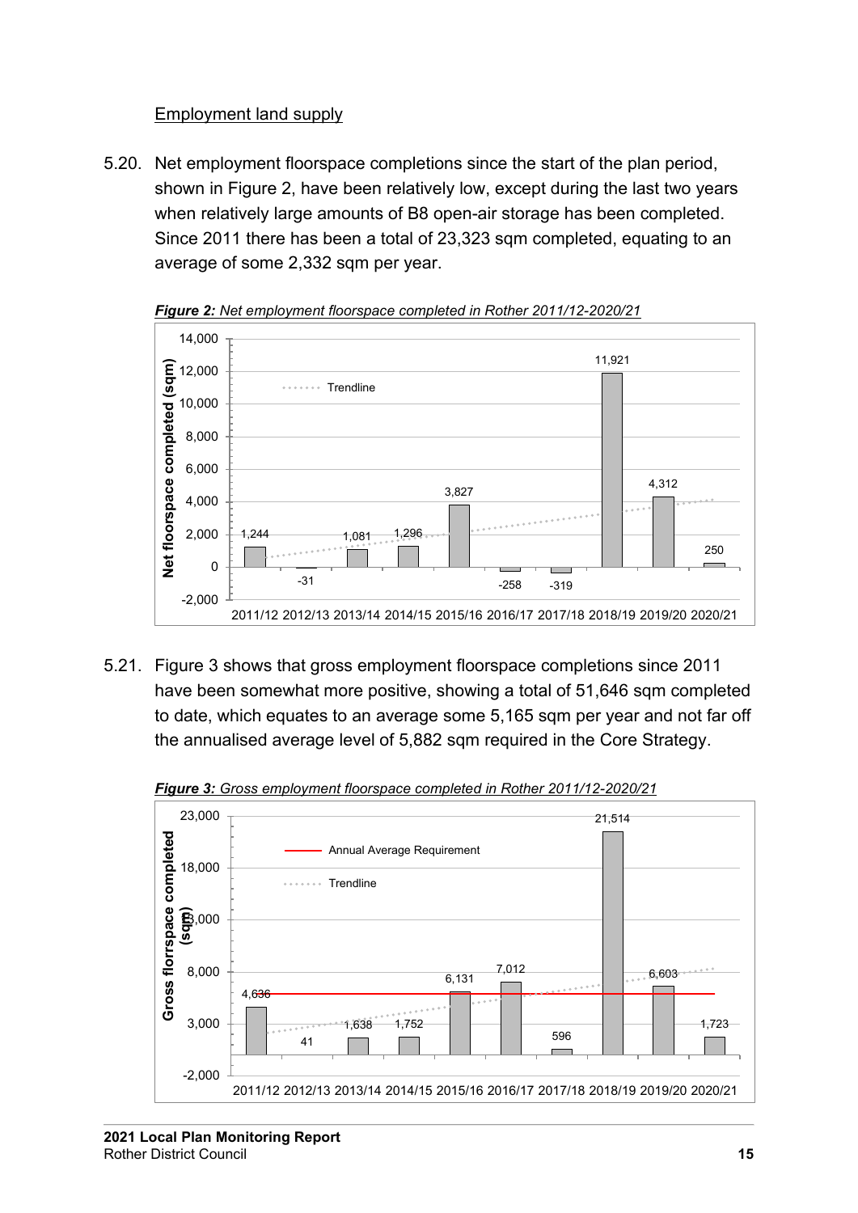## Employment land supply

5.20. Net employment floorspace completions since the start of the plan period, shown in Figure 2, have been relatively low, except during the last two years when relatively large amounts of B8 open-air storage has been completed. Since 2011 there has been a total of 23,323 sqm completed, equating to an average of some 2,332 sqm per year.

***Figure 2:*** *Net employment floorspace completed in Rother 2011/12-2020/21*

5.21. Figure 3 shows that gross employment floorspace completions since 2011 have been somewhat more positive, showing a total of 51,646 sqm completed to date, which equates to an average some 5,165 sqm per year and not far off the annualised average level of 5,882 sqm required in the Core Strategy.

***Figure 3:*** *Gross employment floorspace completed in Rother 2011/12-2020/21*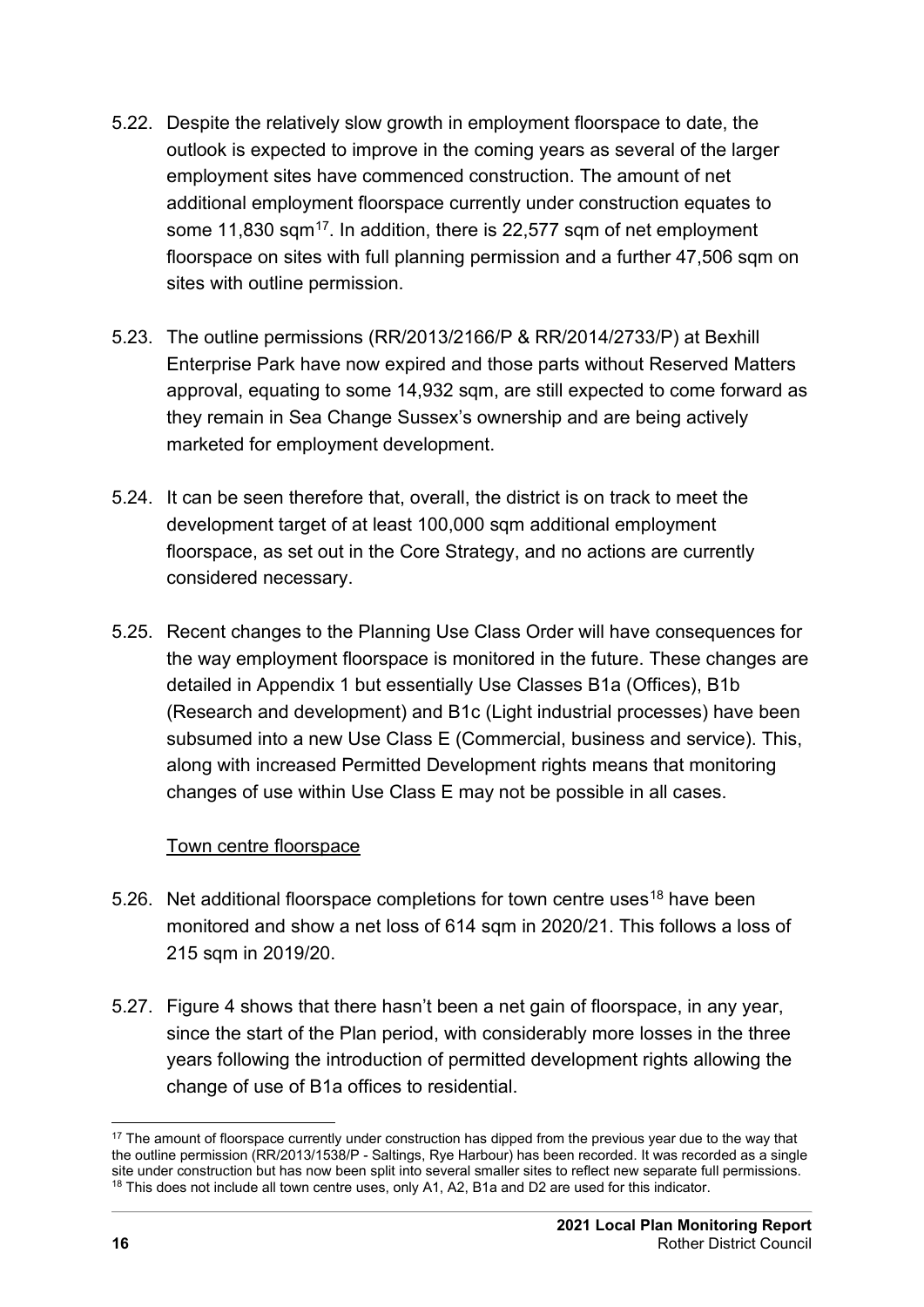5.22. Despite the relatively slow growth in employment floorspace to date, the outlook is expected to improve in the coming years as several of the larger employment sites have commenced construction. The amount of net additional employment floorspace currently under construction equates to some 11,830 sqm[17]. In addition, there is 22,577 sqm of net employment floorspace on sites with full planning permission and a further 47,506 sqm on sites with outline permission.

5.23. The outline permissions (RR/2013/2166/P & RR/2014/2733/P) at Bexhill Enterprise Park have now expired and those parts without Reserved Matters approval, equating to some 14,932 sqm, are still expected to come forward as they remain in Sea Change Sussex's ownership and are being actively marketed for employment development.

5.24. It can be seen therefore that, overall, the district is on track to meet the development target of at least 100,000 sqm additional employment floorspace, as set out in the Core Strategy, and no actions are currently considered necessary.

5.25. Recent changes to the Planning Use Class Order will have consequences for the way employment floorspace is monitored in the future. These changes are detailed in Appendix 1 but essentially Use Classes B1a (Offices), B1b (Research and development) and B1c (Light industrial processes) have been subsumed into a new Use Class E (Commercial, business and service). This, along with increased Permitted Development rights means that monitoring changes of use within Use Class E may not be possible in all cases.

<u>Town centre floorspace</u>

5.26. Net additional floorspace completions for town centre uses[18] have been monitored and show a net loss of 614 sqm in 2020/21. This follows a loss of 215 sqm in 2019/20.

5.27. Figure 4 shows that there hasn't been a net gain of floorspace, in any year, since the start of the Plan period, with considerably more losses in the three years following the introduction of permitted development rights allowing the change of use of B1a offices to residential.

---

[17] The amount of floorspace currently under construction has dipped from the previous year due to the way that the outline permission (RR/2013/1538/P - Saltings, Rye Harbour) has been recorded. It was recorded as a single site under construction but has now been split into several smaller sites to reflect new separate full permissions.

[18] This does not include all town centre uses, only A1, A2, B1a and D2 are used for this indicator.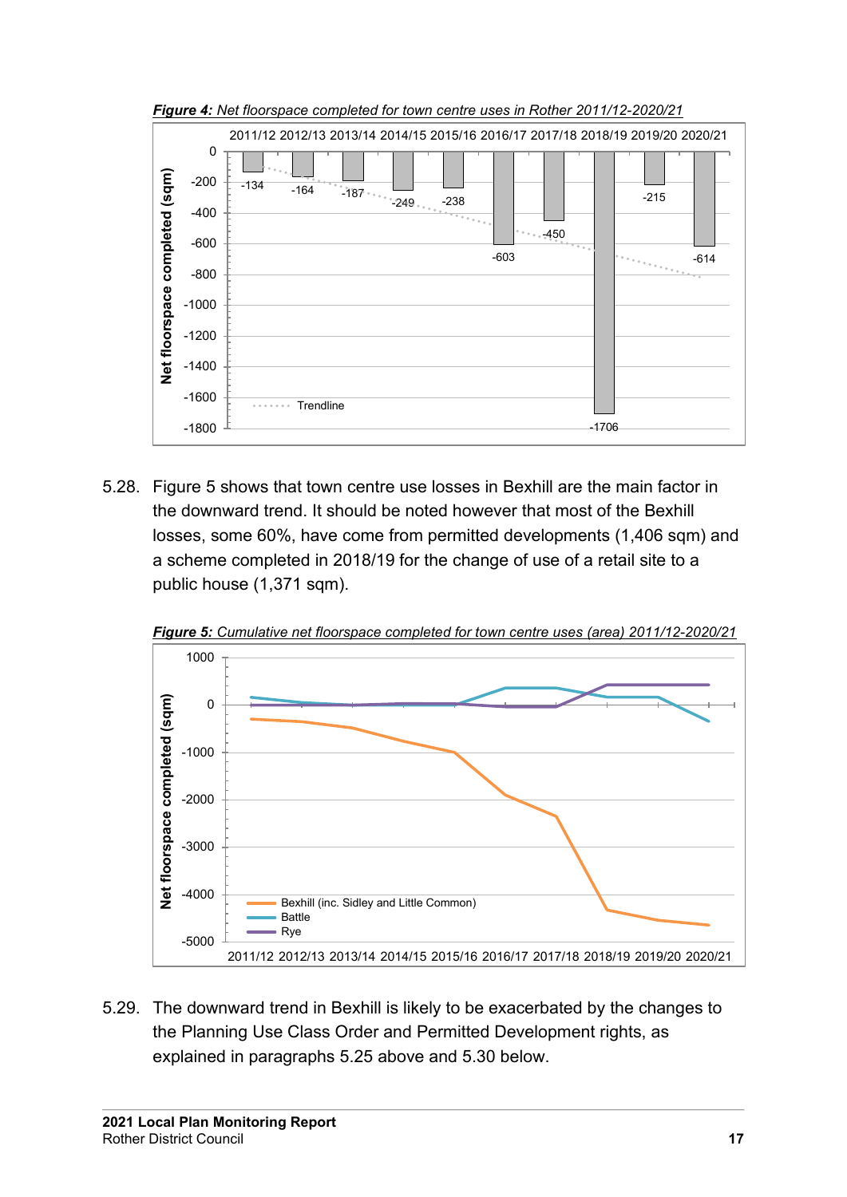***Figure 4:*** *Net floorspace completed for town centre uses in Rother 2011/12-2020/21*

5.28. Figure 5 shows that town centre use losses in Bexhill are the main factor in the downward trend. It should be noted however that most of the Bexhill losses, some 60%, have come from permitted developments (1,406 sqm) and a scheme completed in 2018/19 for the change of use of a retail site to a public house (1,371 sqm).

***Figure 5:*** *Cumulative net floorspace completed for town centre uses (area) 2011/12-2020/21*

5.29. The downward trend in Bexhill is likely to be exacerbated by the changes to the Planning Use Class Order and Permitted Development rights, as explained in paragraphs 5.25 above and 5.30 below.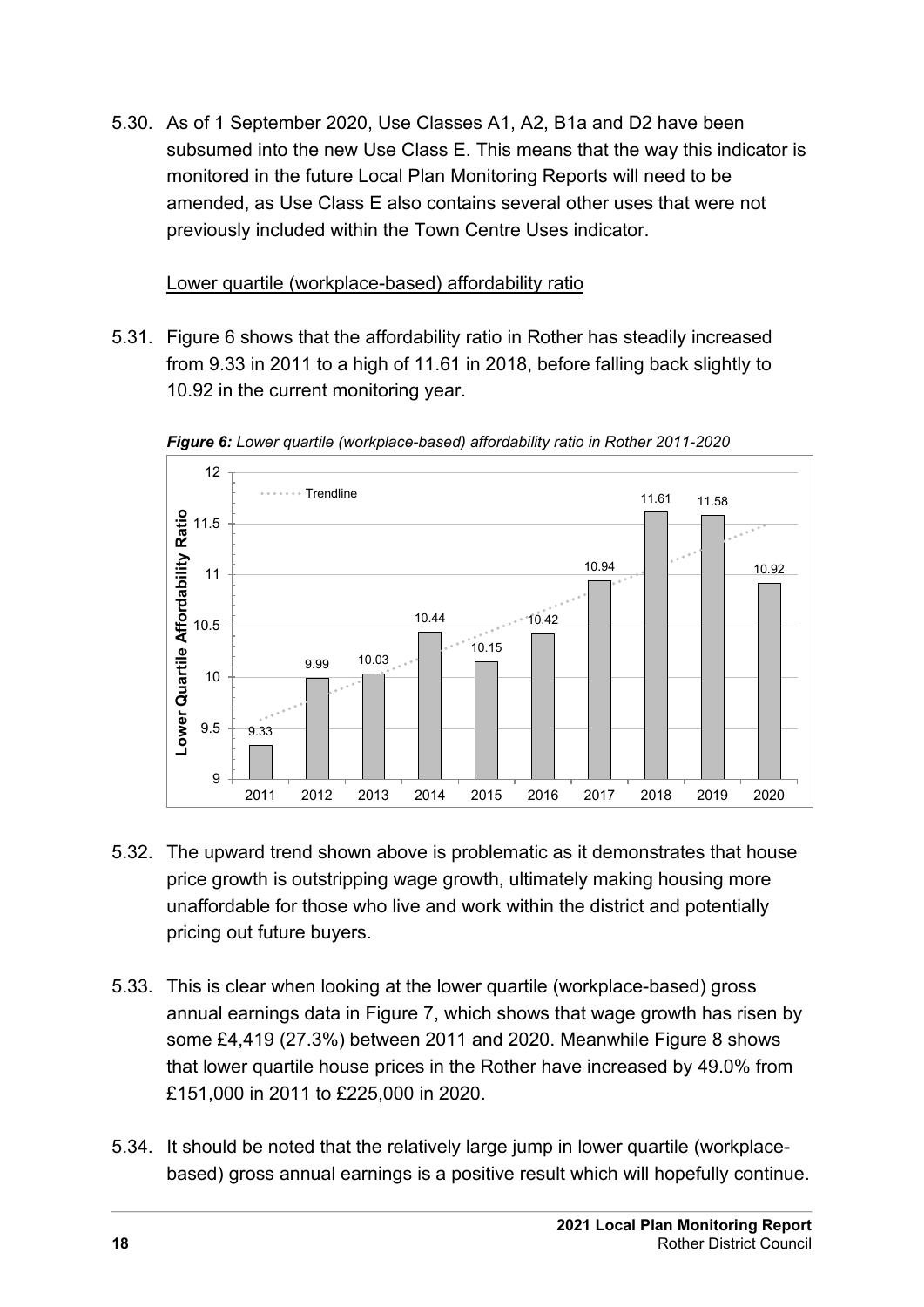5.30. As of 1 September 2020, Use Classes A1, A2, B1a and D2 have been subsumed into the new Use Class E. This means that the way this indicator is monitored in the future Local Plan Monitoring Reports will need to be amended, as Use Class E also contains several other uses that were not previously included within the Town Centre Uses indicator.

Lower quartile (workplace-based) affordability ratio

5.31. Figure 6 shows that the affordability ratio in Rother has steadily increased from 9.33 in 2011 to a high of 11.61 in 2018, before falling back slightly to 10.92 in the current monitoring year.

***Figure 6:*** *Lower quartile (workplace-based) affordability ratio in Rother 2011-2020*

| Year | Lower Quartile Affordability Ratio |
| --- | --- |
| 2011 | 9.33 |
| 2012 | 9.99 |
| 2013 | 10.03 |
| 2014 | 10.44 |
| 2015 | 10.15 |
| 2016 | 10.42 |
| 2017 | 10.94 |
| 2018 | 11.61 |
| 2019 | 11.58 |
| 2020 | 10.92 |

5.32. The upward trend shown above is problematic as it demonstrates that house price growth is outstripping wage growth, ultimately making housing more unaffordable for those who live and work within the district and potentially pricing out future buyers.

5.33. This is clear when looking at the lower quartile (workplace-based) gross annual earnings data in Figure 7, which shows that wage growth has risen by some £4,419 (27.3%) between 2011 and 2020. Meanwhile Figure 8 shows that lower quartile house prices in the Rother have increased by 49.0% from £151,000 in 2011 to £225,000 in 2020.

5.34. It should be noted that the relatively large jump in lower quartile (workplace-based) gross annual earnings is a positive result which will hopefully continue.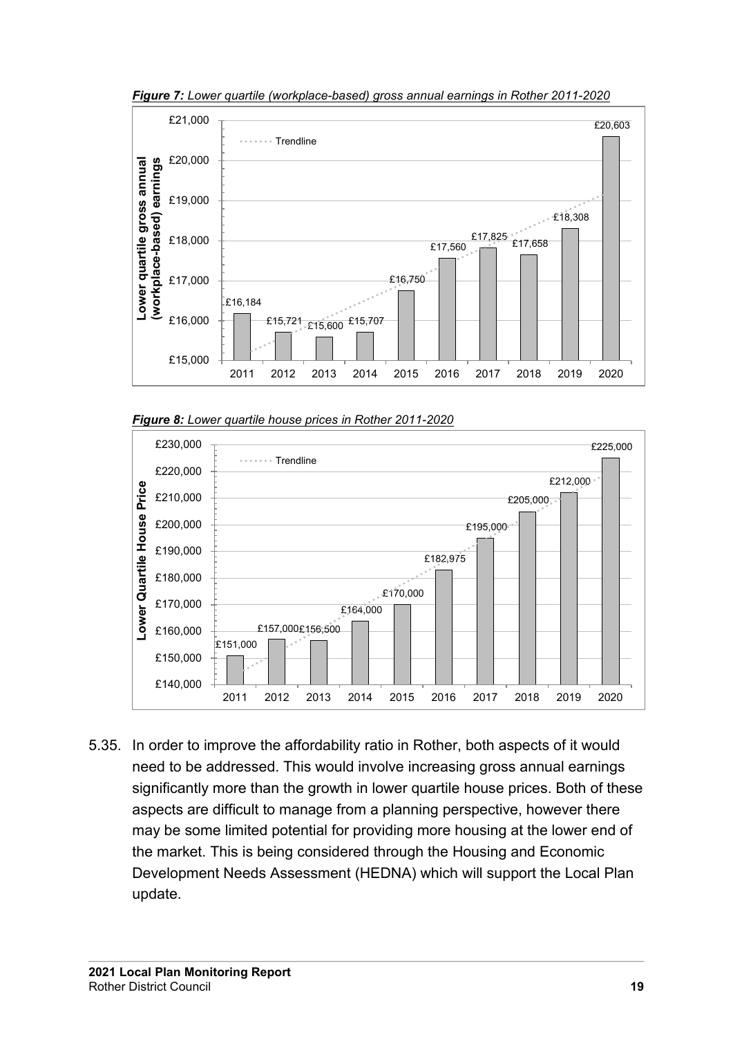***Figure 7:*** *Lower quartile (workplace-based) gross annual earnings in Rother 2011-2020*

| Year | Lower quartile gross annual (workplace-based) earnings |
|---|---|
| 2011 | £16,184 |
| 2012 | £15,721 |
| 2013 | £15,600 |
| 2014 | £15,707 |
| 2015 | £16,750 |
| 2016 | £17,560 |
| 2017 | £17,825 |
| 2018 | £17,658 |
| 2019 | £18,308 |
| 2020 | £20,603 |

***Figure 8:*** *Lower quartile house prices in Rother 2011-2020*

| Year | Lower Quartile House Price |
|---|---|
| 2011 | £151,000 |
| 2012 | £157,000 |
| 2013 | £156,500 |
| 2014 | £164,000 |
| 2015 | £170,000 |
| 2016 | £182,975 |
| 2017 | £195,000 |
| 2018 | £205,000 |
| 2019 | £212,000 |
| 2020 | £225,000 |

5.35. In order to improve the affordability ratio in Rother, both aspects of it would need to be addressed. This would involve increasing gross annual earnings significantly more than the growth in lower quartile house prices. Both of these aspects are difficult to manage from a planning perspective, however there may be some limited potential for providing more housing at the lower end of the market. This is being considered through the Housing and Economic Development Needs Assessment (HEDNA) which will support the Local Plan update.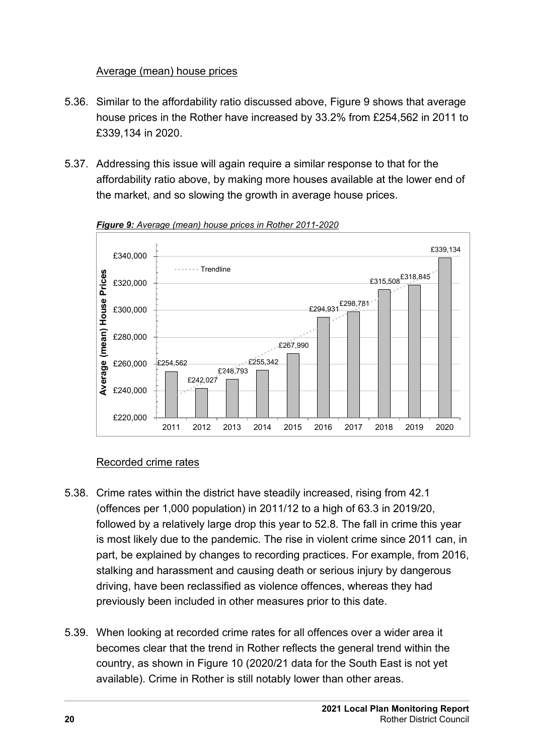### Average (mean) house prices

5.36. Similar to the affordability ratio discussed above, Figure 9 shows that average house prices in the Rother have increased by 33.2% from £254,562 in 2011 to £339,134 in 2020.

5.37. Addressing this issue will again require a similar response to that for the affordability ratio above, by making more houses available at the lower end of the market, and so slowing the growth in average house prices.

***Figure 9:*** *Average (mean) house prices in Rother 2011-2020*

| Year | Average (mean) House Prices |
|---|---|
| 2011 | £254,562 |
| 2012 | £242,027 |
| 2013 | £248,793 |
| 2014 | £255,342 |
| 2015 | £267,990 |
| 2016 | £294,931 |
| 2017 | £298,781 |
| 2018 | £315,508 |
| 2019 | £318,845 |
| 2020 | £339,134 |

### Recorded crime rates

5.38. Crime rates within the district have steadily increased, rising from 42.1 (offences per 1,000 population) in 2011/12 to a high of 63.3 in 2019/20, followed by a relatively large drop this year to 52.8. The fall in crime this year is most likely due to the pandemic. The rise in violent crime since 2011 can, in part, be explained by changes to recording practices. For example, from 2016, stalking and harassment and causing death or serious injury by dangerous driving, have been reclassified as violence offences, whereas they had previously been included in other measures prior to this date.

5.39. When looking at recorded crime rates for all offences over a wider area it becomes clear that the trend in Rother reflects the general trend within the country, as shown in Figure 10 (2020/21 data for the South East is not yet available). Crime in Rother is still notably lower than other areas.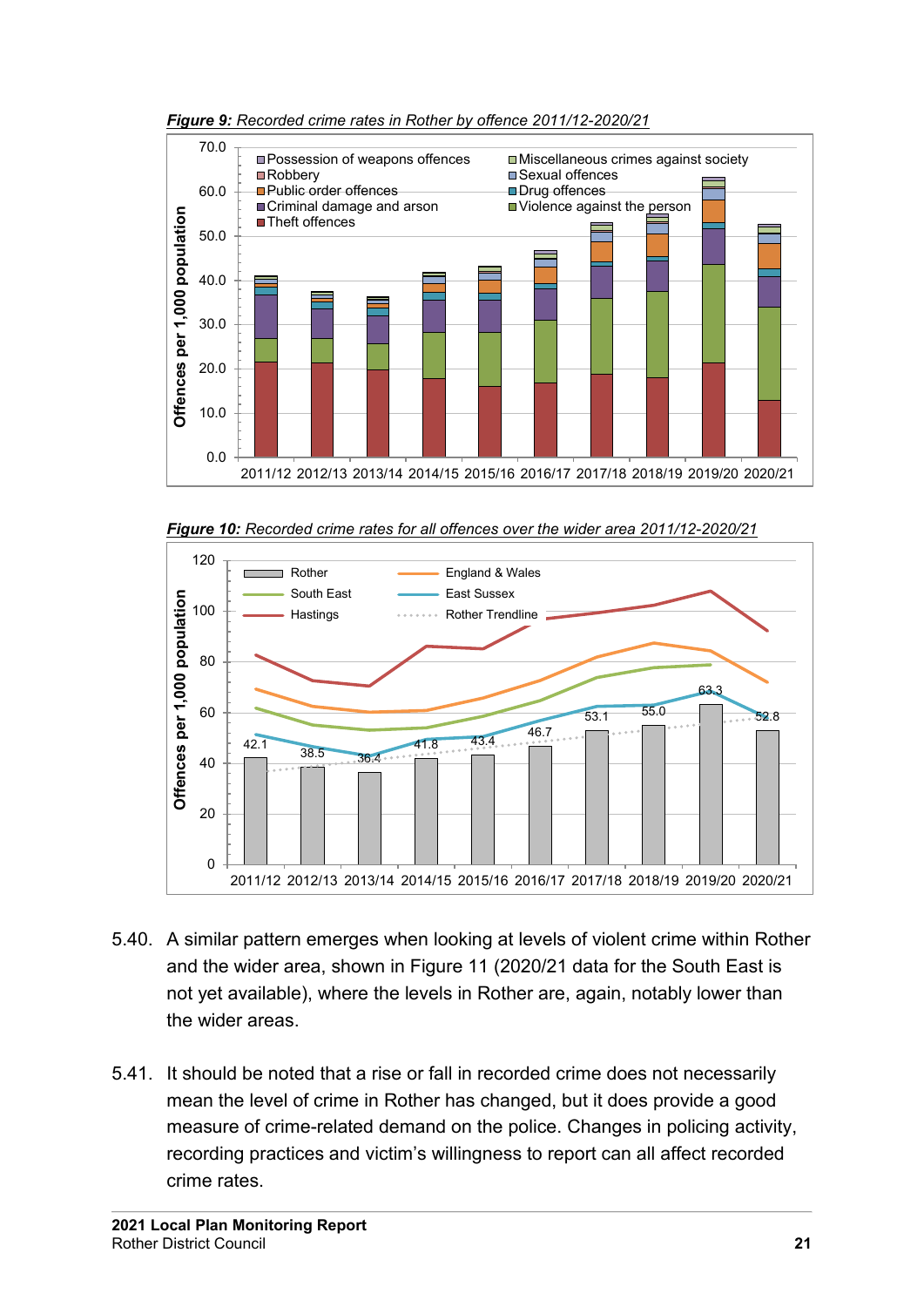***Figure 9:*** *Recorded crime rates in Rother by offence 2011/12-2020/21*

***Figure 10:*** *Recorded crime rates for all offences over the wider area 2011/12-2020/21*

5.40. A similar pattern emerges when looking at levels of violent crime within Rother and the wider area, shown in Figure 11 (2020/21 data for the South East is not yet available), where the levels in Rother are, again, notably lower than the wider areas.

5.41. It should be noted that a rise or fall in recorded crime does not necessarily mean the level of crime in Rother has changed, but it does provide a good measure of crime-related demand on the police. Changes in policing activity, recording practices and victim's willingness to report can all affect recorded crime rates.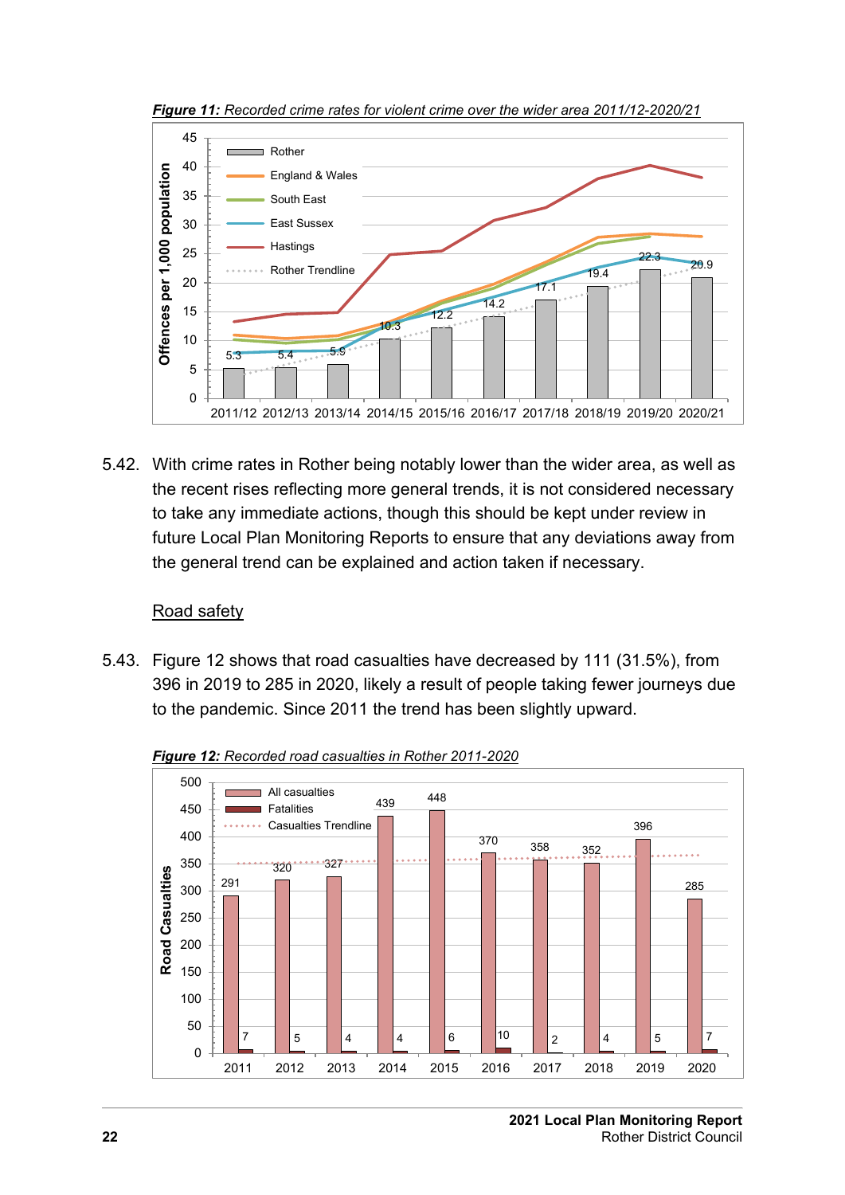***Figure 11:*** *Recorded crime rates for violent crime over the wider area 2011/12-2020/21*

5.42. With crime rates in Rother being notably lower than the wider area, as well as the recent rises reflecting more general trends, it is not considered necessary to take any immediate actions, though this should be kept under review in future Local Plan Monitoring Reports to ensure that any deviations away from the general trend can be explained and action taken if necessary.

Road safety

5.43. Figure 12 shows that road casualties have decreased by 111 (31.5%), from 396 in 2019 to 285 in 2020, likely a result of people taking fewer journeys due to the pandemic. Since 2011 the trend has been slightly upward.

***Figure 12:*** *Recorded road casualties in Rother 2011-2020*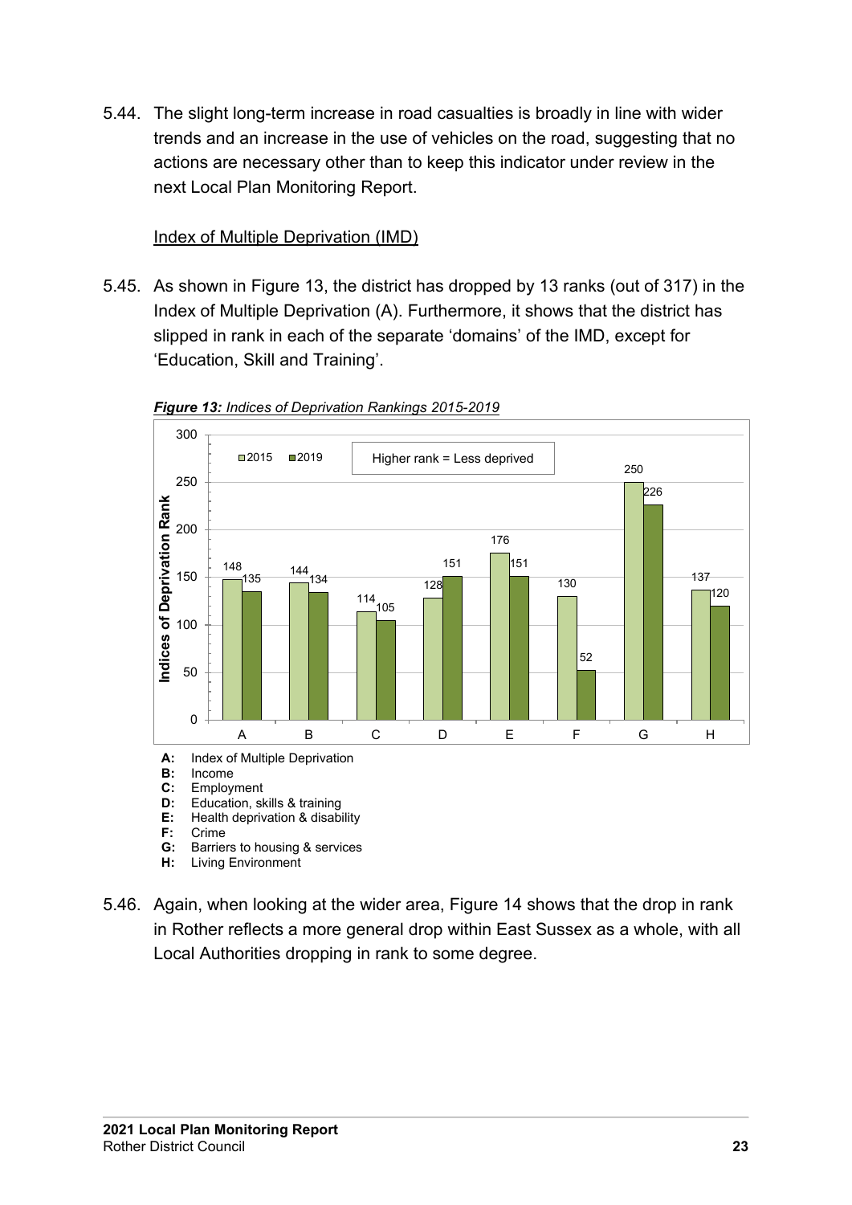5.44. The slight long-term increase in road casualties is broadly in line with wider trends and an increase in the use of vehicles on the road, suggesting that no actions are necessary other than to keep this indicator under review in the next Local Plan Monitoring Report.

<u>Index of Multiple Deprivation (IMD)</u>

5.45. As shown in Figure 13, the district has dropped by 13 ranks (out of 317) in the Index of Multiple Deprivation (A). Furthermore, it shows that the district has slipped in rank in each of the separate 'domains' of the IMD, except for 'Education, Skill and Training'.

***Figure 13:*** *Indices of Deprivation Rankings 2015-2019*

Higher rank = Less deprived

| | A | B | C | D | E | F | G | H |
|---|---|---|---|---|---|---|---|---|
| 2015 | 148 | 144 | 114 | 128 | 176 | 130 | 250 | 137 |
| 2019 | 135 | 134 | 105 | 151 | 151 | 52 | 226 | 120 |

**A:** Index of Multiple Deprivation
**B:** Income
**C:** Employment
**D:** Education, skills & training
**E:** Health deprivation & disability
**F:** Crime
**G:** Barriers to housing & services
**H:** Living Environment

5.46. Again, when looking at the wider area, Figure 14 shows that the drop in rank in Rother reflects a more general drop within East Sussex as a whole, with all Local Authorities dropping in rank to some degree.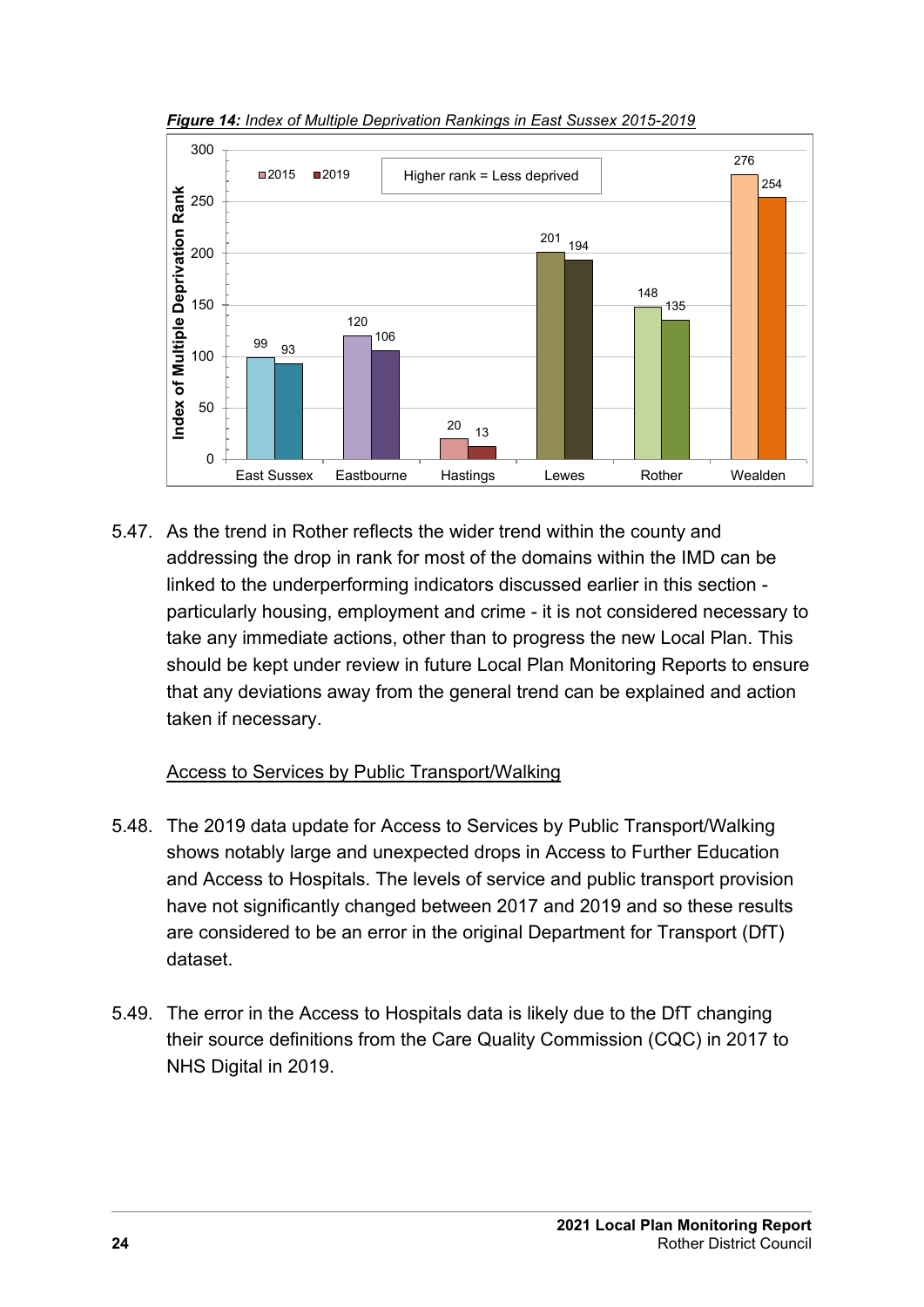***Figure 14:** Index of Multiple Deprivation Rankings in East Sussex 2015-2019*

| | 2015 | 2019 |
|---|---|---|
| East Sussex | 99 | 93 |
| Eastbourne | 120 | 106 |
| Hastings | 20 | 13 |
| Lewes | 201 | 194 |
| Rother | 148 | 135 |
| Wealden | 276 | 254 |

Higher rank = Less deprived

5.47. As the trend in Rother reflects the wider trend within the county and addressing the drop in rank for most of the domains within the IMD can be linked to the underperforming indicators discussed earlier in this section - particularly housing, employment and crime - it is not considered necessary to take any immediate actions, other than to progress the new Local Plan. This should be kept under review in future Local Plan Monitoring Reports to ensure that any deviations away from the general trend can be explained and action taken if necessary.

Access to Services by Public Transport/Walking

5.48. The 2019 data update for Access to Services by Public Transport/Walking shows notably large and unexpected drops in Access to Further Education and Access to Hospitals. The levels of service and public transport provision have not significantly changed between 2017 and 2019 and so these results are considered to be an error in the original Department for Transport (DfT) dataset.

5.49. The error in the Access to Hospitals data is likely due to the DfT changing their source definitions from the Care Quality Commission (CQC) in 2017 to NHS Digital in 2019.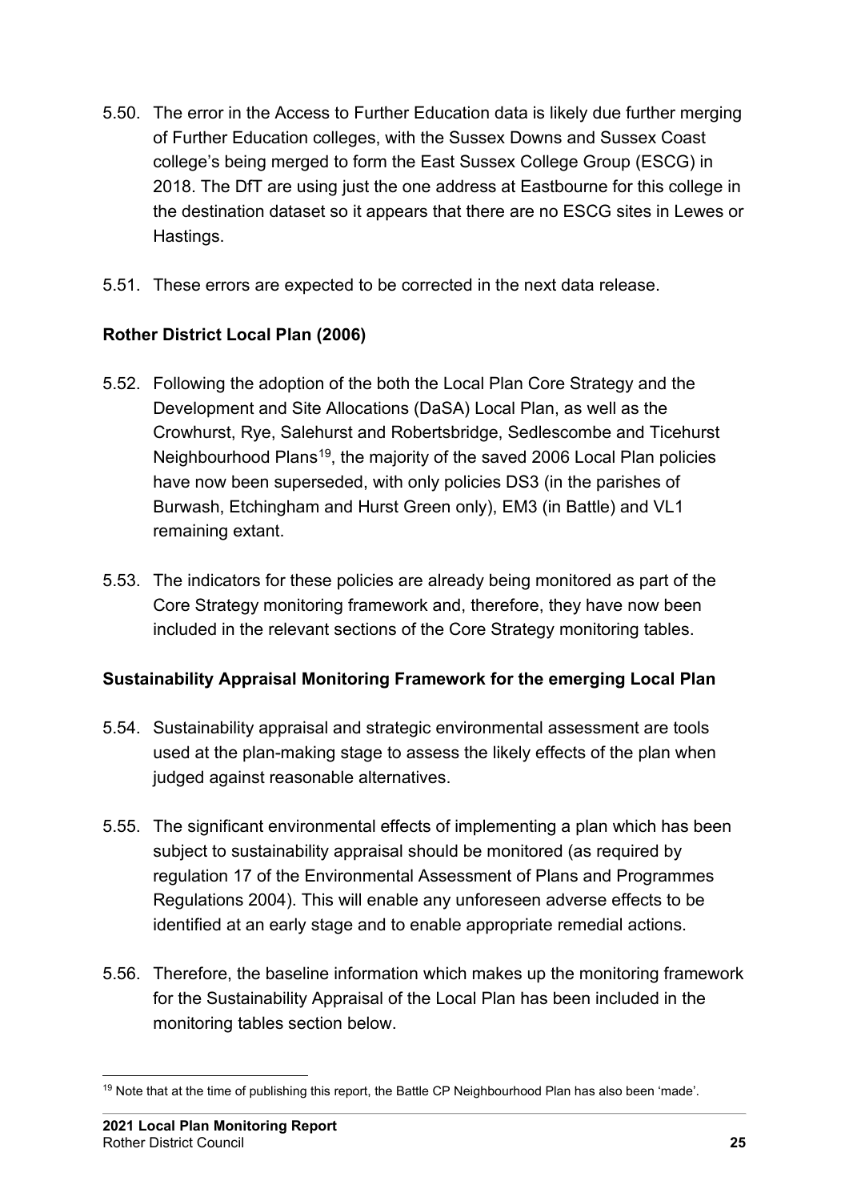5.50. The error in the Access to Further Education data is likely due further merging of Further Education colleges, with the Sussex Downs and Sussex Coast college's being merged to form the East Sussex College Group (ESCG) in 2018. The DfT are using just the one address at Eastbourne for this college in the destination dataset so it appears that there are no ESCG sites in Lewes or Hastings.

5.51. These errors are expected to be corrected in the next data release.

**Rother District Local Plan (2006)**

5.52. Following the adoption of the both the Local Plan Core Strategy and the Development and Site Allocations (DaSA) Local Plan, as well as the Crowhurst, Rye, Salehurst and Robertsbridge, Sedlescombe and Ticehurst Neighbourhood Plans[19], the majority of the saved 2006 Local Plan policies have now been superseded, with only policies DS3 (in the parishes of Burwash, Etchingham and Hurst Green only), EM3 (in Battle) and VL1 remaining extant.

5.53. The indicators for these policies are already being monitored as part of the Core Strategy monitoring framework and, therefore, they have now been included in the relevant sections of the Core Strategy monitoring tables.

**Sustainability Appraisal Monitoring Framework for the emerging Local Plan**

5.54. Sustainability appraisal and strategic environmental assessment are tools used at the plan-making stage to assess the likely effects of the plan when judged against reasonable alternatives.

5.55. The significant environmental effects of implementing a plan which has been subject to sustainability appraisal should be monitored (as required by regulation 17 of the Environmental Assessment of Plans and Programmes Regulations 2004). This will enable any unforeseen adverse effects to be identified at an early stage and to enable appropriate remedial actions.

5.56. Therefore, the baseline information which makes up the monitoring framework for the Sustainability Appraisal of the Local Plan has been included in the monitoring tables section below.

[19] Note that at the time of publishing this report, the Battle CP Neighbourhood Plan has also been 'made'.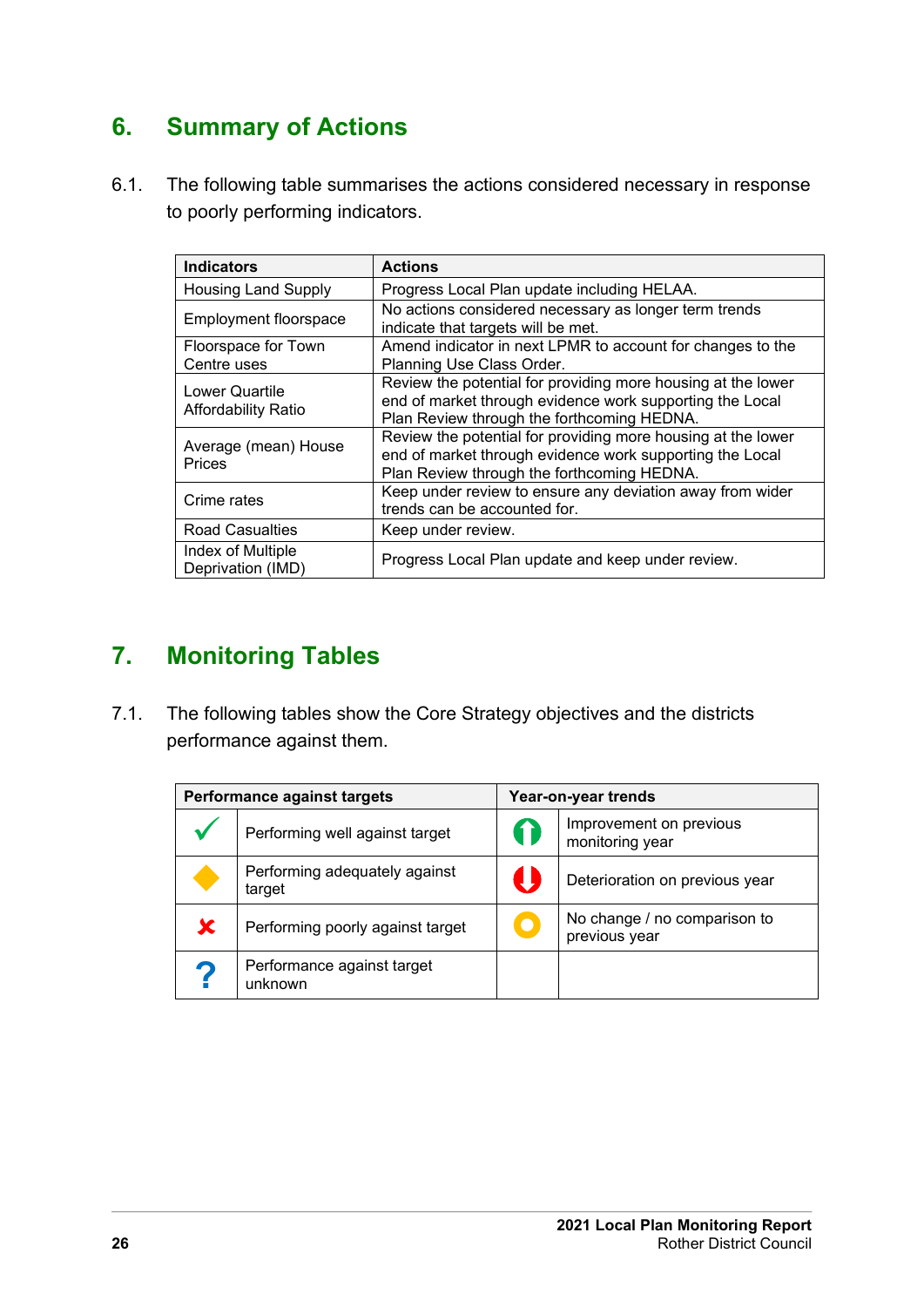## 6. Summary of Actions

6.1. The following table summarises the actions considered necessary in response to poorly performing indicators.

| Indicators | Actions |
|---|---|
| Housing Land Supply | Progress Local Plan update including HELAA. |
| Employment floorspace | No actions considered necessary as longer term trends indicate that targets will be met. |
| Floorspace for Town Centre uses | Amend indicator in next LPMR to account for changes to the Planning Use Class Order. |
| Lower Quartile Affordability Ratio | Review the potential for providing more housing at the lower end of market through evidence work supporting the Local Plan Review through the forthcoming HEDNA. |
| Average (mean) House Prices | Review the potential for providing more housing at the lower end of market through evidence work supporting the Local Plan Review through the forthcoming HEDNA. |
| Crime rates | Keep under review to ensure any deviation away from wider trends can be accounted for. |
| Road Casualties | Keep under review. |
| Index of Multiple Deprivation (IMD) | Progress Local Plan update and keep under review. |

## 7. Monitoring Tables

7.1. The following tables show the Core Strategy objectives and the districts performance against them.

| Performance against targets | | Year-on-year trends | |
|---|---|---|---|
| ✓ | Performing well against target | ⬆ | Improvement on previous monitoring year |
| ◆ | Performing adequately against target | ⬇ | Deterioration on previous year |
| ✗ | Performing poorly against target | ○ | No change / no comparison to previous year |
| ? | Performance against target unknown | | |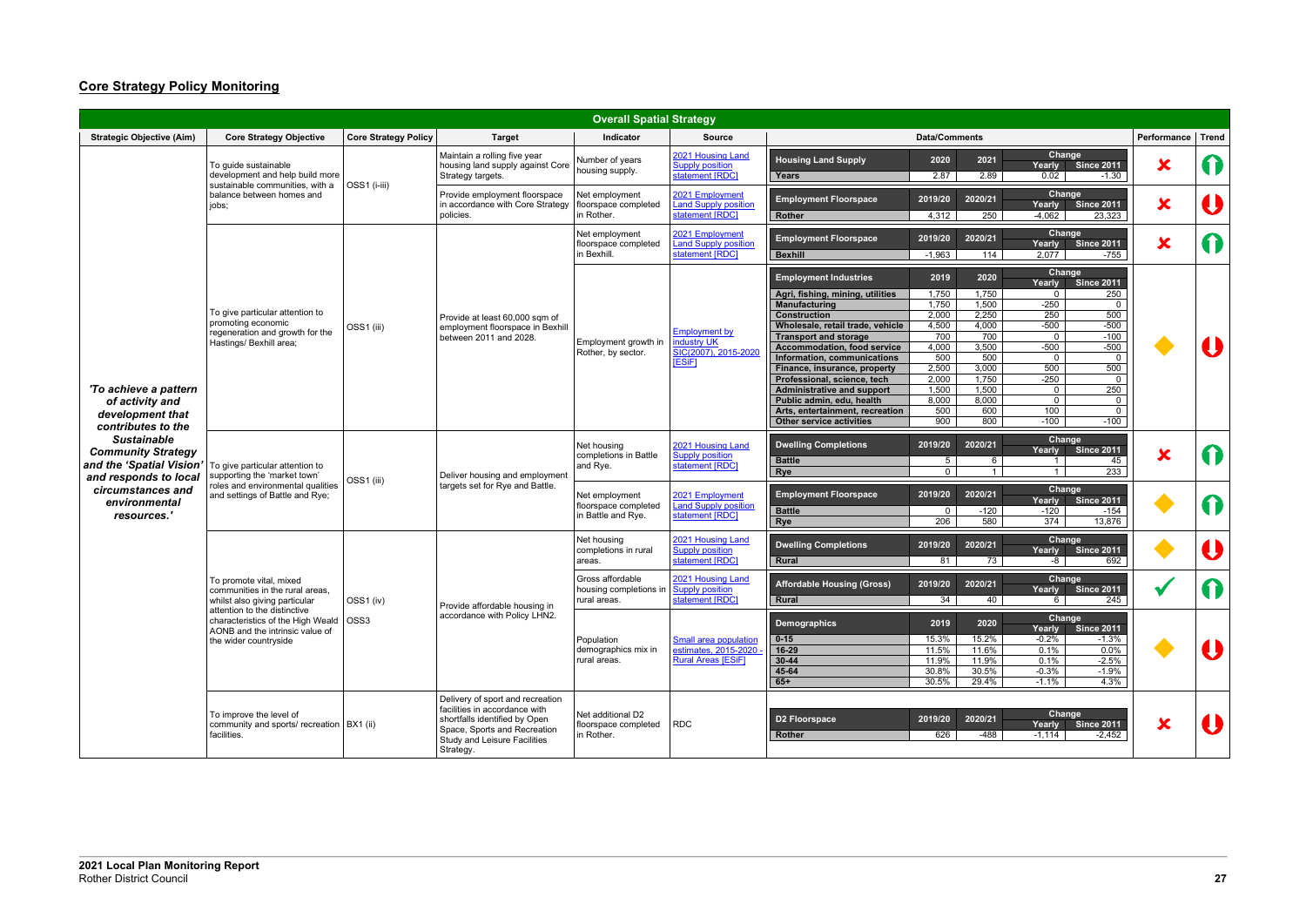## Core Strategy Policy Monitoring

**Overall Spatial Strategy**

| Strategic Objective (Aim) | Core Strategy Objective | Core Strategy Policy | Target | Indicator | Source | Data/Comments | Performance | Trend |
|---|---|---|---|---|---|---|---|---|
| *'To achieve a pattern of activity and development that contributes to the Sustainable Community Strategy and the 'Spatial Vision' and responds to local circumstances and environmental resources.'* | To guide sustainable development and help build more sustainable communities, with a balance between homes and jobs; | OSS1 (i-iii) | Maintain a rolling five year housing land supply against Core Strategy targets. | Number of years housing supply. | 2021 Housing Land Supply position statement [RDC] | **Housing Land Supply** — 2020: 2.87; 2021: 2.89; Change Yearly: 0.02; Change Since 2011: -1.30 | ✘ | Up |
| | | | Provide employment floorspace in accordance with Core Strategy policies. | Net employment floorspace completed in Rother. | 2021 Employment Land Supply position statement [RDC] | **Employment Floorspace** — Rother: 2019/20: 4,312; 2020/21: 250; Change Yearly: -4,062; Change Since 2011: 23,323 | ✘ | Down |
| | To give particular attention to promoting economic regeneration and growth for the Hastings/ Bexhill area; | OSS1 (iii) | Provide at least 60,000 sqm of employment floorspace in Bexhill between 2011 and 2028. | Net employment floorspace completed in Bexhill. | 2021 Employment Land Supply position statement [RDC] | **Employment Floorspace** — Bexhill: 2019/20: -1,963; 2020/21: 114; Change Yearly: 2,077; Change Since 2011: -755 | ✘ | Up |
| | | | | Employment growth in Rother, by sector. | Employment by industry UK SIC(2007), 2015-2020 [ESIF] | **Employment Industries** (2019; 2020; Change Yearly; Change Since 2011): Agri, fishing, mining, utilities 1,750; 1,750; 0; 250 / Manufacturing 1,750; 1,500; -250; 0 / Construction 2,000; 2,250; 250; 500 / Wholesale, retail trade, vehicle 4,500; 4,000; -500; -500 / Transport and storage 700; 700; 0; -100 / Accommodation, food service 4,000; 3,500; -500; -500 / Information, communications 500; 500; 0; 0 / Finance, insurance, property 2,500; 3,000; 500; 500 / Professional, science, tech 2,000; 1,750; -250; 0 / Administrative and support 1,500; 1,500; 0; 250 / Public admin, edu, health 8,000; 8,000; 0; 0 / Arts, entertainment, recreation 500; 600; 100; 0 / Other service activities 900; 800; -100; -100 | ◆ | Down |
| | To give particular attention to supporting the 'market town' roles and environmental qualities and settings of Battle and Rye; | OSS1 (iii) | Deliver housing and employment targets set for Rye and Battle. | Net housing completions in Battle and Rye. | 2021 Housing Land Supply position statement [RDC] | **Dwelling Completions** (2019/20; 2020/21; Change Yearly; Change Since 2011): Battle 5; 6; 1; 45 / Rye 0; 1; 1; 233 | ✘ | Up |
| | | | | Net employment floorspace completed in Battle and Rye. | 2021 Employment Land Supply position statement [RDC] | **Employment Floorspace** (2019/20; 2020/21; Change Yearly; Change Since 2011): Battle 0; -120; -120; -154 / Rye 206; 580; 374; 13,876 | ◆ | Up |
| | To promote vital, mixed communities in the rural areas, whilst also giving particular attention to the distinctive characteristics of the High Weald AONB and the intrinsic value of the wider countryside | OSS1 (iv) OSS3 | Provide affordable housing in accordance with Policy LHN2. | Net housing completions in rural areas. | 2021 Housing Land Supply position statement [RDC] | **Dwelling Completions** — Rural: 2019/20: 81; 2020/21: 73; Change Yearly: -8; Change Since 2011: 692 | ◆ | Down |
| | | | | Gross affordable housing completions in rural areas. | 2021 Housing Land Supply position statement [RDC] | **Affordable Housing (Gross)** — Rural: 2019/20: 34; 2020/21: 40; Change Yearly: 6; Change Since 2011: 245 | ✓ | Up |
| | | | | Population demographics mix in rural areas. | Small area population estimates, 2015-2020 - Rural Areas [ESIF] | **Demographics** (2019; 2020; Change Yearly; Change Since 2011): 0-15 15.3%; 15.2%; -0.2%; -1.3% / 16-29 11.5%; 11.6%; 0.1%; 0.0% / 30-44 11.9%; 11.9%; 0.1%; -2.5% / 45-64 30.8%; 30.5%; -0.3%; -1.9% / 65+ 30.5%; 29.4%; -1.1%; 4.3% | ◆ | Down |
| | To improve the level of community and sports/ recreation facilities. | BX1 (ii) | Delivery of sport and recreation facilities in accordance with shortfalls identified by Open Space, Sports and Recreation Study and Leisure Facilities Strategy. | Net additional D2 floorspace completed in Rother. | RDC | **D2 Floorspace** — Rother: 2019/20: 626; 2020/21: -488; Change Yearly: -1,114; Change Since 2011: -2,452 | ✘ | Down |

**2021 Local Plan Monitoring Report**
Rother District Council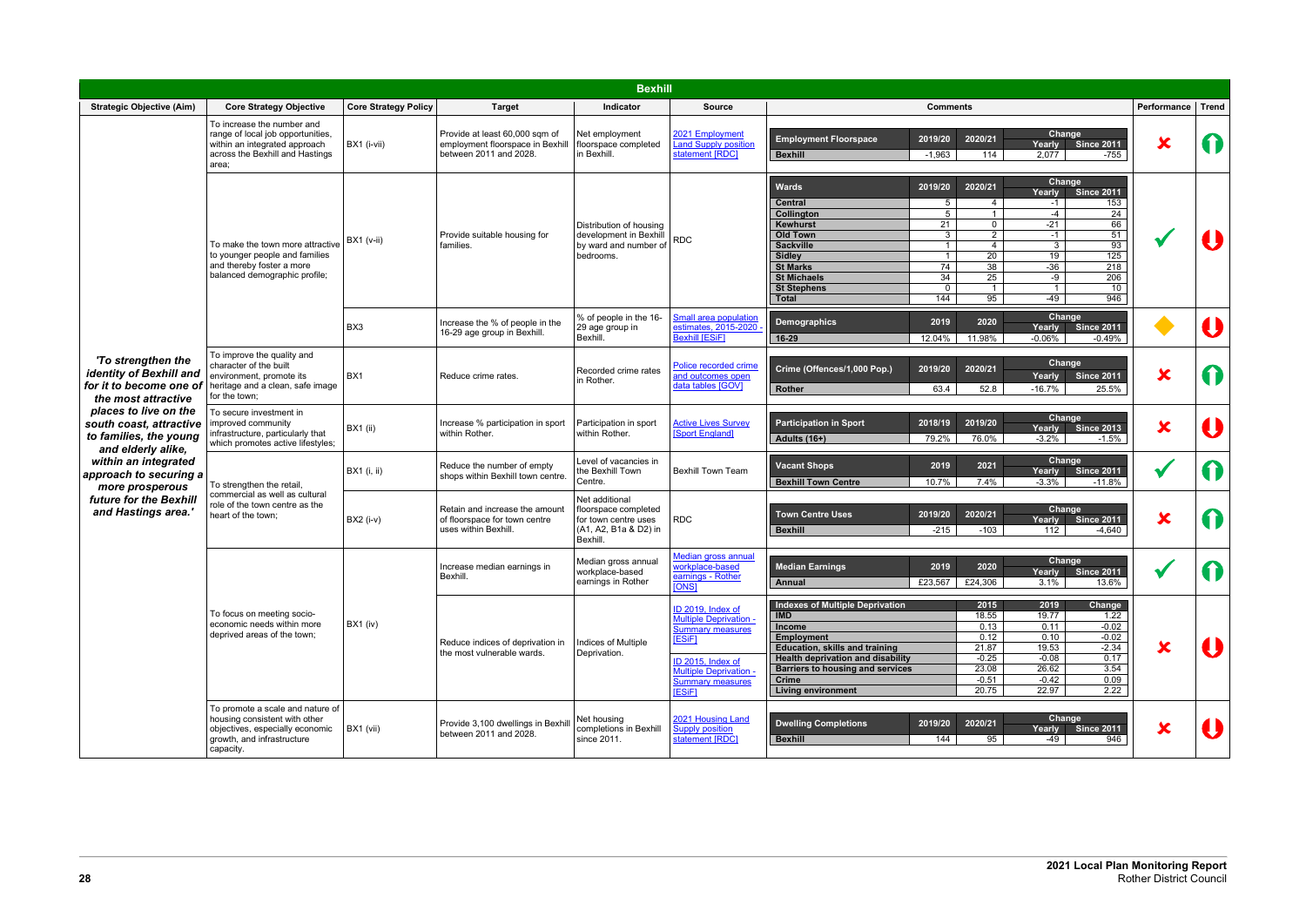## Bexhill

| Strategic Objective (Aim) | Core Strategy Objective | Core Strategy Policy | Target | Indicator | Source | Comments | Performance | Trend |
|---|---|---|---|---|---|---|---|---|
| *'To strengthen the identity of Bexhill and for it to become one of the most attractive places to live on the south coast, attractive to families, the young and elderly alike, within an integrated approach to securing a more prosperous future for the Bexhill and Hastings area.'* | To increase the number and range of local job opportunities, within an integrated approach across the Bexhill and Hastings area; | BX1 (i-vii) | Provide at least 60,000 sqm of employment floorspace in Bexhill between 2011 and 2028. | Net employment floorspace completed in Bexhill. | 2021 Employment Land Supply position statement [RDC] | **Employment Floorspace** – 2019/20: Bexhill -1,963; 2020/21: 114; Change Yearly: 2,077; Change Since 2011: -755 | ✘ | ↑ |
| | To make the town more attractive to younger people and families and thereby foster a more balanced demographic profile; | BX1 (v-ii) | Provide suitable housing for families. | Distribution of housing development in Bexhill by ward and number of bedrooms. | RDC | **Wards** (2019/20; 2020/21; Change Yearly; Change Since 2011): Central 5; 4; -1; 153 — Collington 5; 1; -4; 24 — Kewhurst 21; 0; -21; 66 — Old Town 3; 2; -1; 51 — Sackville 1; 4; 3; 93 — Sidley 1; 20; 19; 125 — St Marks 74; 38; -36; 218 — St Michaels 34; 25; -9; 206 — St Stephens 0; 1; 1; 10 — Total 144; 95; -49; 946 | ✓ | ↓ |
| | | BX3 | Increase the % of people in the 16-29 age group in Bexhill. | % of people in the 16-29 age group in Bexhill. | Small area population estimates, 2015-2020 - Bexhill [ESiF] | **Demographics** – 2019: 16-29 12.04%; 2020: 11.98%; Change Yearly: -0.06%; Change Since 2011: -0.49% | ◆ | ↓ |
| | To improve the quality and character of the built environment, promote its heritage and a clean, safe image for the town; | BX1 | Reduce crime rates. | Recorded crime rates in Rother. | Police recorded crime and outcomes open data tables [GOV] | **Crime (Offences/1,000 Pop.)** – 2019/20: Rother 63.4; 2020/21: 52.8; Change Yearly: -16.7%; Change Since 2011: 25.5% | ✘ | ↑ |
| | To secure investment in improved community infrastructure, particularly that which promotes active lifestyles; | BX1 (ii) | Increase % participation in sport within Rother. | Participation in sport within Rother. | Active Lives Survey [Sport England] | **Participation in Sport** – 2018/19: Adults (16+) 79.2%; 2019/20: 76.0%; Change Yearly: -3.2%; Change Since 2013: -1.5% | ✘ | ↓ |
| | To strengthen the retail, commercial as well as cultural role of the town centre as the heart of the town; | BX1 (i, ii) | Reduce the number of empty shops within Bexhill town centre. | Level of vacancies in the Bexhill Town Centre. | Bexhill Town Team | **Vacant Shops** – 2019: Bexhill Town Centre 10.7%; 2021: 7.4%; Change Yearly: -3.3%; Change Since 2011: -11.8% | ✓ | ↑ |
| | | BX2 (i-v) | Retain and increase the amount of floorspace for town centre uses within Bexhill. | Net additional floorspace completed for town centre uses (A1, A2, B1a & D2) in Bexhill. | RDC | **Town Centre Uses** – 2019/20: Bexhill -215; 2020/21: -103; Change Yearly: 112; Change Since 2011: -4,640 | ✘ | ↑ |
| | To focus on meeting socio-economic needs within more deprived areas of the town; | BX1 (iv) | Increase median earnings in Bexhill. | Median gross annual workplace-based earnings in Rother | Median gross annual workplace-based earnings - Rother [ONS] | **Median Earnings** – 2019: Annual £23,567; 2020: £24,306; Change Yearly: 3.1%; Change Since 2011: 13.6% | ✓ | ↑ |
| | | | Reduce indices of deprivation in the most vulnerable wards. | Indices of Multiple Deprivation. | ID 2019, Index of Multiple Deprivation - Summary measures [ESiF]; ID 2015, Index of Multiple Deprivation - Summary measures [ESiF] | **Indexes of Multiple Deprivation** (2015; 2019; Change): IMD 18.55; 19.77; 1.22 — Income 0.13; 0.11; -0.02 — Employment 0.12; 0.10; -0.02 — Education, skills and training 21.87; 19.53; -2.34 — Health deprivation and disability -0.25; -0.08; 0.17 — Barriers to housing and services 23.08; 26.62; 3.54 — Crime -0.51; -0.42; 0.09 — Living environment 20.75; 22.97; 2.22 | ✘ | ↓ |
| | To promote a scale and nature of housing consistent with other objectives, especially economic growth, and infrastructure capacity. | BX1 (vii) | Provide 3,100 dwellings in Bexhill between 2011 and 2028. | Net housing completions in Bexhill since 2011. | 2021 Housing Land Supply position statement [RDC] | **Dwelling Completions** – 2019/20: Bexhill 144; 2020/21: 95; Change Yearly: -49; Change Since 2011: 946 | ✘ | ↓ |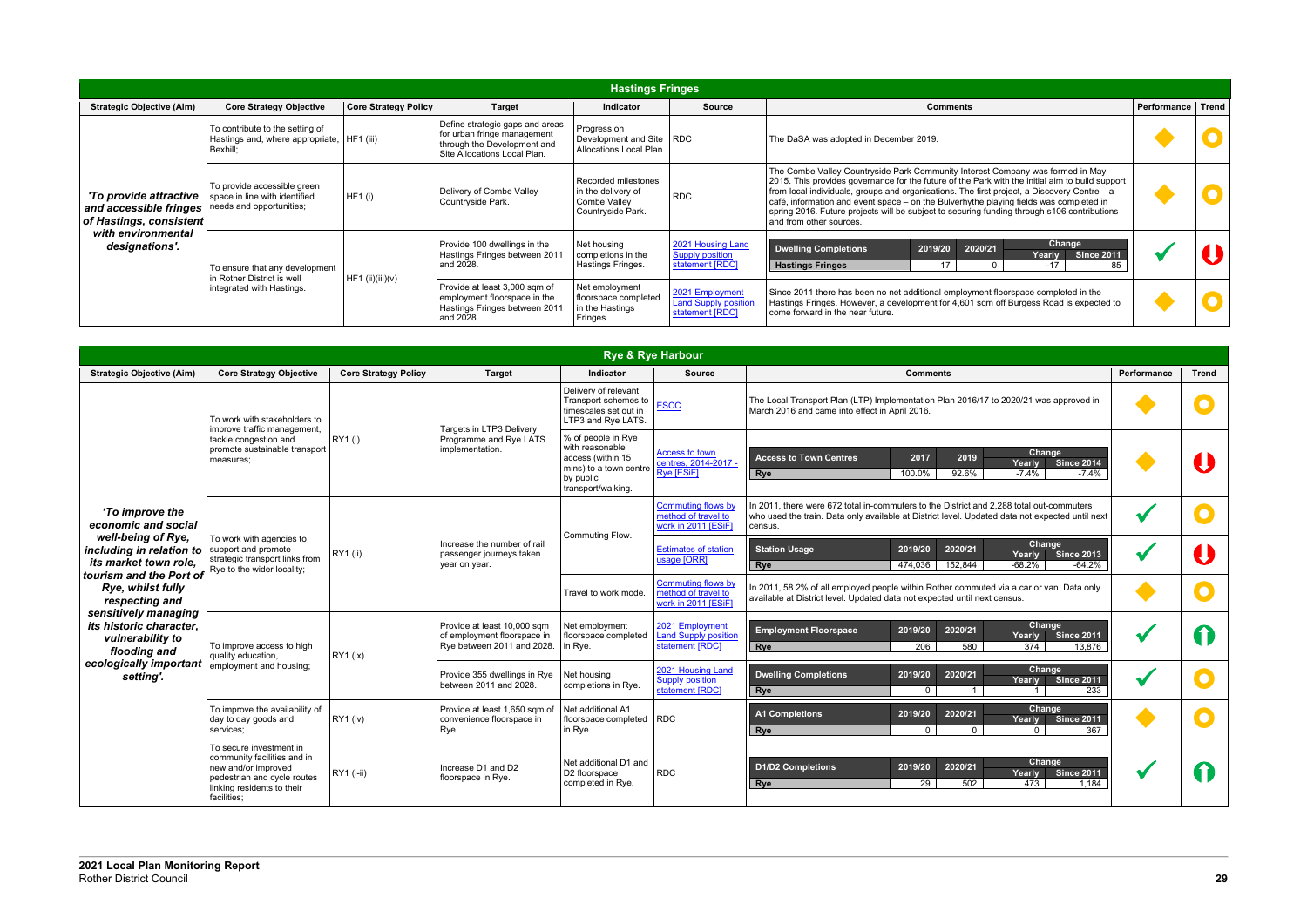## Hastings Fringes

| Strategic Objective (Aim) | Core Strategy Objective | Core Strategy Policy | Target | Indicator | Source | Comments | Performance | Trend |
|---|---|---|---|---|---|---|---|---|
| *'To provide attractive and accessible fringes of Hastings, consistent with environmental designations'.* | To contribute to the setting of Hastings and, where appropriate, Bexhill; | HF1 (iii) | Define strategic gaps and areas for urban fringe management through the Development and Site Allocations Local Plan. | Progress on Development and Site Allocations Local Plan. | RDC | The DaSA was adopted in December 2019. | | |
| | To provide accessible green space in line with identified needs and opportunities; | HF1 (i) | Delivery of Combe Valley Countryside Park. | Recorded milestones in the delivery of Combe Valley Countryside Park. | RDC | The Combe Valley Countryside Park Community Interest Company was formed in May 2015. This provides governance for the future of the Park with the initial aim to build support from local individuals, groups and organisations. The first project, a Discovery Centre – a café, information and event space – on the Bulverhythe playing fields was completed in spring 2016. Future projects will be subject to securing funding through s106 contributions and from other sources. | | |
| | To ensure that any development in Rother District is well integrated with Hastings. | HF1 (ii)(iii)(v) | Provide 100 dwellings in the Hastings Fringes between 2011 and 2028. | Net housing completions in the Hastings Fringes. | 2021 Housing Land Supply position statement [RDC] | Dwelling Completions — Hastings Fringes: 2019/20: 17; 2020/21: 0; Change Yearly: -17; Change Since 2011: 85 | ✓ | |
| | | | Provide at least 3,000 sqm of employment floorspace in the Hastings Fringes between 2011 and 2028. | Net employment floorspace completed in the Hastings Fringes. | 2021 Employment Land Supply position statement [RDC] | Since 2011 there has been no net additional employment floorspace completed in the Hastings Fringes. However, a development for 4,601 sqm off Burgess Road is expected to come forward in the near future. | | |

## Rye & Rye Harbour

| Strategic Objective (Aim) | Core Strategy Objective | Core Strategy Policy | Target | Indicator | Source | Comments | Performance | Trend |
|---|---|---|---|---|---|---|---|---|
| *'To improve the economic and social well-being of Rye, including in relation to its market town role, tourism and the Port of Rye, whilst fully respecting and sensitively managing its historic character, vulnerability to flooding and ecologically important setting'.* | To work with stakeholders to improve traffic management, tackle congestion and promote sustainable transport measures; | RY1 (i) | Targets in LTP3 Delivery Programme and Rye LATS implementation. | Delivery of relevant Transport schemes to timescales set out in LTP3 and Rye LATS. | ESCC | The Local Transport Plan (LTP) Implementation Plan 2016/17 to 2020/21 was approved in March 2016 and came into effect in April 2016. | | |
| | | | | % of people in Rye with reasonable access (within 15 mins) to a town centre by public transport/walking. | Access to town centres, 2014-2017 - Rye [ESiF] | Access to Town Centres — Rye: 2017: 100.0%; 2019: 92.6%; Change Yearly: -7.4%; Change Since 2014: -7.4% | | |
| | To work with agencies to support and promote strategic transport links from Rye to the wider locality; | RY1 (ii) | Increase the number of rail passenger journeys taken year on year. | Commuting Flow. | Commuting flows by method of travel to work in 2011 [ESiF] | In 2011, there were 672 total in-commuters to the District and 2,288 total out-commuters who used the train. Data only available at District level. Updated data not expected until next census. | ✓ | |
| | | | | | Estimates of station usage [ORR] | Station Usage — Rye: 2019/20: 474,036; 2020/21: 152,844; Change Yearly: -68.2%; Change Since 2013: -64.2% | ✓ | |
| | | | | Travel to work mode. | Commuting flows by method of travel to work in 2011 [ESiF] | In 2011, 58.2% of all employed people within Rother commuted via a car or van. Data only available at District level. Updated data not expected until next census. | | |
| | To improve access to high quality education, employment and housing; | RY1 (ix) | Provide at least 10,000 sqm of employment floorspace in Rye between 2011 and 2028. | Net employment floorspace completed in Rye. | 2021 Employment Land Supply position statement [RDC] | Employment Floorspace — Rye: 2019/20: 206; 2020/21: 580; Change Yearly: 374; Change Since 2011: 13,876 | ✓ | |
| | | | Provide 355 dwellings in Rye between 2011 and 2028. | Net housing completions in Rye. | 2021 Housing Land Supply position statement [RDC] | Dwelling Completions — Rye: 2019/20: 0; 2020/21: 1; Change Yearly: 1; Change Since 2011: 233 | ✓ | |
| | To improve the availability of day to day goods and services; | RY1 (iv) | Provide at least 1,650 sqm of convenience floorspace in Rye. | Net additional A1 floorspace completed in Rye. | RDC | A1 Completions — Rye: 2019/20: 0; 2020/21: 0; Change Yearly: 0; Change Since 2011: 367 | | |
| | To secure investment in community facilities and in new and/or improved pedestrian and cycle routes linking residents to their facilities; | RY1 (i-ii) | Increase D1 and D2 floorspace in Rye. | Net additional D1 and D2 floorspace completed in Rye. | RDC | D1/D2 Completions — Rye: 2019/20: 29; 2020/21: 502; Change Yearly: 473; Change Since 2011: 1,184 | ✓ | |

**2021 Local Plan Monitoring Report**
Rother District Council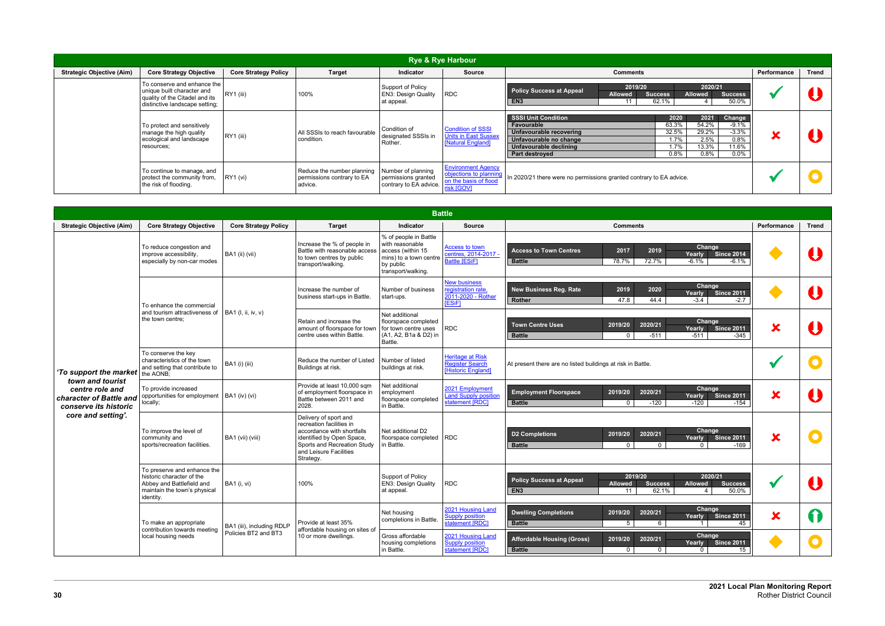## Rye & Rye Harbour

| Strategic Objective (Aim) | Core Strategy Objective | Core Strategy Policy | Target | Indicator | Source | Comments | Performance | Trend |
|---|---|---|---|---|---|---|---|---|
| | To conserve and enhance the unique built character and quality of the Citadel and its distinctive landscape setting; | RY1 (iii) | 100% | Support of Policy EN3: Design Quality at appeal. | RDC | **Policy Success at Appeal** — EN3: 2019/20 Allowed 11, Success 62.1%; 2020/21 Allowed 4, Success 50.0% | ✓ | ↓ |
| | To protect and sensitively manage the high quality ecological and landscape resources; | RY1 (iii) | All SSSIs to reach favourable condition. | Condition of designated SSSIs in Rother. | [Condition of SSSI Units in East Sussex [Natural England]] | **SSSI Unit Condition** (2020 / 2021 / Change): Favourable 63.3% / 54.2% / -9.1%; Unfavourable recovering 32.5% / 29.2% / -3.3%; Unfavourable no change 1.7% / 2.5% / 0.8%; Unfavourable declining 1.7% / 13.3% / 11.6%; Part destroyed 0.8% / 0.8% / 0.0% | ✗ | ↓ |
| | To continue to manage, and protect the community from, the risk of flooding. | RY1 (vi) | Reduce the number planning permissions contrary to EA advice. | Number of planning permissions granted contrary to EA advice. | [Environment Agency objections to planning on the basis of flood risk [GOV]] | In 2020/21 there were no permissions granted contrary to EA advice. | ✓ | ○ |

## Battle

| Strategic Objective (Aim) | Core Strategy Objective | Core Strategy Policy | Target | Indicator | Source | Comments | Performance | Trend |
|---|---|---|---|---|---|---|---|---|
| *'To support the market town and tourist centre role and character of Battle and conserve its historic core and setting'.* | To reduce congestion and improve accessibility, especially by non-car modes | BA1 (ii) (vii) | Increase the % of people in Battle with reasonable access to town centres by public transport/walking. | % of people in Battle with reasonable access (within 15 mins) to a town centre by public transport/walking. | [Access to town centres, 2014-2017 - Battle [ESiF]] | **Access to Town Centres** — Battle: 2017 78.7%; 2019 72.7%; Change Yearly -6.1%; Since 2014 -6.1% | ◆ | ↓ |
| | To enhance the commercial and tourism attractiveness of the town centre; | BA1 (I, ii, iv, v) | Increase the number of business start-ups in Battle. | Number of business start-ups. | [New business registration rate, 2011-2020 - Rother [ESiF]] | **New Business Reg. Rate** — Rother: 2019 47.8; 2020 44.4; Change Yearly -3.4; Since 2011 -2.7 | ◆ | ↓ |
| | | | Retain and increase the amount of floorspace for town centre uses within Battle. | Net additional floorspace completed for town centre uses (A1, A2, B1a & D2) in Battle. | RDC | **Town Centre Uses** — Battle: 2019/20 0; 2020/21 -511; Change Yearly -511; Since 2011 -345 | ✗ | ↓ |
| | To conserve the key characteristics of the town and setting that contribute to the AONB; | BA1 (i) (iii) | Reduce the number of Listed Buildings at risk. | Number of listed buildings at risk. | [Heritage at Risk Register Search [Historic England]] | At present there are no listed buildings at risk in Battle. | ✓ | ○ |
| | To provide increased opportunities for employment locally; | BA1 (iv) (vi) | Provide at least 10,000 sqm of employment floorspace in Battle between 2011 and 2028. | Net additional employment floorspace completed in Battle. | [2021 Employment Land Supply position statement [RDC]] | **Employment Floorspace** — Battle: 2019/20 0; 2020/21 -120; Change Yearly -120; Since 2011 -154 | ✗ | ↓ |
| | To improve the level of community and sports/recreation facilities. | BA1 (vii) (viii) | Delivery of sport and recreation facilities in accordance with shortfalls identified by Open Space, Sports and Recreation Study and Leisure Facilities Strategy. | Net additional D2 floorspace completed in Battle. | RDC | **D2 Completions** — Battle: 2019/20 0; 2020/21 0; Change Yearly 0; Since 2011 -169 | ✗ | ○ |
| | To preserve and enhance the historic character of the Abbey and Battlefield and maintain the town's physical identity. | BA1 (i, vi) | 100% | Support of Policy EN3: Design Quality at appeal. | RDC | **Policy Success at Appeal** — EN3: 2019/20 Allowed 11, Success 62.1%; 2020/21 Allowed 4, Success 50.0% | ✓ | ↓ |
| | To make an appropriate contribution towards meeting local housing needs | BA1 (iii), including RDLP Policies BT2 and BT3 | Provide at least 35% affordable housing on sites of 10 or more dwellings. | Net housing completions in Battle. | [2021 Housing Land Supply position statement [RDC]] | **Dwelling Completions** — Battle: 2019/20 5; 2020/21 6; Change Yearly 1; Since 2011 45 | ✗ | ↑ |
| | | | | Gross affordable housing completions in Battle. | [2021 Housing Land Supply position statement [RDC]] | **Affordable Housing (Gross)** — Battle: 2019/20 0; 2020/21 0; Change Yearly 0; Since 2011 15 | ◆ | ○ |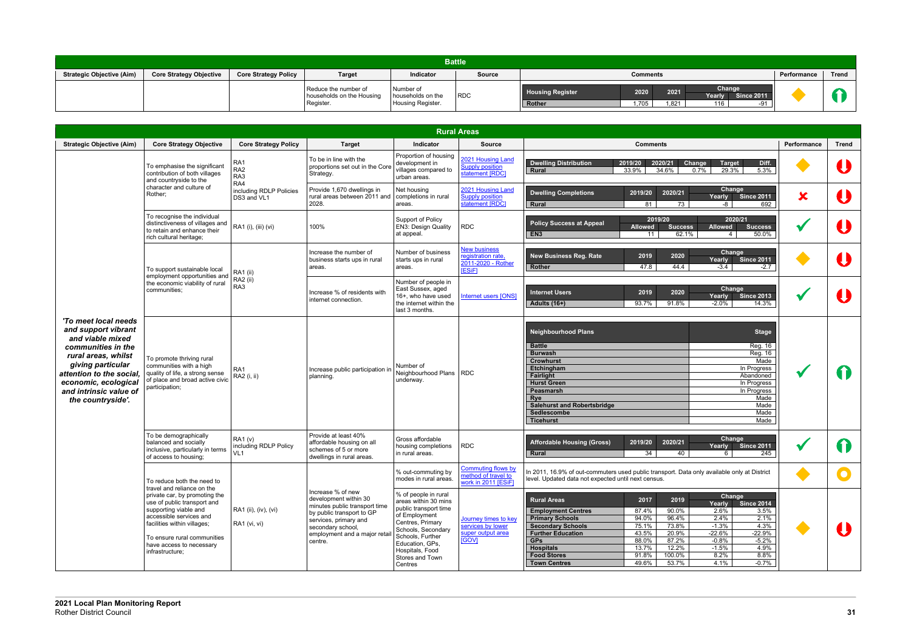## Battle

| Strategic Objective (Aim) | Core Strategy Objective | Core Strategy Policy | Target | Indicator | Source | Comments | Performance | Trend |
|---|---|---|---|---|---|---|---|---|
| | | | Reduce the number of households on the Housing Register. | Number of households on the Housing Register. | RDC | **Housing Register** – 2020 / 2021 / Change Yearly / Change Since 2011; **Rother**: 1,705 / 1,821 / 116 / -91 | ◆ | ↑ |

## Rural Areas

| Strategic Objective (Aim) | Core Strategy Objective | Core Strategy Policy | Target | Indicator | Source | Comments | Performance | Trend |
|---|---|---|---|---|---|---|---|---|
| *'To meet local needs and support vibrant and viable mixed communities in the rural areas, whilst giving particular attention to the social, economic, ecological and intrinsic value of the countryside'.* | To emphasise the significant contribution of both villages and countryside to the character and culture of Rother; | RA1<br>RA2<br>RA3<br>RA4<br>including RDLP Policies DS3 and VL1 | To be in line with the proportions set out in the Core Strategy. | Proportion of housing development in villages compared to urban areas. | 2021 Housing Land Supply position statement [RDC] | **Dwelling Distribution** – 2019/20 / 2020/21 / Change / Target / Diff.; **Rural**: 33.9% / 34.6% / 0.7% / 29.3% / 5.3% | ◆ | ↓ |
| | | | Provide 1,670 dwellings in rural areas between 2011 and 2028. | Net housing completions in rural areas. | 2021 Housing Land Supply position statement [RDC] | **Dwelling Completions** – 2019/20 / 2020/21 / Change Yearly / Change Since 2011; **Rural**: 81 / 73 / -8 / 692 | ✘ | ↓ |
| | To recognise the individual distinctiveness of villages and to retain and enhance their rich cultural heritage; | RA1 (i), (iii) (vi) | 100% | Support of Policy EN3: Design Quality at appeal. | RDC | **Policy Success at Appeal** – 2019/20 Allowed / 2019/20 Success / 2020/21 Allowed / 2020/21 Success; **EN3**: 11 / 62.1% / 4 / 50.0% | ✓ | ↓ |
| | To support sustainable local employment opportunities and the economic viability of rural communities; | RA1 (ii)<br>RA2 (ii)<br>RA3 | Increase the number of business starts ups in rural areas. | Number of business starts ups in rural areas. | New business registration rate, 2011-2020 - Rother [ESiF] | **New Business Reg. Rate** – 2019 / 2020 / Change Yearly / Change Since 2011; **Rother**: 47.8 / 44.4 / -3.4 / -2.7 | ◆ | ↓ |
| | | | Increase % of residents with internet connection. | Number of people in East Sussex, aged 16+, who have used the internet within the last 3 months. | Internet users [ONS] | **Internet Users** – 2019 / 2020 / Change Yearly / Change Since 2013; **Adults (16+)**: 93.7% / 91.8% / -2.0% / 14.3% | ✓ | ↓ |
| | To promote thriving rural communities with a high quality of life, a strong sense of place and broad active civic participation; | RA1<br>RA2 (i, ii) | Increase public participation in planning. | Number of Neighbourhood Plans underway. | RDC | **Neighbourhood Plans – Stage**: **Battle** Reg. 16; **Burwash** Reg. 16; **Crowhurst** Made; **Etchingham** In Progress; **Fairlight** Abandoned; **Hurst Green** In Progress; **Peasmarsh** In Progress; **Rye** Made; **Salehurst and Robertsbridge** Made; **Sedlescombe** Made; **Ticehurst** Made | ✓ | ↑ |
| | To be demographically balanced and socially inclusive, particularly in terms of access to housing; | RA1 (v)<br>including RDLP Policy VL1 | Provide at least 40% affordable housing on all schemes of 5 or more dwellings in rural areas. | Gross affordable housing completions in rural areas. | RDC | **Affordable Housing (Gross)** – 2019/20 / 2020/21 / Change Yearly / Change Since 2011; **Rural**: 34 / 40 / 6 / 245 | ✓ | ↑ |
| | To reduce both the need to travel and reliance on the private car, by promoting the use of public transport and supporting viable and accessible services and facilities within villages;<br><br>To ensure rural communities have access to necessary infrastructure; | RA1 (ii), (iv), (vi)<br><br>RA1 (vi, vi) | Increase % of new development within 30 minutes public transport time by public transport to GP services, primary and secondary school, employment and a major retail centre. | % out-commuting by modes in rural areas. | Commuting flows by method of travel to work in 2011 [ESiF] | In 2011, 16.9% of out-commuters used public transport. Data only available only at District level. Updated data not expected until next census. | ◆ | ● |
| | | | | % of people in rural areas within 30 mins public transport time of Employment Centres, Primary Schools, Secondary Schools, Further Education, GPs, Hospitals, Food Stores and Town Centres | Journey times to key services by lower super output area [GOV] | **Rural Areas** – 2017 / 2019 / Change Yearly / Change Since 2014; **Employment Centres**: 87.4% / 90.0% / 2.6% / 3.5%; **Primary Schools**: 94.0% / 96.4% / 2.4% / 2.1%; **Secondary Schools**: 75.1% / 73.8% / -1.3% / 4.3%; **Further Education**: 43.5% / 20.9% / -22.6% / -22.9%; **GPs**: 88.0% / 87.2% / -0.8% / -5.2%; **Hospitals**: 13.7% / 12.2% / -1.5% / 4.9%; **Food Stores**: 91.8% / 100.0% / 8.2% / 8.8%; **Town Centres**: 49.6% / 53.7% / 4.1% / -0.7% | ◆ | ↓ |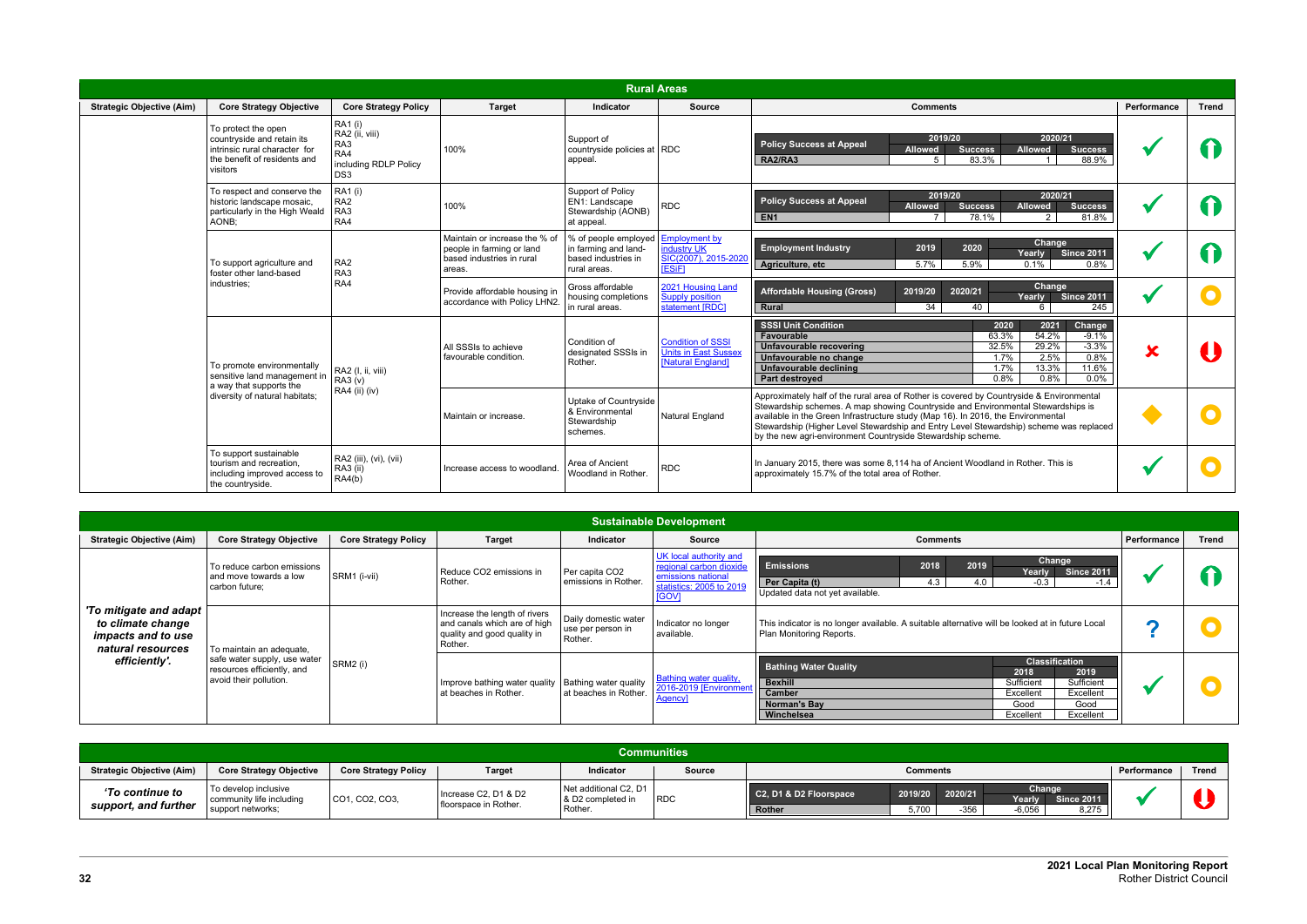## Rural Areas

| Strategic Objective (Aim) | Core Strategy Objective | Core Strategy Policy | Target | Indicator | Source | Comments | Performance | Trend |
|---|---|---|---|---|---|---|---|---|
| | To protect the open countryside and retain its intrinsic rural character for the benefit of residents and visitors | RA1 (i) RA2 (ii, viii) RA3 RA4 including RDLP Policy DS3 | 100% | Support of countryside policies at appeal. | RDC | Policy Success at Appeal — RA2/RA3: 2019/20 Allowed 5, Success 83.3%; 2020/21 Allowed 1, Success 88.9% | ✓ | Up |
| | To respect and conserve the historic landscape mosaic, particularly in the High Weald AONB; | RA1 (i) RA2 RA3 RA4 | 100% | Support of Policy EN1: Landscape Stewardship (AONB) at appeal. | RDC | Policy Success at Appeal — EN1: 2019/20 Allowed 7, Success 78.1%; 2020/21 Allowed 2, Success 81.8% | ✓ | Up |
| | To support agriculture and foster other land-based industries; | RA2 RA3 RA4 | Maintain or increase the % of people in farming or land based industries in rural areas. | % of people employed in farming and land-based industries in rural areas. | Employment by industry UK SIC(2007), 2015-2020 [ESiF] | Employment Industry — Agriculture, etc: 2019 5.7%; 2020 5.9%; Change Yearly 0.1%; Change Since 2011 0.8% | ✓ | Up |
| | | | Provide affordable housing in accordance with Policy LHN2. | Gross affordable housing completions in rural areas. | 2021 Housing Land Supply position statement [RDC] | Affordable Housing (Gross) — Rural: 2019/20 34; 2020/21 40; Change Yearly 6; Change Since 2011 245 | ✓ | Neutral |
| | To promote environmentally sensitive land management in a way that supports the diversity of natural habitats; | RA2 (I, ii, viii) RA3 (v) RA4 (ii) (iv) | All SSSIs to achieve favourable condition. | Condition of designated SSSIs in Rother. | Condition of SSSI Units in East Sussex [Natural England] | SSSI Unit Condition (2020 / 2021 / Change): Favourable 63.3% / 54.2% / -9.1%; Unfavourable recovering 32.5% / 29.2% / -3.3%; Unfavourable no change 1.7% / 2.5% / 0.8%; Unfavourable declining 1.7% / 13.3% / 11.6%; Part destroyed 0.8% / 0.8% / 0.0% | ✗ | Down |
| | | | Maintain or increase. | Uptake of Countryside & Environmental Stewardship schemes. | Natural England | Approximately half of the rural area of Rother is covered by Countryside & Environmental Stewardship schemes. A map showing Countryside and Environmental Stewardships is available in the Green Infrastructure study (Map 16). In 2016, the Environmental Stewardship (Higher Level Stewardship and Entry Level Stewardship) scheme was replaced by the new agri-environment Countryside Stewardship scheme. | ◆ | Neutral |
| | To support sustainable tourism and recreation, including improved access to the countryside. | RA2 (iii), (vi), (vii) RA3 (ii) RA4(b) | Increase access to woodland. | Area of Ancient Woodland in Rother. | RDC | In January 2015, there was some 8,114 ha of Ancient Woodland in Rother. This is approximately 15.7% of the total area of Rother. | ✓ | Neutral |

## Sustainable Development

| Strategic Objective (Aim) | Core Strategy Objective | Core Strategy Policy | Target | Indicator | Source | Comments | Performance | Trend |
|---|---|---|---|---|---|---|---|---|
| *'To mitigate and adapt to climate change impacts and to use natural resources efficiently'.* | To reduce carbon emissions and move towards a low carbon future; | SRM1 (i-vii) | Reduce CO2 emissions in Rother. | Per capita CO2 emissions in Rother. | UK local authority and regional carbon dioxide emissions national statistics: 2005 to 2019 [GOV] | Emissions — Per Capita (t): 2018 4.3; 2019 4.0; Change Yearly -0.3; Change Since 2011 -1.4. Updated data not yet available. | ✓ | Up |
| | To maintain an adequate, safe water supply, use water resources efficiently, and avoid their pollution. | SRM2 (i) | Increase the length of rivers and canals which are of high quality and good quality in Rother. | Daily domestic water use per person in Rother. | Indicator no longer available. | This indicator is no longer available. A suitable alternative will be looked at in future Local Plan Monitoring Reports. | ? | Neutral |
| | | | Improve bathing water quality at beaches in Rother. | Bathing water quality at beaches in Rother. | Bathing water quality, 2016-2019 [Environment Agency] | Bathing Water Quality — Classification (2018 / 2019): Bexhill Sufficient / Sufficient; Camber Excellent / Excellent; Norman's Bay Good / Good; Winchelsea Excellent / Excellent | ✓ | Neutral |

## Communities

| Strategic Objective (Aim) | Core Strategy Objective | Core Strategy Policy | Target | Indicator | Source | Comments | Performance | Trend |
|---|---|---|---|---|---|---|---|---|
| *'To continue to support, and further* | To develop inclusive community life including support networks; | CO1, CO2, CO3, | Increase C2, D1 & D2 floorspace in Rother. | Net additional C2, D1 & D2 completed in Rother. | RDC | C2, D1 & D2 Floorspace — Rother: 2019/20 5,700; 2020/21 -356; Change Yearly -6,056; Change Since 2011 8,275 | ✓ | Down |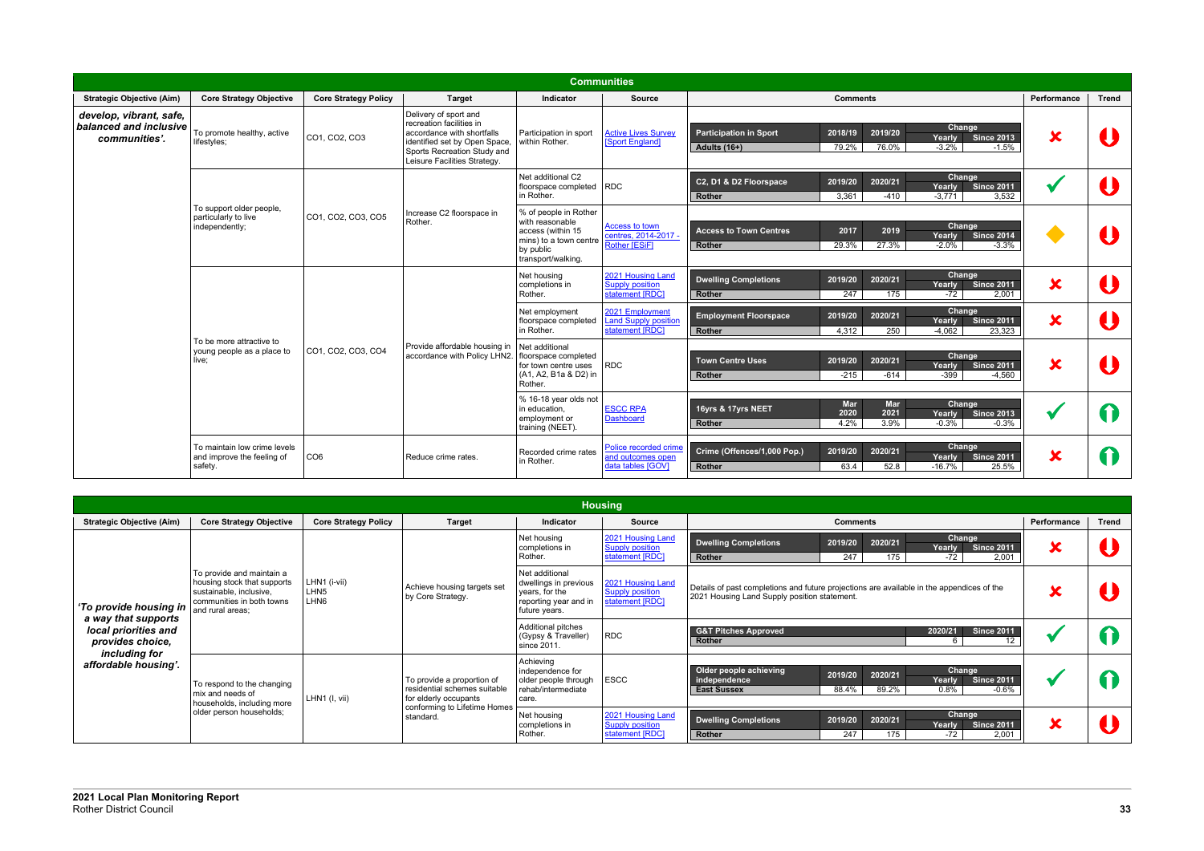## Communities

| Strategic Objective (Aim) | Core Strategy Objective | Core Strategy Policy | Target | Indicator | Source | Comments | Performance | Trend |
|---|---|---|---|---|---|---|---|---|
| ***develop, vibrant, safe, balanced and inclusive communities'.*** | To promote healthy, active lifestyles; | CO1, CO2, CO3 | Delivery of sport and recreation facilities in accordance with shortfalls identified set by Open Space, Sports Recreation Study and Leisure Facilities Strategy. | Participation in sport within Rother. | Active Lives Survey [Sport England] | **Participation in Sport** – 2018/19: 79.2%; 2019/20: 76.0%; Change Yearly: -3.2%; Change Since 2013: -1.5% (Adults (16+)) | ✘ | ↓ |
| | To support older people, particularly to live independently; | CO1, CO2, CO3, CO5 | Increase C2 floorspace in Rother. | Net additional C2 floorspace completed in Rother. | RDC | **C2, D1 & D2 Floorspace** – Rother: 2019/20: 3,361; 2020/21: -410; Change Yearly: -3,771; Change Since 2011: 3,532 | ✓ | ↓ |
| | | | | % of people in Rother with reasonable access (within 15 mins) to a town centre by public transport/walking. | Access to town centres, 2014-2017 - Rother [ESiF] | **Access to Town Centres** – Rother: 2017: 29.3%; 2019: 27.3%; Change Yearly: -2.0%; Change Since 2014: -3.3% | ◆ | ↓ |
| | To be more attractive to young people as a place to live; | CO1, CO2, CO3, CO4 | Provide affordable housing in accordance with Policy LHN2. | Net housing completions in Rother. | 2021 Housing Land Supply position statement [RDC] | **Dwelling Completions** – Rother: 2019/20: 247; 2020/21: 175; Change Yearly: -72; Change Since 2011: 2,001 | ✘ | ↓ |
| | | | | Net employment floorspace completed in Rother. | 2021 Employment Land Supply position statement [RDC] | **Employment Floorspace** – Rother: 2019/20: 4,312; 2020/21: 250; Change Yearly: -4,062; Change Since 2011: 23,323 | ✘ | ↓ |
| | | | | Net additional floorspace completed for town centre uses (A1, A2, B1a & D2) in Rother. | RDC | **Town Centre Uses** – Rother: 2019/20: -215; 2020/21: -614; Change Yearly: -399; Change Since 2011: -4,560 | ✘ | ↓ |
| | | | | % 16-18 year olds not in education, employment or training (NEET). | ESCC RPA Dashboard | **16yrs & 17yrs NEET** – Rother: Mar 2020: 4.2%; Mar 2021: 3.9%; Change Yearly: -0.3%; Change Since 2013: -0.3% | ✓ | ↑ |
| | To maintain low crime levels and improve the feeling of safety. | CO6 | Reduce crime rates. | Recorded crime rates in Rother. | Police recorded crime and outcomes open data tables [GOV] | **Crime (Offences/1,000 Pop.)** – Rother: 2019/20: 63.4; 2020/21: 52.8; Change Yearly: -16.7%; Change Since 2011: 25.5% | ✘ | ↑ |

## Housing

| Strategic Objective (Aim) | Core Strategy Objective | Core Strategy Policy | Target | Indicator | Source | Comments | Performance | Trend |
|---|---|---|---|---|---|---|---|---|
| ***'To provide housing in a way that supports local priorities and provides choice, including for affordable housing'.*** | To provide and maintain a housing stock that supports sustainable, inclusive, communities in both towns and rural areas; | LHN1 (i-vii) LHN5 LHN6 | Achieve housing targets set by Core Strategy. | Net housing completions in Rother. | 2021 Housing Land Supply position statement [RDC] | **Dwelling Completions** – Rother: 2019/20: 247; 2020/21: 175; Change Yearly: -72; Change Since 2011: 2,001 | ✘ | ↓ |
| | | | | Net additional dwellings in previous years, for the reporting year and in future years. | 2021 Housing Land Supply position statement [RDC] | Details of past completions and future projections are available in the appendices of the 2021 Housing Land Supply position statement. | ✘ | ↓ |
| | | | | Additional pitches (Gypsy & Traveller) since 2011. | RDC | **G&T Pitches Approved** – Rother: 2020/21: 6; Since 2011: 12 | ✓ | ↑ |
| | To respond to the changing mix and needs of households, including more older person households; | LHN1 (I, vii) | To provide a proportion of residential schemes suitable for elderly occupants conforming to Lifetime Homes standard. | Achieving independence for older people through rehab/intermediate care. | ESCC | **Older people achieving independence** – East Sussex: 2019/20: 88.4%; 2020/21: 89.2%; Change Yearly: 0.8%; Change Since 2011: -0.6% | ✓ | ↑ |
| | | | | Net housing completions in Rother. | 2021 Housing Land Supply position statement [RDC] | **Dwelling Completions** – Rother: 2019/20: 247; 2020/21: 175; Change Yearly: -72; Change Since 2011: 2,001 | ✘ | ↓ |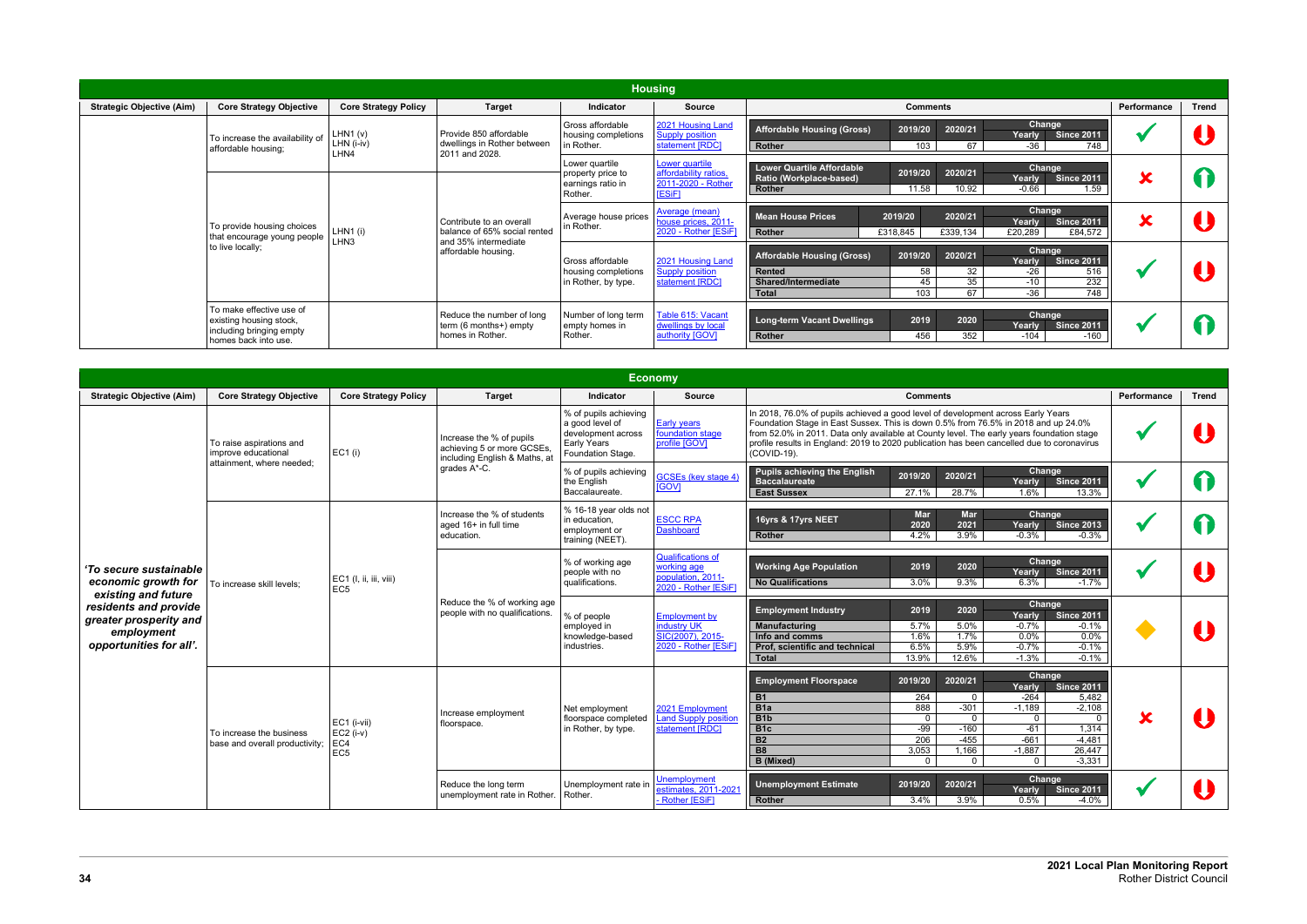## Housing

| Strategic Objective (Aim) | Core Strategy Objective | Core Strategy Policy | Target | Indicator | Source | Comments | Performance | Trend |
|---|---|---|---|---|---|---|---|---|
| | To increase the availability of affordable housing; | LHN1 (v) LHN (i-iv) LHN4 | Provide 850 affordable dwellings in Rother between 2011 and 2028. | Gross affordable housing completions in Rother. | [2021 Housing Land Supply position statement [RDC]] | **Affordable Housing (Gross)**: 2019/20: 103; 2020/21: 67; Change Yearly: -36; Change Since 2011: 748 | ✔ | ⬇ |
| | To provide housing choices that encourage young people to live locally; | LHN1 (i) LHN3 | Contribute to an overall balance of 65% social rented and 35% intermediate affordable housing. | Lower quartile property price to earnings ratio in Rother. | [Lower quartile affordability ratios, 2011-2020 - Rother [ESiF]] | **Lower Quartile Affordable Ratio (Workplace-based)** – Rother: 2019/20: 11.58; 2020/21: 10.92; Change Yearly: -0.66; Change Since 2011: 1.59 | ✘ | ⬆ |
| | | | | Average house prices in Rother. | [Average (mean) house prices, 2011-2020 - Rother [ESiF]] | **Mean House Prices** – Rother: 2019/20: £318,845; 2020/21: £339,134; Change Yearly: £20,289; Change Since 2011: £84,572 | ✘ | ⬇ |
| | | | | Gross affordable housing completions in Rother, by type. | [2021 Housing Land Supply position statement [RDC]] | **Affordable Housing (Gross)**: Rented: 58; 32; -26; 516. Shared/Intermediate: 45; 35; -10; 232. Total: 103; 67; -36; 748 (2019/20; 2020/21; Change Yearly; Change Since 2011) | ✔ | ⬇ |
| | To make effective use of existing housing stock, including bringing empty homes back into use. | | Reduce the number of long term (6 months+) empty homes in Rother. | Number of long term empty homes in Rother. | [Table 615: Vacant dwellings by local authority [GOV]] | **Long-term Vacant Dwellings** – Rother: 2019: 456; 2020: 352; Change Yearly: -104; Change Since 2011: -160 | ✔ | ⬆ |

## Economy

| Strategic Objective (Aim) | Core Strategy Objective | Core Strategy Policy | Target | Indicator | Source | Comments | Performance | Trend |
|---|---|---|---|---|---|---|---|---|
| *'To secure sustainable economic growth for existing and future residents and provide greater prosperity and employment opportunities for all'.* | To raise aspirations and improve educational attainment, where needed; | EC1 (i) | Increase the % of pupils achieving 5 or more GCSEs, including English & Maths, at grades A*-C. | % of pupils achieving a good level of development across Early Years Foundation Stage. | [Early years foundation stage profile [GOV]] | In 2018, 76.0% of pupils achieved a good level of development across Early Years Foundation Stage in East Sussex. This is down 0.5% from 76.5% in 2018 and up 24.0% from 52.0% in 2011. Data only available at County level. The early years foundation stage profile results in England: 2019 to 2020 publication has been cancelled due to coronavirus (COVID-19). | ✔ | ⬇ |
| | | | | % of pupils achieving the English Baccalaureate. | [GCSEs (key stage 4) [GOV]] | **Pupils achieving the English Baccalaureate** – East Sussex: 2019/20: 27.1%; 2020/21: 28.7%; Change Yearly: 1.6%; Change Since 2011: 13.3% | ✔ | ⬆ |
| | To increase skill levels; | EC1 (I, ii, iii, viii) EC5 | Increase the % of students aged 16+ in full time education. | % 16-18 year olds not in education, employment or training (NEET). | [ESCC RPA Dashboard] | **16yrs & 17yrs NEET** – Rother: Mar 2020: 4.2%; Mar 2021: 3.9%; Change Yearly: -0.3%; Change Since 2013: -0.3% | ✔ | ⬆ |
| | | | Reduce the % of working age people with no qualifications. | % of working age people with no qualifications. | [Qualifications of working age population, 2011-2020 - Rother [ESiF]] | **Working Age Population** – No Qualifications: 2019: 3.0%; 2020: 9.3%; Change Yearly: 6.3%; Change Since 2011: -1.7% | ✔ | ⬇ |
| | | | | % of people employed in knowledge-based industries. | [Employment by industry UK SIC(2007), 2015-2020 - Rother [ESiF]] | **Employment Industry**: Manufacturing: 5.7%; 5.0%; -0.7%; -0.1%. Info and comms: 1.6%; 1.7%; 0.0%; 0.0%. Prof, scientific and technical: 6.5%; 5.9%; -0.7%; -0.1%. Total: 13.9%; 12.6%; -1.3%; -0.1% (2019; 2020; Change Yearly; Change Since 2011) | ◆ | ⬇ |
| | To increase the business base and overall productivity; | EC1 (i-vii) EC2 (i-v) EC4 EC5 | Increase employment floorspace. | Net employment floorspace completed in Rother, by type. | [2021 Employment Land Supply position statement [RDC]] | **Employment Floorspace**: B1: 264; 0; -264; 5,482. B1a: 888; -301; -1,189; -2,108. B1b: 0; 0; 0; 0. B1c: -99; -160; -61; 1,314. B2: 206; -455; -661; -4,481. B8: 3,053; 1,166; -1,887; 26,447. B (Mixed): 0; 0; 0; -3,331 (2019/20; 2020/21; Change Yearly; Change Since 2011) | ✘ | ⬇ |
| | | | Reduce the long term unemployment rate in Rother. | Unemployment rate in Rother. | [Unemployment estimates, 2011-2021 - Rother [ESiF]] | **Unemployment Estimate** – Rother: 2019/20: 3.4%; 2020/21: 3.9%; Change Yearly: 0.5%; Change Since 2011: -4.0% | ✔ | ⬇ |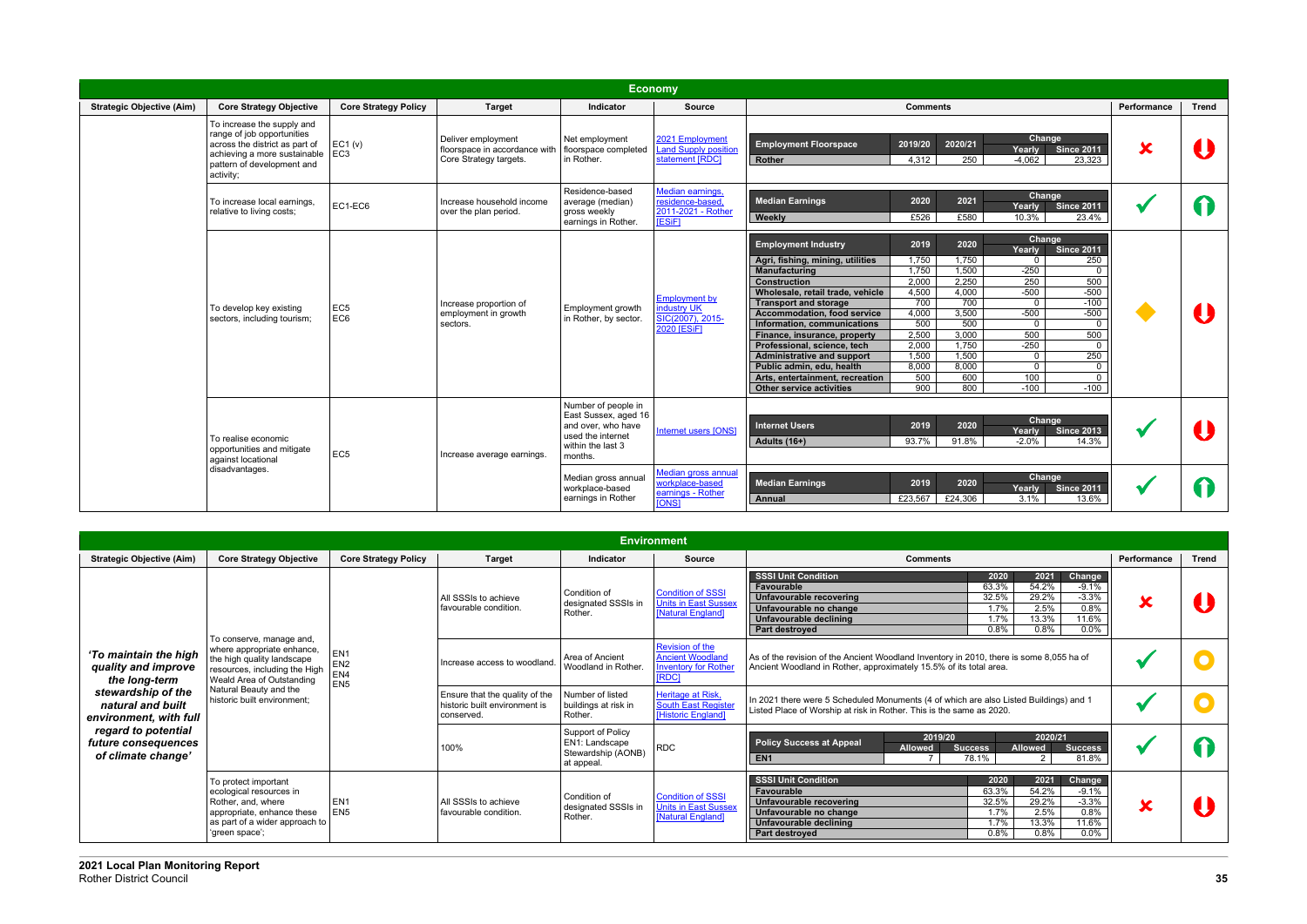## Economy

| Strategic Objective (Aim) | Core Strategy Objective | Core Strategy Policy | Target | Indicator | Source | Comments | Performance | Trend |
|---|---|---|---|---|---|---|---|---|
| | To increase the supply and range of job opportunities across the district as part of achieving a more sustainable pattern of development and activity; | EC1 (v) EC3 | Deliver employment floorspace in accordance with Core Strategy targets. | Net employment floorspace completed in Rother. | [2021 Employment Land Supply position statement [RDC]] | **Employment Floorspace** — 2019/20: 4,312; 2020/21: 250; Change Yearly: -4,062; Change Since 2011: 23,323 (Rother) | ✘ | ⬇ |
| | To increase local earnings, relative to living costs; | EC1-EC6 | Increase household income over the plan period. | Residence-based average (median) gross weekly earnings in Rother. | [Median earnings, residence-based, 2011-2021 - Rother [ESiF]] | **Median Earnings** — Weekly: 2020: £526; 2021: £580; Change Yearly: 10.3%; Change Since 2011: 23.4% | ✔ | ⬆ |
| | To develop key existing sectors, including tourism; | EC5 EC6 | Increase proportion of employment in growth sectors. | Employment growth in Rother, by sector. | [Employment by industry UK SIC(2007), 2015-2020 [ESiF]] | See Employment Industry table below | ◆ | ⬇ |
| | To realise economic opportunities and mitigate against locational disadvantages. | EC5 | Increase average earnings. | Number of people in East Sussex, aged 16 and over, who have used the internet within the last 3 months. | [Internet users [ONS]] | **Internet Users** — Adults (16+): 2019: 93.7%; 2020: 91.8%; Change Yearly: -2.0%; Change Since 2013: 14.3% | ✔ | ⬇ |
| | | | | Median gross annual workplace-based earnings in Rother | [Median gross annual workplace-based earnings - Rother [ONS]] | **Median Earnings** — Annual: 2019: £23,567; 2020: £24,306; Change Yearly: 3.1%; Change Since 2011: 13.6% | ✔ | ⬆ |

| Employment Industry | 2019 | 2020 | Change Yearly | Change Since 2011 |
|---|---|---|---|---|
| Agri, fishing, mining, utilities | 1,750 | 1,750 | 0 | 250 |
| Manufacturing | 1,750 | 1,500 | -250 | 0 |
| Construction | 2,000 | 2,250 | 250 | 500 |
| Wholesale, retail trade, vehicle | 4,500 | 4,000 | -500 | -500 |
| Transport and storage | 700 | 700 | 0 | -100 |
| Accommodation, food service | 4,000 | 3,500 | -500 | -500 |
| Information, communications | 500 | 500 | 0 | 0 |
| Finance, insurance, property | 2,500 | 3,000 | 500 | 500 |
| Professional, science, tech | 2,000 | 1,750 | -250 | 0 |
| Administrative and support | 1,500 | 1,500 | 0 | 250 |
| Public admin, edu, health | 8,000 | 8,000 | 0 | 0 |
| Arts, entertainment, recreation | 500 | 600 | 100 | 0 |
| Other service activities | 900 | 800 | -100 | -100 |

## Environment

| Strategic Objective (Aim) | Core Strategy Objective | Core Strategy Policy | Target | Indicator | Source | Comments | Performance | Trend |
|---|---|---|---|---|---|---|---|---|
| *'To maintain the high quality and improve the long-term stewardship of the natural and built environment, with full regard to potential future consequences of climate change'* | To conserve, manage and, where appropriate enhance, the high quality landscape resources, including the High Weald Area of Outstanding Natural Beauty and the historic built environment; | EN1 EN2 EN4 EN5 | All SSSIs to achieve favourable condition. | Condition of designated SSSIs in Rother. | [Condition of SSSI Units in East Sussex [Natural England]] | See SSSI Unit Condition table below | ✘ | ⬇ |
| | | | Increase access to woodland. | Area of Ancient Woodland in Rother. | [Revision of the Ancient Woodland Inventory for Rother [RDC]] | As of the revision of the Ancient Woodland Inventory in 2010, there is some 8,055 ha of Ancient Woodland in Rother, approximately 15.5% of its total area. | ✔ | ● |
| | | | Ensure that the quality of the historic built environment is conserved. | Number of listed buildings at risk in Rother. | [Heritage at Risk, South East Register [Historic England]] | In 2021 there were 5 Scheduled Monuments (4 of which are also Listed Buildings) and 1 Listed Place of Worship at risk in Rother. This is the same as 2020. | ✔ | ● |
| | | | 100% | Support of Policy EN1: Landscape Stewardship (AONB) at appeal. | RDC | **Policy Success at Appeal** — EN1: 2019/20 Allowed: 7, Success: 78.1%; 2020/21 Allowed: 2, Success: 81.8% | ✔ | ⬆ |
| | To protect important ecological resources in Rother, and, where appropriate, enhance these as part of a wider approach to 'green space'; | EN1 EN5 | All SSSIs to achieve favourable condition. | Condition of designated SSSIs in Rother. | [Condition of SSSI Units in East Sussex [Natural England]] | See SSSI Unit Condition table below | ✘ | ⬇ |

| SSSI Unit Condition | 2020 | 2021 | Change |
|---|---|---|---|
| Favourable | 63.3% | 54.2% | -9.1% |
| Unfavourable recovering | 32.5% | 29.2% | -3.3% |
| Unfavourable no change | 1.7% | 2.5% | 0.8% |
| Unfavourable declining | 1.7% | 13.3% | 11.6% |
| Part destroyed | 0.8% | 0.8% | 0.0% |

**2021 Local Plan Monitoring Report**
Rother District Council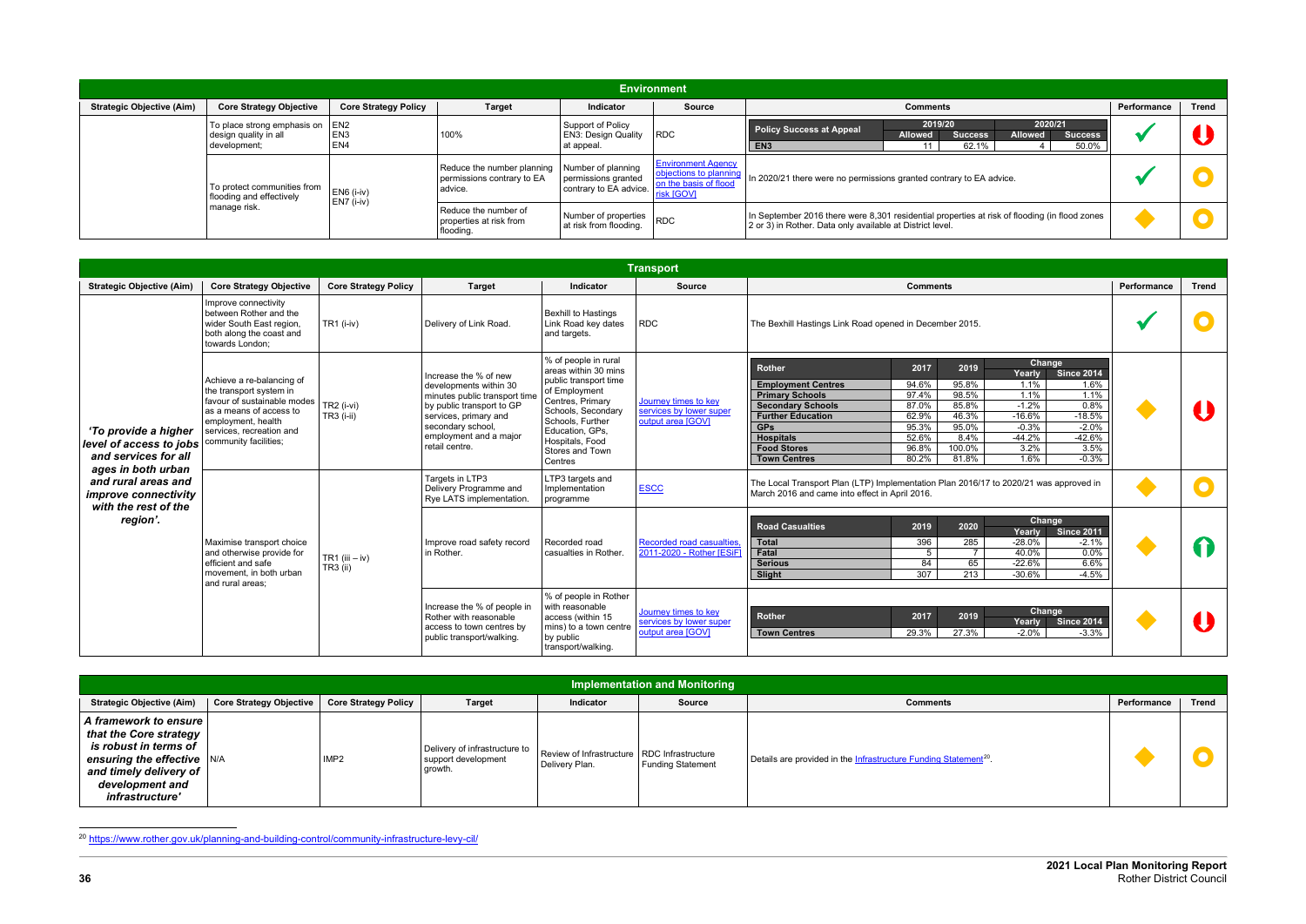## Environment

| Strategic Objective (Aim) | Core Strategy Objective | Core Strategy Policy | Target | Indicator | Source | Comments | Performance | Trend |
|---|---|---|---|---|---|---|---|---|
| | To place strong emphasis on design quality in all development; | EN2 EN3 EN4 | 100% | Support of Policy EN3: Design Quality at appeal. | RDC | **Policy Success at Appeal** — 2019/20: Allowed / Success; 2020/21: Allowed / Success. **EN3**: 11 / 62.1%; 4 / 50.0% | ✓ | ↓ |
| | To protect communities from flooding and effectively manage risk. | EN6 (i-iv) EN7 (i-iv) | Reduce the number planning permissions contrary to EA advice. | Number of planning permissions granted contrary to EA advice. | Environment Agency objections to planning on the basis of flood risk [GOV] | In 2020/21 there were no permissions granted contrary to EA advice. | ✓ | ○ |
| | | | Reduce the number of properties at risk from flooding. | Number of properties at risk from flooding. | RDC | In September 2016 there were 8,301 residential properties at risk of flooding (in flood zones 2 or 3) in Rother. Data only available at District level. | ◆ | ○ |

## Transport

| Strategic Objective (Aim) | Core Strategy Objective | Core Strategy Policy | Target | Indicator | Source | Comments | Performance | Trend |
|---|---|---|---|---|---|---|---|---|
| *'To provide a higher level of access to jobs and services for all ages in both urban and rural areas and improve connectivity with the rest of the region'.* | Improve connectivity between Rother and the wider South East region, both along the coast and towards London; | TR1 (i-iv) | Delivery of Link Road. | Bexhill to Hastings Link Road key dates and targets. | RDC | The Bexhill Hastings Link Road opened in December 2015. | ✓ | ○ |
| | Achieve a re-balancing of the transport system in favour of sustainable modes as a means of access to employment, health services, recreation and community facilities; | TR2 (i-vi) TR3 (i-ii) | Increase the % of new developments within 30 minutes public transport time by public transport to GP services, primary and secondary school, employment and a major retail centre. | % of people in rural areas within 30 mins public transport time of Employment Centres, Primary Schools, Secondary Schools, Further Education, GPs, Hospitals, Food Stores and Town Centres | Journey times to key services by lower super output area [GOV] | See table A below | ◆ | ↓ |
| | Maximise transport choice and otherwise provide for efficient and safe movement, in both urban and rural areas; | TR1 (iii – iv) TR3 (ii) | Targets in LTP3 Delivery Programme and Rye LATS implementation. | LTP3 targets and Implementation programme | ESCC | The Local Transport Plan (LTP) Implementation Plan 2016/17 to 2020/21 was approved in March 2016 and came into effect in April 2016. | ◆ | ○ |
| | | | Improve road safety record in Rother. | Recorded road casualties in Rother. | Recorded road casualties, 2011-2020 - Rother [ESiF] | See table B below | ◆ | ↑ |
| | | | Increase the % of people in Rother with reasonable access to town centres by public transport/walking. | % of people in Rother with reasonable access (within 15 mins) to a town centre by public transport/walking. | Journey times to key services by lower super output area [GOV] | See table C below | ◆ | ↓ |

**Table A**

| Rother | 2017 | 2019 | Change Yearly | Change Since 2014 |
|---|---|---|---|---|
| Employment Centres | 94.6% | 95.8% | 1.1% | 1.6% |
| Primary Schools | 97.4% | 98.5% | 1.1% | 1.1% |
| Secondary Schools | 87.0% | 85.8% | -1.2% | 0.8% |
| Further Education | 62.9% | 46.3% | -16.6% | -18.5% |
| GPs | 95.3% | 95.0% | -0.3% | -2.0% |
| Hospitals | 52.6% | 8.4% | -44.2% | -42.6% |
| Food Stores | 96.8% | 100.0% | 3.2% | 3.5% |
| Town Centres | 80.2% | 81.8% | 1.6% | -0.3% |

**Table B**

| Road Casualties | 2019 | 2020 | Change Yearly | Change Since 2011 |
|---|---|---|---|---|
| Total | 396 | 285 | -28.0% | -2.1% |
| Fatal | 5 | 7 | 40.0% | 0.0% |
| Serious | 84 | 65 | -22.6% | 6.6% |
| Slight | 307 | 213 | -30.6% | -4.5% |

**Table C**

| Rother | 2017 | 2019 | Change Yearly | Change Since 2014 |
|---|---|---|---|---|
| Town Centres | 29.3% | 27.3% | -2.0% | -3.3% |

## Implementation and Monitoring

| Strategic Objective (Aim) | Core Strategy Objective | Core Strategy Policy | Target | Indicator | Source | Comments | Performance | Trend |
|---|---|---|---|---|---|---|---|---|
| *A framework to ensure that the Core strategy is robust in terms of ensuring the effective and timely delivery of development and infrastructure'* | N/A | IMP2 | Delivery of infrastructure to support development growth. | Review of Infrastructure Delivery Plan. | RDC Infrastructure Funding Statement | Details are provided in the Infrastructure Funding Statement[20]. | ◆ | ○ |

[20] https://www.rother.gov.uk/planning-and-building-control/community-infrastructure-levy-cil/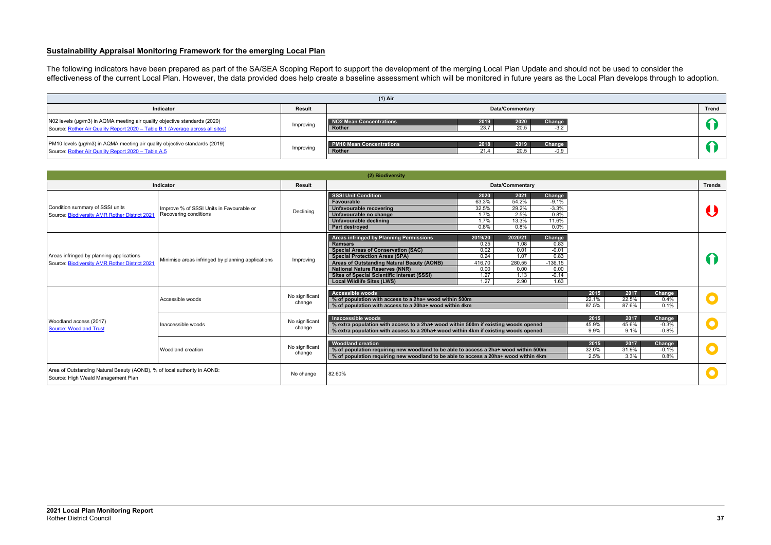## Sustainability Appraisal Monitoring Framework for the emerging Local Plan

The following indicators have been prepared as part of the SA/SEA Scoping Report to support the development of the merging Local Plan Update and should not be used to consider the effectiveness of the current Local Plan. However, the data provided does help create a baseline assessment which will be monitored in future years as the Local Plan develops through to adoption.

### (1) Air

| Indicator | Result | Data/Commentary | Trend |
|---|---|---|---|
| N02 levels (µg/m3) in AQMA meeting air quality objective standards (2020)<br>Source: Rother Air Quality Report 2020 – Table B.1 (Average across all sites) | Improving | **NO2 Mean Concentrations** – 2019 / 2020 / Change<br>Rother: 23.7 / 20.5 / -3.2 | Up (improving) |
| PM10 levels (µg/m3) in AQMA meeting air quality objective standards (2019)<br>Source: Rother Air Quality Report 2020 – Table A.5 | Improving | **PM10 Mean Concentrations** – 2018 / 2019 / Change<br>Rother: 21.4 / 20.5 / -0.9 | Up (improving) |

### (2) Biodiversity

| Indicator | | Result | Data/Commentary | Trends |
|---|---|---|---|---|
| Condition summary of SSSI units<br>Source: Biodiversity AMR Rother District 2021 | Improve % of SSSI Units in Favourable or Recovering conditions | Declining | **SSSI Unit Condition** – 2020 / 2021 / Change<br>Favourable: 63.3% / 54.2% / -9.1%<br>Unfavourable recovering: 32.5% / 29.2% / -3.3%<br>Unfavourable no change: 1.7% / 2.5% / 0.8%<br>Unfavourable declining: 1.7% / 13.3% / 11.6%<br>Part destroyed: 0.8% / 0.8% / 0.0% | Down (declining) |
| Areas infringed by planning applications<br>Source: Biodiversity AMR Rother District 2021 | Minimise areas infringed by planning applications | Improving | **Areas infringed by Planning Permissions** – 2019/20 / 2020/21 / Change<br>Ramsars: 0.25 / 1.08 / 0.83<br>Special Areas of Conservation (SAC): 0.02 / 0.01 / -0.01<br>Special Protection Areas (SPA): 0.24 / 1.07 / 0.83<br>Areas of Outstanding Natural Beauty (AONB): 416.70 / 280.55 / -136.15<br>National Nature Reserves (NNR): 0.00 / 0.00 / 0.00<br>Sites of Special Scientific Interest (SSSI): 1.27 / 1.13 / -0.14<br>Local Wildlife Sites (LWS): 1.27 / 2.90 / 1.63 | Up (improving) |
| Woodland access (2017)<br>Source: Woodland Trust | Accessible woods | No significant change | **Accessible woods** – 2015 / 2017 / Change<br>% of population with access to a 2ha+ wood within 500m: 22.1% / 22.5% / 0.4%<br>% of population with access to a 20ha+ wood within 4km: 87.5% / 87.6% / 0.1% | No significant change |
| | Inaccessible woods | No significant change | **Inaccessible woods** – 2015 / 2017 / Change<br>% extra population with access to a 2ha+ wood within 500m if existing woods opened: 45.9% / 45.6% / -0.3%<br>% extra population with access to a 20ha+ wood within 4km if existing woods opened: 9.9% / 9.1% / -0.8% | No significant change |
| | Woodland creation | No significant change | **Woodland creation** – 2015 / 2017 / Change<br>% of population requiring new woodland to be able to access a 2ha+ wood within 500m: 32.0% / 31.9% / -0.1%<br>% of population requiring new woodland to be able to access a 20ha+ wood within 4km: 2.5% / 3.3% / 0.8% | No significant change |
| Area of Outstanding Natural Beauty (AONB), % of local authority in AONB:<br>Source: High Weald Management Plan | | No change | 82.60% | No change |

**2021 Local Plan Monitoring Report**
Rother District Council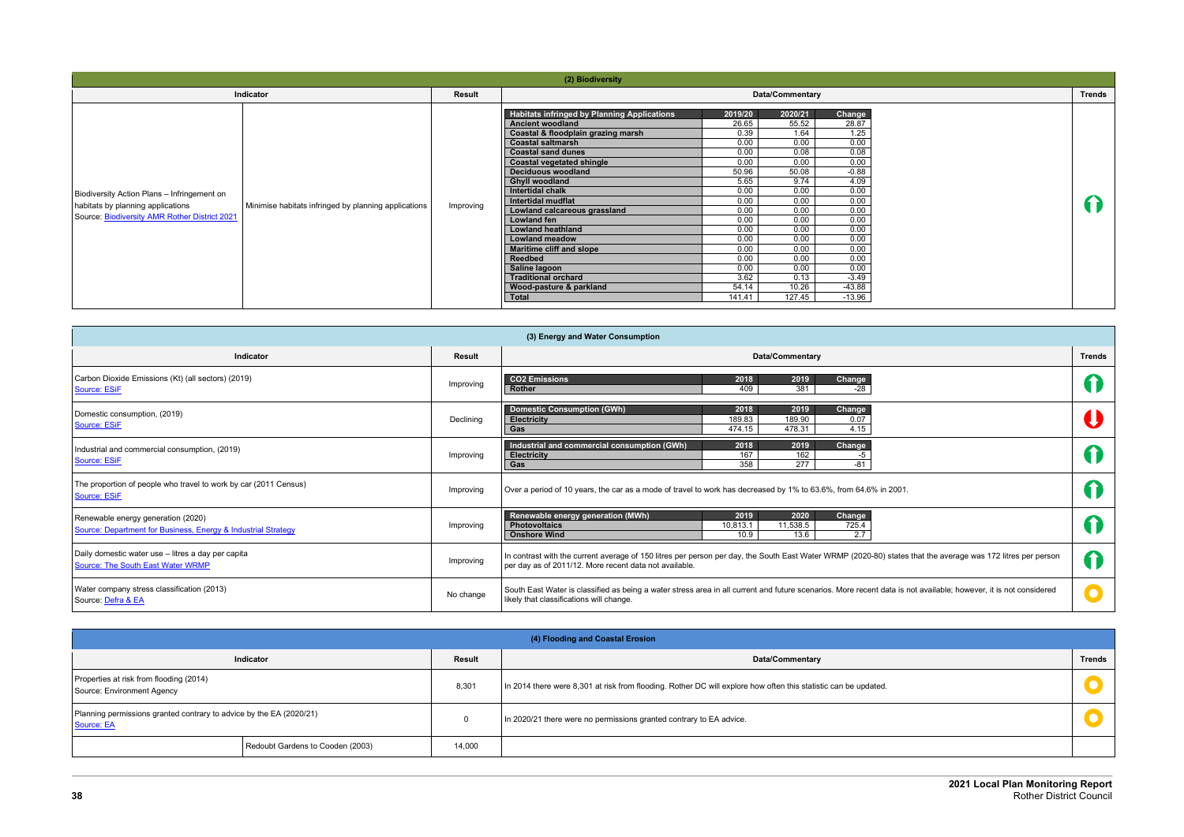## (2) Biodiversity

| Indicator | | Result | Data/Commentary | Trends |
|---|---|---|---|---|
| Biodiversity Action Plans – Infringement on habitats by planning applications Source: Biodiversity AMR Rother District 2021 | Minimise habitats infringed by planning applications | Improving | See table below | ↑ |

| Habitats infringed by Planning Applications | 2019/20 | 2020/21 | Change |
|---|---|---|---|
| Ancient woodland | 26.65 | 55.52 | 28.87 |
| Coastal & floodplain grazing marsh | 0.39 | 1.64 | 1.25 |
| Coastal saltmarsh | 0.00 | 0.00 | 0.00 |
| Coastal sand dunes | 0.00 | 0.08 | 0.08 |
| Coastal vegetated shingle | 0.00 | 0.00 | 0.00 |
| Deciduous woodland | 50.96 | 50.08 | -0.88 |
| Ghyll woodland | 5.65 | 9.74 | 4.09 |
| Intertidal chalk | 0.00 | 0.00 | 0.00 |
| Intertidal mudflat | 0.00 | 0.00 | 0.00 |
| Lowland calcareous grassland | 0.00 | 0.00 | 0.00 |
| Lowland fen | 0.00 | 0.00 | 0.00 |
| Lowland heathland | 0.00 | 0.00 | 0.00 |
| Lowland meadow | 0.00 | 0.00 | 0.00 |
| Maritime cliff and slope | 0.00 | 0.00 | 0.00 |
| Reedbed | 0.00 | 0.00 | 0.00 |
| Saline lagoon | 0.00 | 0.00 | 0.00 |
| Traditional orchard | 3.62 | 0.13 | -3.49 |
| Wood-pasture & parkland | 54.14 | 10.26 | -43.88 |
| Total | 141.41 | 127.45 | -13.96 |

## (3) Energy and Water Consumption

| Indicator | Result | Data/Commentary | Trends |
|---|---|---|---|
| Carbon Dioxide Emissions (Kt) (all sectors) (2019) Source: ESiF | Improving | $CO_2$ Emissions — Rother: 2018: 409; 2019: 381; Change: -28 | ↑ |
| Domestic consumption, (2019) Source: ESiF | Declining | Domestic Consumption (GWh) — Electricity: 2018: 189.83; 2019: 189.90; Change: 0.07. Gas: 2018: 474.15; 2019: 478.31; Change: 4.15 | ↓ |
| Industrial and commercial consumption, (2019) Source: ESiF | Improving | Industrial and commercial consumption (GWh) — Electricity: 2018: 167; 2019: 162; Change: -5. Gas: 2018: 358; 2019: 277; Change: -81 | ↑ |
| The proportion of people who travel to work by car (2011 Census) Source: ESiF | Improving | Over a period of 10 years, the car as a mode of travel to work has decreased by 1% to 63.6%, from 64.6% in 2001. | ↑ |
| Renewable energy generation (2020) Source: Department for Business, Energy & Industrial Strategy | Improving | Renewable energy generation (MWh) — Photovoltaics: 2019: 10,813.1; 2020: 11,538.5; Change: 725.4. Onshore Wind: 2019: 10.9; 2020: 13.6; Change: 2.7 | ↑ |
| Daily domestic water use – litres a day per capita Source: The South East Water WRMP | Improving | In contrast with the current average of 150 litres per person per day, the South East Water WRMP (2020-80) states that the average was 172 litres per person per day as of 2011/12. More recent data not available. | ↑ |
| Water company stress classification (2013) Source: Defra & EA | No change | South East Water is classified as being a water stress area in all current and future scenarios. More recent data is not available; however, it is not considered likely that classifications will change. | ○ |

## (4) Flooding and Coastal Erosion

| Indicator | | Result | Data/Commentary | Trends |
|---|---|---|---|---|
| Properties at risk from flooding (2014) Source: Environment Agency | | 8,301 | In 2014 there were 8,301 at risk from flooding. Rother DC will explore how often this statistic can be updated. | ○ |
| Planning permissions granted contrary to advice by the EA (2020/21) Source: EA | | 0 | In 2020/21 there were no permissions granted contrary to EA advice. | ○ |
| | Redoubt Gardens to Cooden (2003) | 14,000 | | |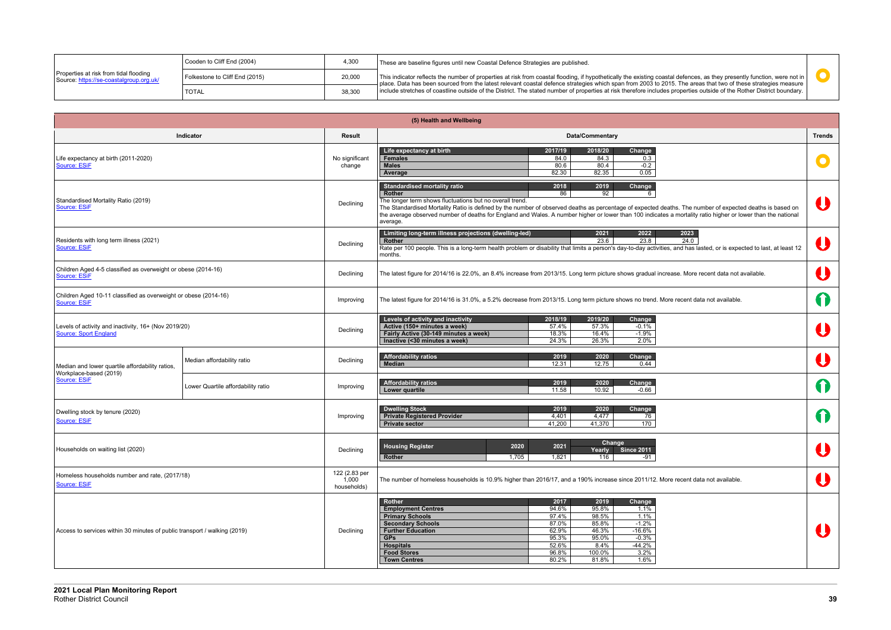| | | | | |
|---|---|---|---|---|
| Properties at risk from tidal flooding Source: https://se-coastalgroup.org.uk/ | Cooden to Cliff End (2004) | 4,300 | These are baseline figures until new Coastal Defence Strategies are published. This indicator reflects the number of properties at risk from coastal flooding, if hypothetically the existing coastal defences, as they presently function, were not in place. Data has been sourced from the latest relevant coastal defence strategies which span from 2003 to 2015. The areas that two of these strategies measure include stretches of coastline outside of the District. The stated number of properties at risk therefore includes properties outside of the Rother District boundary. | ● |
| | Folkestone to Cliff End (2015) | 20,000 | | |
| | TOTAL | 38,300 | | |

## (5) Health and Wellbeing

| Indicator | | Result | Data/Commentary | Trends |
|---|---|---|---|---|
| Life expectancy at birth (2011-2020) Source: ESiF | | No significant change | Life expectancy at birth: 2017/19 / 2018/20 / Change — Females: 84.0 / 84.3 / 0.3; Males: 80.6 / 80.4 / -0.2; Average: 82.30 / 82.35 / 0.05 | ● |
| Standardised Mortality Ratio (2019) Source: ESiF | | Declining | Standardised mortality ratio: 2018 / 2019 / Change — Rother: 86 / 92 / 6. The longer term shows fluctuations but no overall trend. The Standardised Mortality Ratio is defined by the number of observed deaths as percentage of expected deaths. The number of expected deaths is based on the average observed number of deaths for England and Wales. A number higher or lower than 100 indicates a mortality ratio higher or lower than the national average. | ⬇ |
| Residents with long term illness (2021) Source: ESiF | | Declining | Limiting long-term illness projections (dwelling-led): 2021 / 2022 / 2023 — Rother: 23.6 / 23.8 / 24.0. Rate per 100 people. This is a long-term health problem or disability that limits a person's day-to-day activities, and has lasted, or is expected to last, at least 12 months. | ⬇ |
| Children Aged 4-5 classified as overweight or obese (2014-16) Source: ESiF | | Declining | The latest figure for 2014/16 is 22.0%, an 8.4% increase from 2013/15. Long term picture shows gradual increase. More recent data not available. | ⬇ |
| Children Aged 10-11 classified as overweight or obese (2014-16) Source: ESiF | | Improving | The latest figure for 2014/16 is 31.0%, a 5.2% decrease from 2013/15. Long term picture shows no trend. More recent data not available. | ⬆ |
| Levels of activity and inactivity, 16+ (Nov 2019/20) Source: Sport England | | Declining | Levels of activity and inactivity: 2018/19 / 2019/20 / Change — Active (150+ minutes a week): 57.4% / 57.3% / -0.1%; Fairly Active (30-149 minutes a week): 18.3% / 16.4% / -1.9%; Inactive (<30 minutes a week): 24.3% / 26.3% / 2.0% | ⬇ |
| Median and lower quartile affordability ratios, Workplace-based (2019) Source: ESiF | Median affordability ratio | Declining | Affordability ratios: 2019 / 2020 / Change — Median: 12.31 / 12.75 / 0.44 | ⬇ |
| | Lower Quartile affordability ratio | Improving | Affordability ratios: 2019 / 2020 / Change — Lower quartile: 11.58 / 10.92 / -0.66 | ⬆ |
| Dwelling stock by tenure (2020) Source: ESiF | | Improving | Dwelling Stock: 2019 / 2020 / Change — Private Registered Provider: 4,401 / 4,477 / 76; Private sector: 41,200 / 41,370 / 170 | ⬆ |
| Households on waiting list (2020) | | Declining | Housing Register: 2020 / 2021 / Change Yearly / Change Since 2011 — Rother: 1,705 / 1,821 / 116 / -91 | ⬇ |
| Homeless households number and rate, (2017/18) Source: ESiF | | 122 (2.83 per 1,000 households) | The number of homeless households is 10.9% higher than 2016/17, and a 190% increase since 2011/12. More recent data not available. | ⬇ |
| Access to services within 30 minutes of public transport / walking (2019) | | Declining | Rother: 2017 / 2019 / Change — Employment Centres: 94.6% / 95.8% / 1.1%; Primary Schools: 97.4% / 98.5% / 1.1%; Secondary Schools: 87.0% / 85.8% / -1.2%; Further Education: 62.9% / 46.3% / -16.6%; GPs: 95.3% / 95.0% / -0.3%; Hospitals: 52.6% / 8.4% / -44.2%; Food Stores: 96.8% / 100.0% / 3.2%; Town Centres: 80.2% / 81.8% / 1.6% | ⬇ |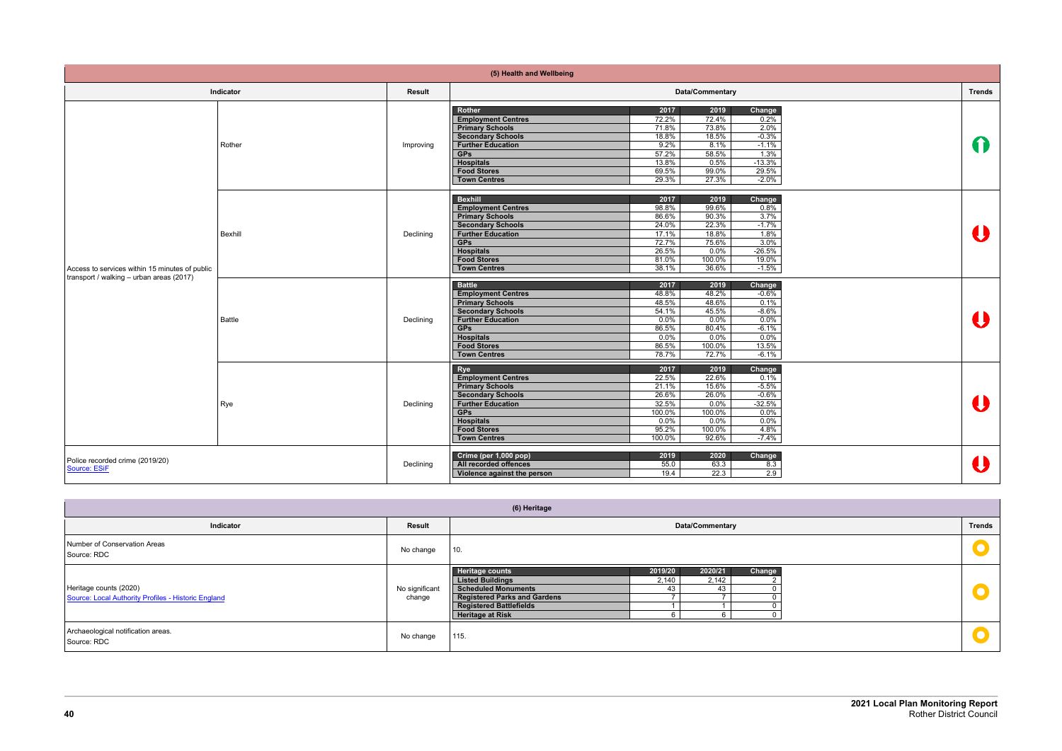## (5) Health and Wellbeing

| Indicator | | Result | Data/Commentary | Trends |
|---|---|---|---|---|
| Access to services within 15 minutes of public transport / walking – urban areas (2017) | Rother | Improving | **Rother** 2017 / 2019 / Change<br>**Employment Centres** 72.2% / 72.4% / 0.2%<br>**Primary Schools** 71.8% / 73.8% / 2.0%<br>**Secondary Schools** 18.8% / 18.5% / -0.3%<br>**Further Education** 9.2% / 8.1% / -1.1%<br>**GPs** 57.2% / 58.5% / 1.3%<br>**Hospitals** 13.8% / 0.5% / -13.3%<br>**Food Stores** 69.5% / 99.0% / 29.5%<br>**Town Centres** 29.3% / 27.3% / -2.0% | Improving |
| | Bexhill | Declining | **Bexhill** 2017 / 2019 / Change<br>**Employment Centres** 98.8% / 99.6% / 0.8%<br>**Primary Schools** 86.6% / 90.3% / 3.7%<br>**Secondary Schools** 24.0% / 22.3% / -1.7%<br>**Further Education** 17.1% / 18.8% / 1.8%<br>**GPs** 72.7% / 75.6% / 3.0%<br>**Hospitals** 26.5% / 0.0% / -26.5%<br>**Food Stores** 81.0% / 100.0% / 19.0%<br>**Town Centres** 38.1% / 36.6% / -1.5% | Declining |
| | Battle | Declining | **Battle** 2017 / 2019 / Change<br>**Employment Centres** 48.8% / 48.2% / -0.6%<br>**Primary Schools** 48.5% / 48.6% / 0.1%<br>**Secondary Schools** 54.1% / 45.5% / -8.6%<br>**Further Education** 0.0% / 0.0% / 0.0%<br>**GPs** 86.5% / 80.4% / -6.1%<br>**Hospitals** 0.0% / 0.0% / 0.0%<br>**Food Stores** 86.5% / 100.0% / 13.5%<br>**Town Centres** 78.7% / 72.7% / -6.1% | Declining |
| | Rye | Declining | **Rye** 2017 / 2019 / Change<br>**Employment Centres** 22.5% / 22.6% / 0.1%<br>**Primary Schools** 21.1% / 15.6% / -5.5%<br>**Secondary Schools** 26.6% / 26.0% / -0.6%<br>**Further Education** 32.5% / 0.0% / -32.5%<br>**GPs** 100.0% / 100.0% / 0.0%<br>**Hospitals** 0.0% / 0.0% / 0.0%<br>**Food Stores** 95.2% / 100.0% / 4.8%<br>**Town Centres** 100.0% / 92.6% / -7.4% | Declining |
| Police recorded crime (2019/20)<br>Source: ESiF | | Declining | **Crime (per 1,000 pop)** 2019 / 2020 / Change<br>**All recorded offences** 55.0 / 63.3 / 8.3<br>**Violence against the person** 19.4 / 22.3 / 2.9 | Declining |

## (6) Heritage

| Indicator | Result | Data/Commentary | Trends |
|---|---|---|---|
| Number of Conservation Areas<br>Source: RDC | No change | 10. | No change |
| Heritage counts (2020)<br>Source: Local Authority Profiles - Historic England | No significant change | **Heritage counts** 2019/20 / 2020/21 / Change<br>**Listed Buildings** 2,140 / 2,142 / 2<br>**Scheduled Monuments** 43 / 43 / 0<br>**Registered Parks and Gardens** 7 / 7 / 0<br>**Registered Battlefields** 1 / 1 / 0<br>**Heritage at Risk** 6 / 6 / 0 | No change |
| Archaeological notification areas.<br>Source: RDC | No change | 115. | No change |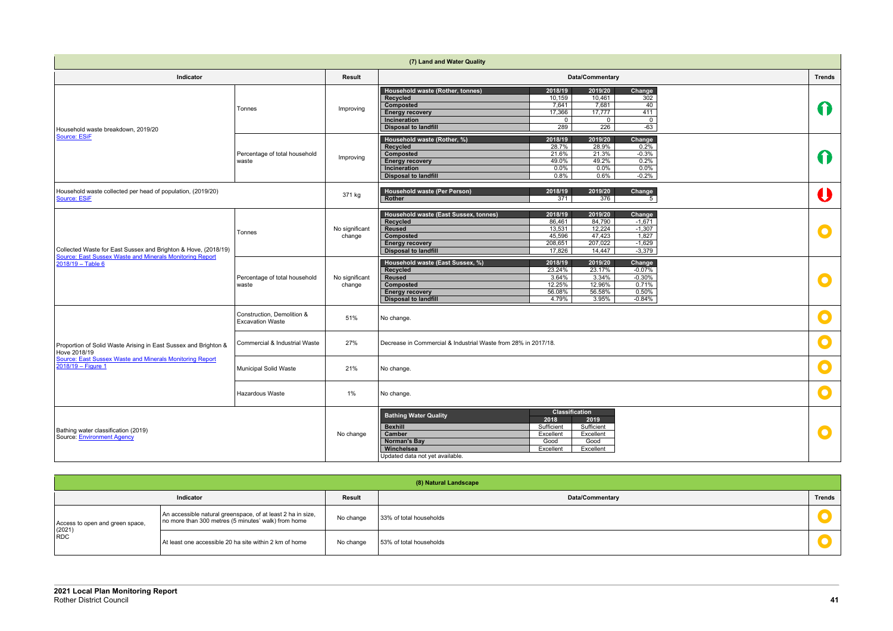## (7) Land and Water Quality

| Indicator | | Result | Data/Commentary | Trends |
|---|---|---|---|---|
| Household waste breakdown, 2019/20<br>Source: ESiF | Tonnes | Improving | **Household waste (Rother, tonnes)** – 2018/19 / 2019/20 / Change<br>**Recycled**: 10,159 / 10,461 / 302<br>**Composted**: 7,641 / 7,681 / 40<br>**Energy recovery**: 17,366 / 17,777 / 411<br>**Incineration**: 0 / 0 / 0<br>**Disposal to landfill**: 289 / 226 / -63 | Up |
| | Percentage of total household waste | Improving | **Household waste (Rother, %)** – 2018/19 / 2019/20 / Change<br>**Recycled**: 28.7% / 28.9% / 0.2%<br>**Composted**: 21.6% / 21.3% / -0.3%<br>**Energy recovery**: 49.0% / 49.2% / 0.2%<br>**Incineration**: 0.0% / 0.0% / 0.0%<br>**Disposal to landfill**: 0.8% / 0.6% / -0.2% | Up |
| Household waste collected per head of population, (2019/20)<br>Source: ESiF | | 371 kg | **Household waste (Per Person)** – 2018/19 / 2019/20 / Change<br>**Rother**: 371 / 376 / 5 | Down |
| Collected Waste for East Sussex and Brighton & Hove, (2018/19)<br>Source: East Sussex Waste and Minerals Monitoring Report 2018/19 – Table 6 | Tonnes | No significant change | **Household waste (East Sussex, tonnes)** – 2018/19 / 2019/20 / Change<br>**Recycled**: 86,461 / 84,790 / -1,671<br>**Reused**: 13,531 / 12,224 / -1,307<br>**Composted**: 45,596 / 47,423 / 1,827<br>**Energy recovery**: 208,651 / 207,022 / -1,629<br>**Disposal to landfill**: 17,826 / 14,447 / -3,379 | No change |
| | Percentage of total household waste | No significant change | **Household waste (East Sussex, %)** – 2018/19 / 2019/20 / Change<br>**Recycled**: 23.24% / 23.17% / -0.07%<br>**Reused**: 3.64% / 3.34% / -0.30%<br>**Composted**: 12.25% / 12.96% / 0.71%<br>**Energy recovery**: 56.08% / 56.58% / 0.50%<br>**Disposal to landfill**: 4.79% / 3.95% / -0.84% | No change |
| Proportion of Solid Waste Arising in East Sussex and Brighton & Hove 2018/19<br>Source: East Sussex Waste and Minerals Monitoring Report 2018/19 – Figure 1 | Construction, Demolition & Excavation Waste | 51% | No change. | No change |
| | Commercial & Industrial Waste | 27% | Decrease in Commercial & Industrial Waste from 28% in 2017/18. | No change |
| | Municipal Solid Waste | 21% | No change. | No change |
| | Hazardous Waste | 1% | No change. | No change |
| Bathing water classification (2019)<br>Source: Environment Agency | | No change | **Bathing Water Quality** – Classification 2018 / 2019<br>**Bexhill**: Sufficient / Sufficient<br>**Camber**: Excellent / Excellent<br>**Norman's Bay**: Good / Good<br>**Winchelsea**: Excellent / Excellent<br>Updated data not yet available. | No change |

## (8) Natural Landscape

| Indicator | | Result | Data/Commentary | Trends |
|---|---|---|---|---|
| Access to open and green space, (2021)<br>RDC | An accessible natural greenspace, of at least 2 ha in size, no more than 300 metres (5 minutes' walk) from home | No change | 33% of total households | No change |
| | At least one accessible 20 ha site within 2 km of home | No change | 53% of total households | No change |

**2021 Local Plan Monitoring Report**
Rother District Council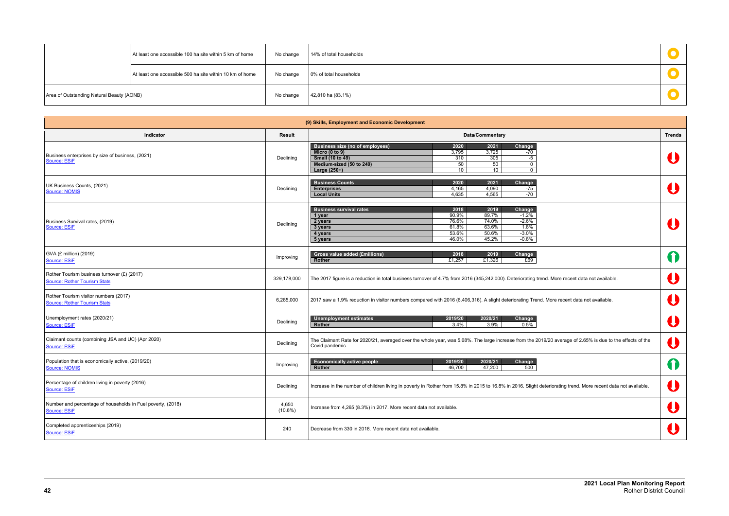| | | | | |
|---|---|---|---|---|
| | At least one accessible 100 ha site within 5 km of home | No change | 14% of total households | ● |
| | At least one accessible 500 ha site within 10 km of home | No change | 0% of total households | ● |
| Area of Outstanding Natural Beauty (AONB) | | No change | 42,810 ha (83.1%) | ● |

## (9) Skills, Employment and Economic Development

| Indicator | Result | Data/Commentary | Trends |
|---|---|---|---|
| Business enterprises by size of business, (2021) Source: ESiF | Declining | **Business size (no of employees)** – 2020 / 2021 / Change; **Micro (0 to 9)**: 3,795 / 3,725 / -70; **Small (10 to 49)**: 310 / 305 / -5; **Medium-sized (50 to 249)**: 50 / 50 / 0; **Large (250+)**: 10 / 10 / 0 | ⬇ |
| UK Business Counts, (2021) Source: NOMIS | Declining | **Business Counts** – 2020 / 2021 / Change; **Enterprises**: 4,165 / 4,090 / -75; **Local Units**: 4,635 / 4,565 / -70 | ⬇ |
| Business Survival rates, (2019) Source: ESiF | Declining | **Business survival rates** – 2018 / 2019 / Change; **1 year**: 90.9% / 89.7% / -1.2%; **2 years**: 76.6% / 74.0% / -2.6%; **3 years**: 61.8% / 63.6% / 1.8%; **4 years**: 53.6% / 50.6% / -3.0%; **5 years**: 46.0% / 45.2% / -0.8% | ⬇ |
| GVA (£ million) (2019) Source: ESiF | Improving | **Gross value added (£millions)** – 2018 / 2019 / Change; **Rother**: £1,257 / £1,326 / £69 | ⬆ |
| Rother Tourism business turnover (£) (2017) Source: Rother Tourism Stats | 329,178,000 | The 2017 figure is a reduction in total business turnover of 4.7% from 2016 (345,242,000). Deteriorating trend. More recent data not available. | ⬇ |
| Rother Tourism visitor numbers (2017) Source: Rother Tourism Stats | 6,285,000 | 2017 saw a 1.9% reduction in visitor numbers compared with 2016 (6,406,316). A slight deteriorating Trend. More recent data not available. | ⬇ |
| Unemployment rates (2020/21) Source: ESiF | Declining | **Unemployment estimates** – 2019/20 / 2020/21 / Change; **Rother**: 3.4% / 3.9% / 0.5% | ⬇ |
| Claimant counts (combining JSA and UC) (Apr 2020) Source: ESiF | Declining | The Claimant Rate for 2020/21, averaged over the whole year, was 5.68%. The large increase from the 2019/20 average of 2.65% is due to the effects of the Covid pandemic. | ⬇ |
| Population that is economically active, (2019/20) Source: NOMIS | Improving | **Economically active people** – 2019/20 / 2020/21 / Change; **Rother**: 46,700 / 47,200 / 500 | ⬆ |
| Percentage of children living in poverty (2016) Source: ESiF | Declining | Increase in the number of children living in poverty in Rother from 15.8% in 2015 to 16.8% in 2016. Slight deteriorating trend. More recent data not available. | ⬇ |
| Number and percentage of households in Fuel poverty, (2018) Source: ESiF | 4,650 (10.6%) | Increase from 4,265 (8.3%) in 2017. More recent data not available. | ⬇ |
| Completed apprenticeships (2019) Source: ESiF | 240 | Decrease from 330 in 2018. More recent data not available. | ⬇ |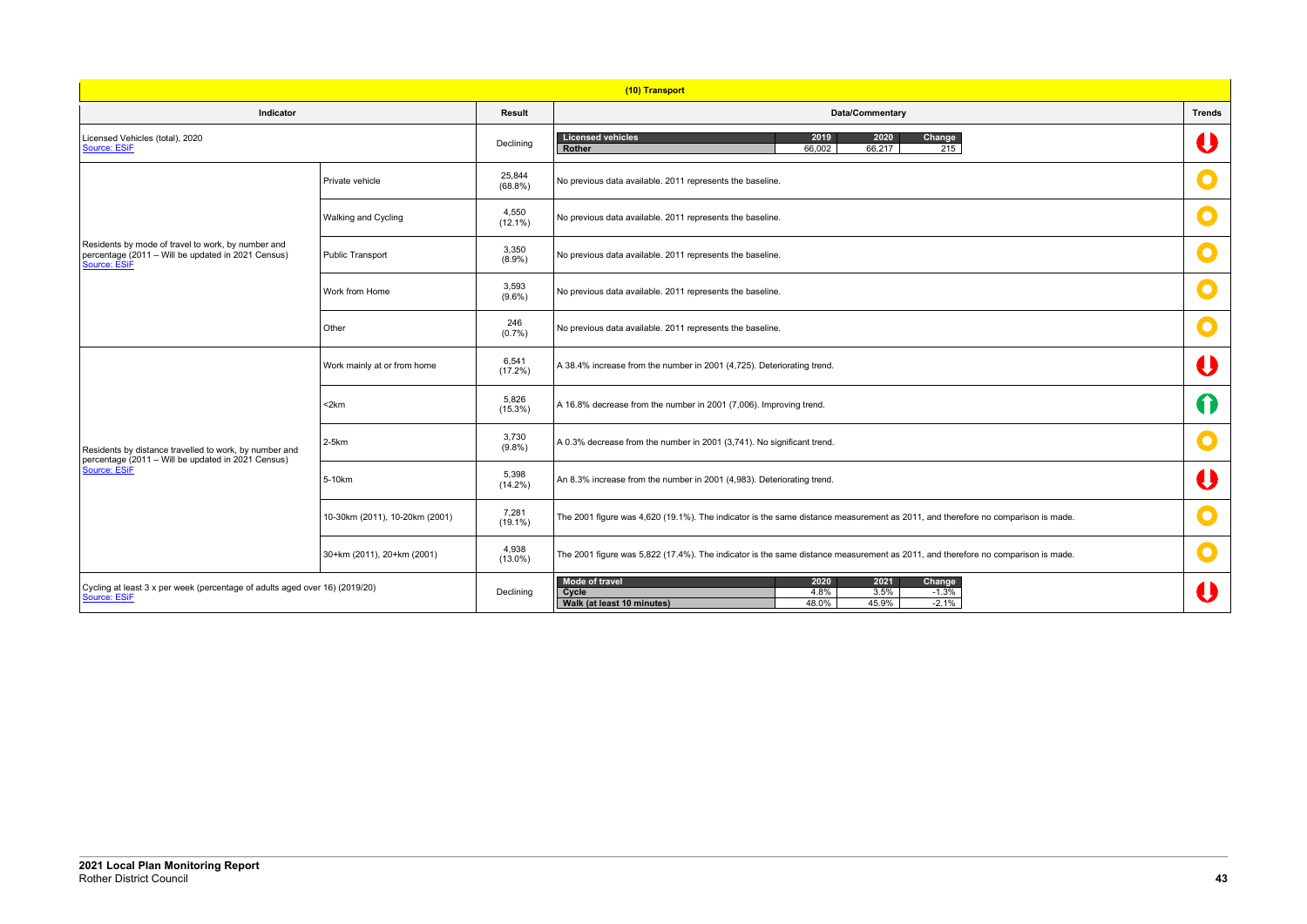## (10) Transport

| Indicator | | Result | Data/Commentary | Trends |
|---|---|---|---|---|
| Licensed Vehicles (total), 2020 Source: ESiF | | Declining | **Licensed vehicles** / **2019** / **2020** / **Change**<br>Rother / 66,002 / 66,217 / 215 | Down |
| Residents by mode of travel to work, by number and percentage (2011 – Will be updated in 2021 Census) Source: ESiF | Private vehicle | 25,844 (68.8%) | No previous data available. 2011 represents the baseline. | Neutral |
| | Walking and Cycling | 4,550 (12.1%) | No previous data available. 2011 represents the baseline. | Neutral |
| | Public Transport | 3,350 (8.9%) | No previous data available. 2011 represents the baseline. | Neutral |
| | Work from Home | 3,593 (9.6%) | No previous data available. 2011 represents the baseline. | Neutral |
| | Other | 246 (0.7%) | No previous data available. 2011 represents the baseline. | Neutral |
| Residents by distance travelled to work, by number and percentage (2011 – Will be updated in 2021 Census) Source: ESiF | Work mainly at or from home | 6,541 (17.2%) | A 38.4% increase from the number in 2001 (4,725). Deteriorating trend. | Down |
| | <2km | 5,826 (15.3%) | A 16.8% decrease from the number in 2001 (7,006). Improving trend. | Up |
| | 2-5km | 3,730 (9.8%) | A 0.3% decrease from the number in 2001 (3,741). No significant trend. | Neutral |
| | 5-10km | 5,398 (14.2%) | An 8.3% increase from the number in 2001 (4,983). Deteriorating trend. | Down |
| | 10-30km (2011), 10-20km (2001) | 7,281 (19.1%) | The 2001 figure was 4,620 (19.1%). The indicator is the same distance measurement as 2011, and therefore no comparison is made. | Neutral |
| | 30+km (2011), 20+km (2001) | 4,938 (13.0%) | The 2001 figure was 5,822 (17.4%). The indicator is the same distance measurement as 2011, and therefore no comparison is made. | Neutral |
| Cycling at least 3 x per week (percentage of adults aged over 16) (2019/20) Source: ESiF | | Declining | **Mode of travel** / **2020** / **2021** / **Change**<br>Cycle / 4.8% / 3.5% / -1.3%<br>Walk (at least 10 minutes) / 48.0% / 45.9% / -2.1% | Down |

**2021 Local Plan Monitoring Report**
Rother District Council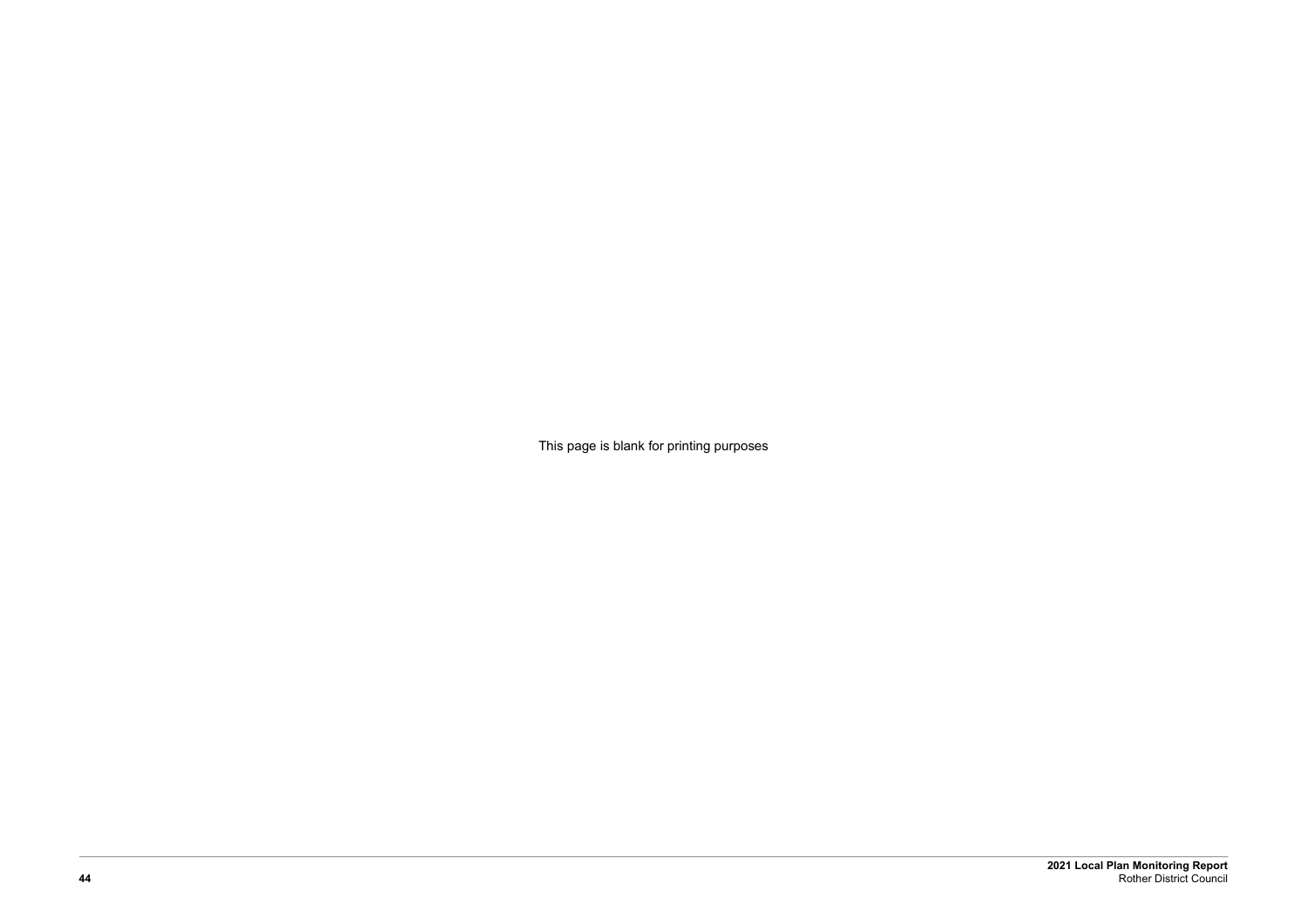This page is blank for printing purposes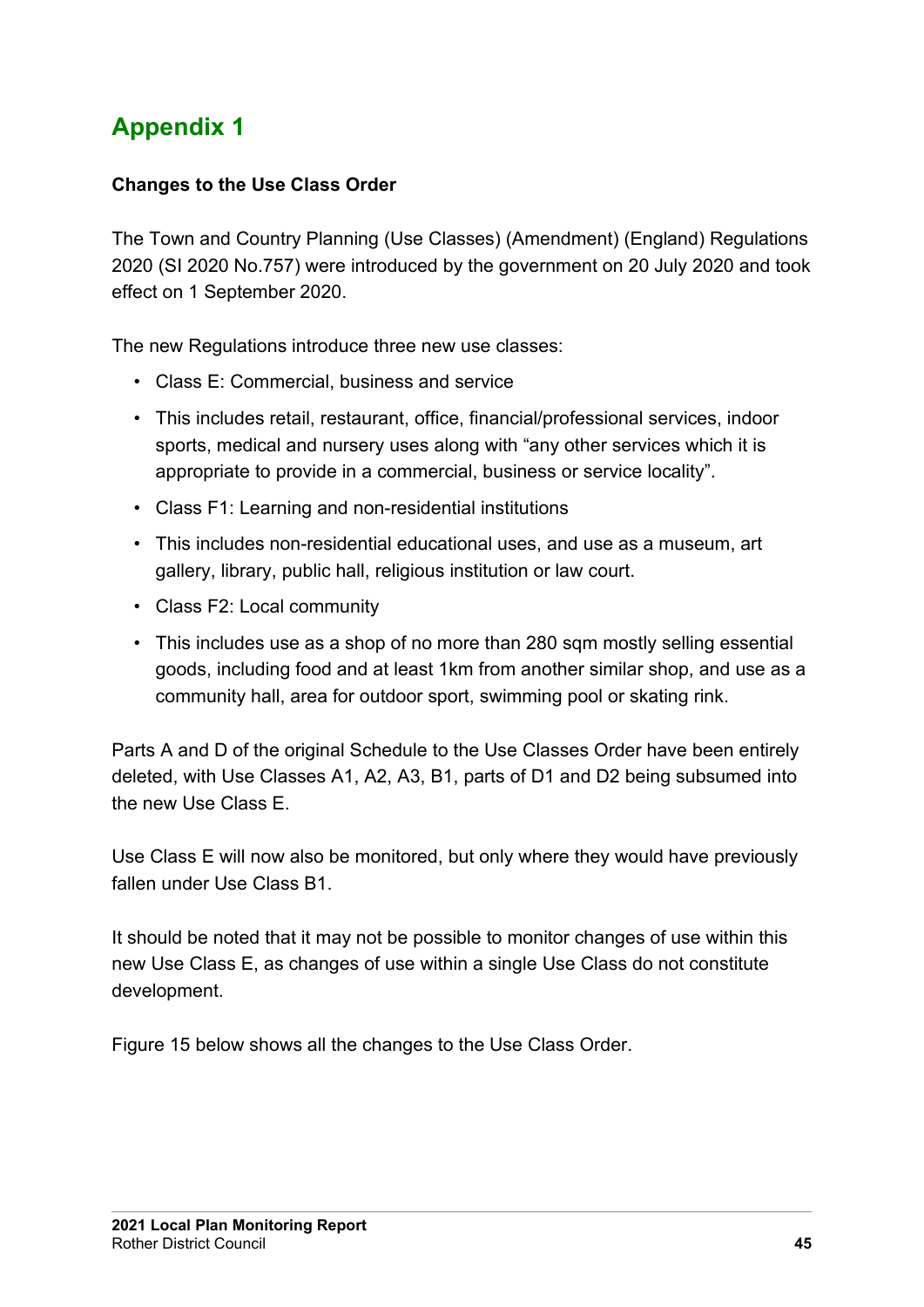# Appendix 1

**Changes to the Use Class Order**

The Town and Country Planning (Use Classes) (Amendment) (England) Regulations 2020 (SI 2020 No.757) were introduced by the government on 20 July 2020 and took effect on 1 September 2020.

The new Regulations introduce three new use classes:

- Class E: Commercial, business and service
- This includes retail, restaurant, office, financial/professional services, indoor sports, medical and nursery uses along with "any other services which it is appropriate to provide in a commercial, business or service locality".
- Class F1: Learning and non-residential institutions
- This includes non-residential educational uses, and use as a museum, art gallery, library, public hall, religious institution or law court.
- Class F2: Local community
- This includes use as a shop of no more than 280 sqm mostly selling essential goods, including food and at least 1km from another similar shop, and use as a community hall, area for outdoor sport, swimming pool or skating rink.

Parts A and D of the original Schedule to the Use Classes Order have been entirely deleted, with Use Classes A1, A2, A3, B1, parts of D1 and D2 being subsumed into the new Use Class E.

Use Class E will now also be monitored, but only where they would have previously fallen under Use Class B1.

It should be noted that it may not be possible to monitor changes of use within this new Use Class E, as changes of use within a single Use Class do not constitute development.

Figure 15 below shows all the changes to the Use Class Order.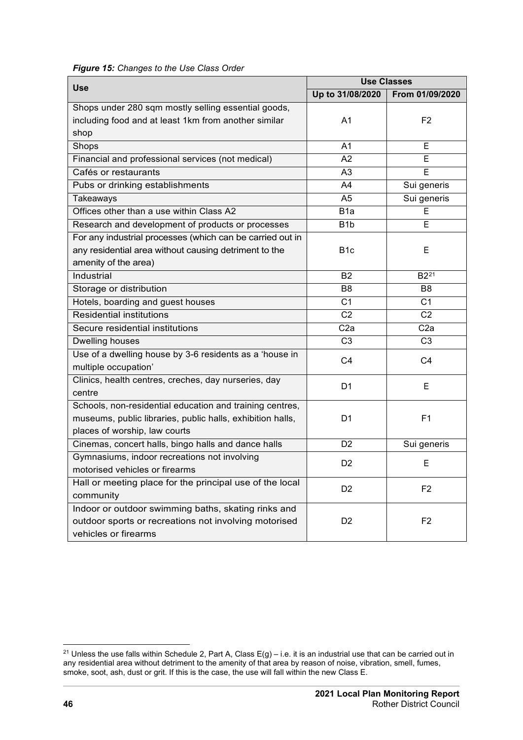***Figure 15:** Changes to the Use Class Order*

| Use | Use Classes | |
|---|---|---|
| | Up to 31/08/2020 | From 01/09/2020 |
| Shops under 280 sqm mostly selling essential goods, including food and at least 1km from another similar shop | A1 | F2 |
| Shops | A1 | E |
| Financial and professional services (not medical) | A2 | E |
| Cafés or restaurants | A3 | E |
| Pubs or drinking establishments | A4 | Sui generis |
| Takeaways | A5 | Sui generis |
| Offices other than a use within Class A2 | B1a | E |
| Research and development of products or processes | B1b | E |
| For any industrial processes (which can be carried out in any residential area without causing detriment to the amenity of the area) | B1c | E |
| Industrial | B2 | B2[21] |
| Storage or distribution | B8 | B8 |
| Hotels, boarding and guest houses | C1 | C1 |
| Residential institutions | C2 | C2 |
| Secure residential institutions | C2a | C2a |
| Dwelling houses | C3 | C3 |
| Use of a dwelling house by 3-6 residents as a 'house in multiple occupation' | C4 | C4 |
| Clinics, health centres, creches, day nurseries, day centre | D1 | E |
| Schools, non-residential education and training centres, museums, public libraries, public halls, exhibition halls, places of worship, law courts | D1 | F1 |
| Cinemas, concert halls, bingo halls and dance halls | D2 | Sui generis |
| Gymnasiums, indoor recreations not involving motorised vehicles or firearms | D2 | E |
| Hall or meeting place for the principal use of the local community | D2 | F2 |
| Indoor or outdoor swimming baths, skating rinks and outdoor sports or recreations not involving motorised vehicles or firearms | D2 | F2 |

[21] Unless the use falls within Schedule 2, Part A, Class E(g) – i.e. it is an industrial use that can be carried out in any residential area without detriment to the amenity of that area by reason of noise, vibration, smell, fumes, smoke, soot, ash, dust or grit. If this is the case, the use will fall within the new Class E.